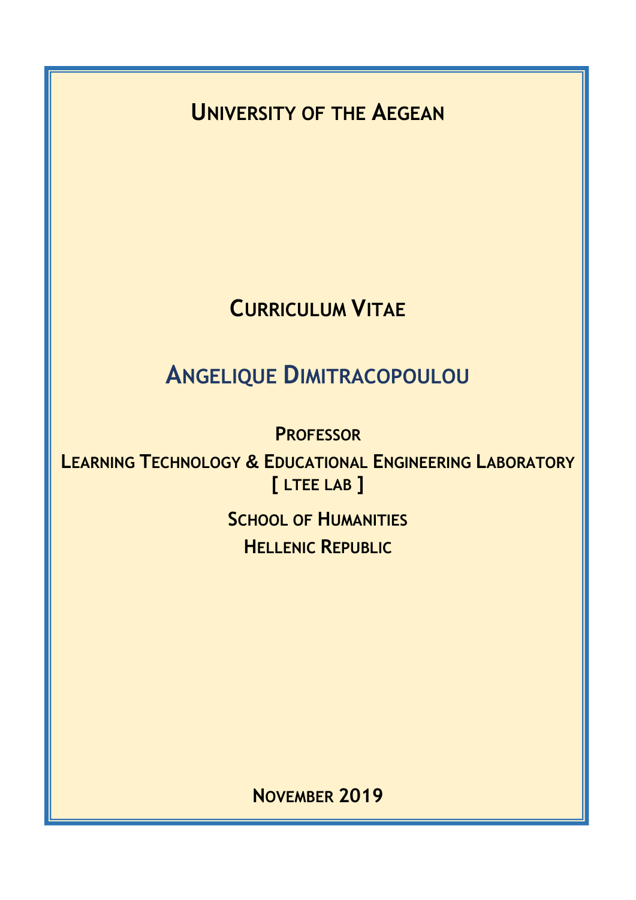# University of the Aegean

# Curriculum Vitae

# Angelique Dimitracopoulou

**Professor**

**Learning Technology & Educational Engineering Laboratory**
**[ LTEE LAB ]**

**School of Humanities**

**Hellenic Republic**

**November 2019**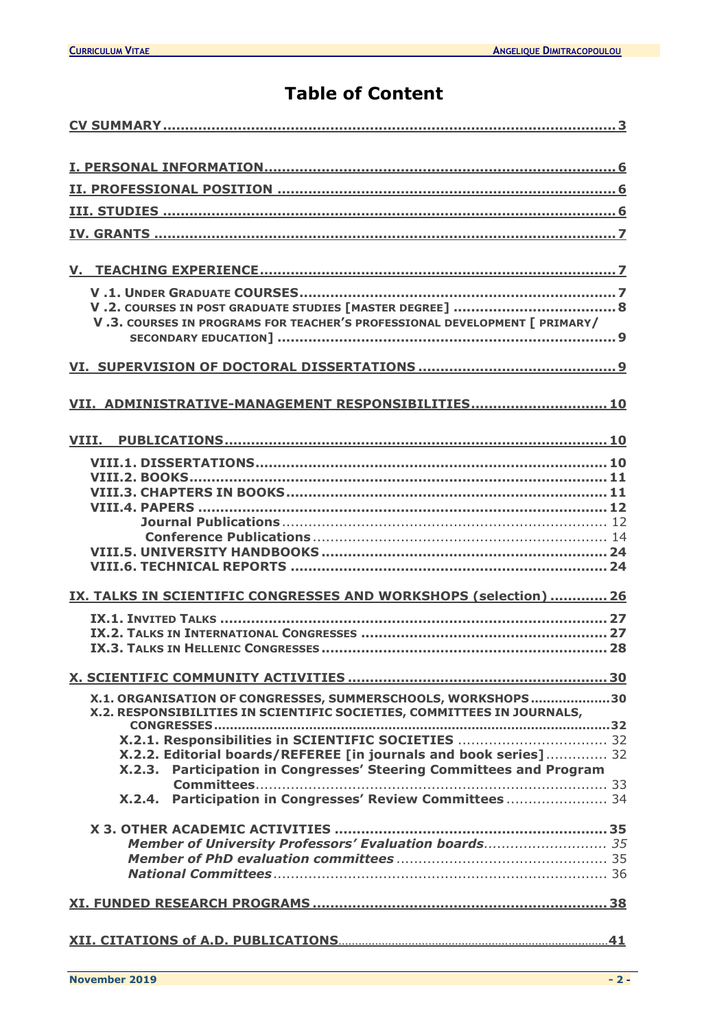# Table of Content

CV SUMMARY ... 3

I. PERSONAL INFORMATION ... 6

II. PROFESSIONAL POSITION ... 6

III. STUDIES ... 6

IV. GRANTS ... 7

V. TEACHING EXPERIENCE ... 7

- V .1. UNDER GRADUATE COURSES ... 7
- V .2. COURSES IN POST GRADUATE STUDIES [MASTER DEGREE] ... 8
- V .3. COURSES IN PROGRAMS FOR TEACHER'S PROFESSIONAL DEVELOPMENT [ PRIMARY/ SECONDARY EDUCATION] ... 9

VI. SUPERVISION OF DOCTORAL DISSERTATIONS ... 9

VII. ADMINISTRATIVE-MANAGEMENT RESPONSIBILITIES ... 10

VIII. PUBLICATIONS ... 10

- VIII.1. DISSERTATIONS ... 10
- VIII.2. BOOKS ... 11
- VIII.3. CHAPTERS IN BOOKS ... 11
- VIII.4. PAPERS ... 12
  - Journal Publications ... 12
  - Conference Publications ... 14
- VIII.5. UNIVERSITY HANDBOOKS ... 24
- VIII.6. TECHNICAL REPORTS ... 24

IX. TALKS IN SCIENTIFIC CONGRESSES AND WORKSHOPS (selection) ... 26

- IX.1. INVITED TALKS ... 27
- IX.2. TALKS IN INTERNATIONAL CONGRESSES ... 27
- IX.3. TALKS IN HELLENIC CONGRESSES ... 28

X. SCIENTIFIC COMMUNITY ACTIVITIES ... 30

- X.1. ORGANISATION OF CONGRESSES, SUMMERSCHOOLS, WORKSHOPS ... 30
- X.2. RESPONSIBILITIES IN SCIENTIFIC SOCIETIES, COMMITTEES IN JOURNALS, CONGRESSES ... 32
  - X.2.1. Responsibilities in SCIENTIFIC SOCIETIES ... 32
  - X.2.2. Editorial boards/REFEREE [in journals and book series] ... 32
  - X.2.3. Participation in Congresses' Steering Committees and Program Committees ... 33
  - X.2.4. Participation in Congresses' Review Committees ... 34
- X 3. OTHER ACADEMIC ACTIVITIES ... 35
  - *Member of University Professors' Evaluation boards* ... 35
  - *Member of PhD evaluation committees* ... 35
  - *National Committees* ... 36

XI. FUNDED RESEARCH PROGRAMS ... 38

XII. CITATIONS of A.D. PUBLICATIONS ... 41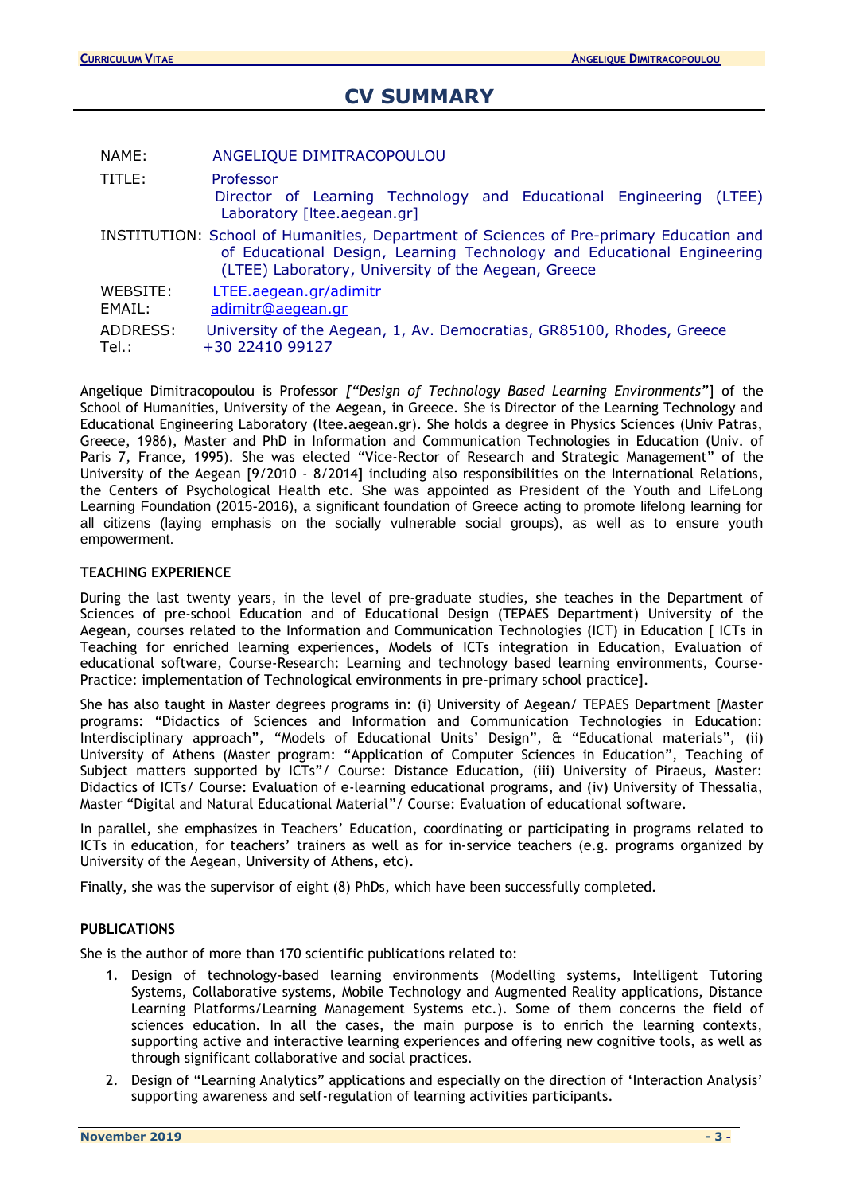# CV SUMMARY

NAME: ANGELIQUE DIMITRACOPOULOU

TITLE: Professor
Director of Learning Technology and Educational Engineering (LTEE) Laboratory [ltee.aegean.gr]

INSTITUTION: School of Humanities, Department of Sciences of Pre-primary Education and of Educational Design, Learning Technology and Educational Engineering (LTEE) Laboratory, University of the Aegean, Greece

WEBSITE: LTEE.aegean.gr/adimitr
EMAIL: adimitr@aegean.gr

ADDRESS: University of the Aegean, 1, Av. Democratias, GR85100, Rhodes, Greece
Tel.: +30 22410 99127

Angelique Dimitracopoulou is Professor *["Design of Technology Based Learning Environments"*] of the School of Humanities, University of the Aegean, in Greece. She is Director of the Learning Technology and Educational Engineering Laboratory (ltee.aegean.gr). She holds a degree in Physics Sciences (Univ Patras, Greece, 1986), Master and PhD in Information and Communication Technologies in Education (Univ. of Paris 7, France, 1995). She was elected "Vice-Rector of Research and Strategic Management" of the University of the Aegean [9/2010 - 8/2014] including also responsibilities on the International Relations, the Centers of Psychological Health etc. She was appointed as President of the Youth and LifeLong Learning Foundation (2015-2016), a significant foundation of Greece acting to promote lifelong learning for all citizens (laying emphasis on the socially vulnerable social groups), as well as to ensure youth empowerment.

**TEACHING EXPERIENCE**

During the last twenty years, in the level of pre-graduate studies, she teaches in the Department of Sciences of pre-school Education and of Educational Design (TEPAES Department) University of the Aegean, courses related to the Information and Communication Technologies (ICT) in Education [ ICTs in Teaching for enriched learning experiences, Models of ICTs integration in Education, Evaluation of educational software, Course-Research: Learning and technology based learning environments, Course-Practice: implementation of Technological environments in pre-primary school practice].

She has also taught in Master degrees programs in: (i) University of Aegean/ TEPAES Department [Master programs: "Didactics of Sciences and Information and Communication Technologies in Education: Interdisciplinary approach", "Models of Educational Units' Design", & "Educational materials", (ii) University of Athens (Master program: "Application of Computer Sciences in Education", Teaching of Subject matters supported by ICTs"/ Course: Distance Education, (iii) University of Piraeus, Master: Didactics of ICTs/ Course: Evaluation of e-learning educational programs, and (iv) University of Thessalia, Master "Digital and Natural Educational Material"/ Course: Evaluation of educational software.

In parallel, she emphasizes in Teachers' Education, coordinating or participating in programs related to ICTs in education, for teachers' trainers as well as for in-service teachers (e.g. programs organized by University of the Aegean, University of Athens, etc).

Finally, she was the supervisor of eight (8) PhDs, which have been successfully completed.

**PUBLICATIONS**

She is the author of more than 170 scientific publications related to:

1. Design of technology-based learning environments (Modelling systems, Intelligent Tutoring Systems, Collaborative systems, Mobile Technology and Augmented Reality applications, Distance Learning Platforms/Learning Management Systems etc.). Some of them concerns the field of sciences education. In all the cases, the main purpose is to enrich the learning contexts, supporting active and interactive learning experiences and offering new cognitive tools, as well as through significant collaborative and social practices.
2. Design of "Learning Analytics" applications and especially on the direction of 'Interaction Analysis' supporting awareness and self-regulation of learning activities participants.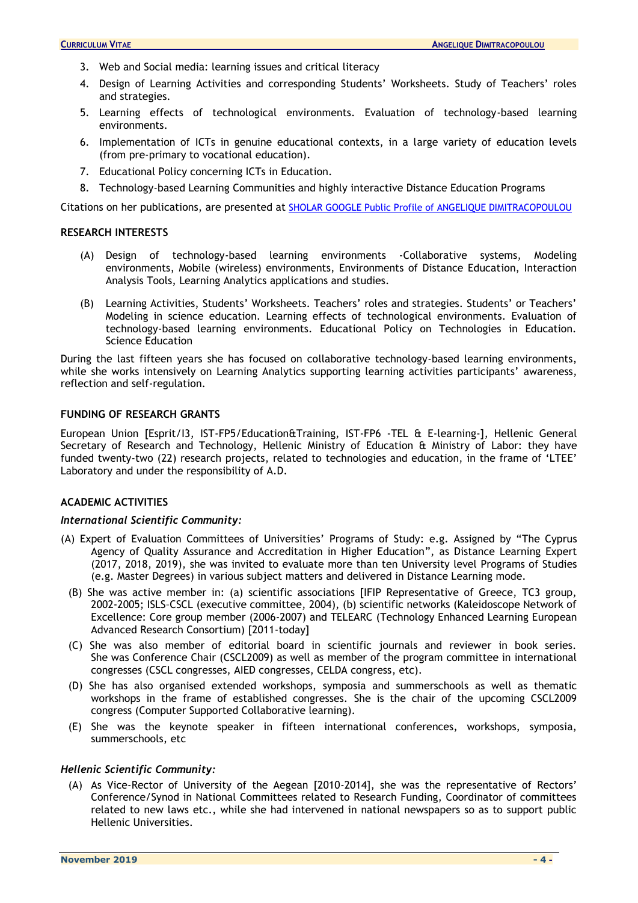3. Web and Social media: learning issues and critical literacy
4. Design of Learning Activities and corresponding Students' Worksheets. Study of Teachers' roles and strategies.
5. Learning effects of technological environments. Evaluation of technology-based learning environments.
6. Implementation of ICTs in genuine educational contexts, in a large variety of education levels (from pre-primary to vocational education).
7. Educational Policy concerning ICTs in Education.
8. Technology-based Learning Communities and highly interactive Distance Education Programs

Citations on her publications, are presented at SHOLAR GOOGLE Public Profile of ANGELIQUE DIMITRACOPOULOU

## RESEARCH INTERESTS

(A) Design of technology-based learning environments -Collaborative systems, Modeling environments, Mobile (wireless) environments, Environments of Distance Education, Interaction Analysis Tools, Learning Analytics applications and studies.

(B) Learning Activities, Students' Worksheets. Teachers' roles and strategies. Students' or Teachers' Modeling in science education. Learning effects of technological environments. Evaluation of technology-based learning environments. Educational Policy on Technologies in Education. Science Education

During the last fifteen years she has focused on collaborative technology-based learning environments, while she works intensively on Learning Analytics supporting learning activities participants' awareness, reflection and self-regulation.

## FUNDING OF RESEARCH GRANTS

European Union [Esprit/I3, IST-FP5/Education&Training, IST-FP6 -TEL & E-learning-], Hellenic General Secretary of Research and Technology, Hellenic Ministry of Education & Ministry of Labor: they have funded twenty-two (22) research projects, related to technologies and education, in the frame of 'LTEE' Laboratory and under the responsibility of A.D.

## ACADEMIC ACTIVITIES

### *International Scientific Community:*

(A) Expert of Evaluation Committees of Universities' Programs of Study: e.g. Assigned by "The Cyprus Agency of Quality Assurance and Accreditation in Higher Education", as Distance Learning Expert (2017, 2018, 2019), she was invited to evaluate more than ten University level Programs of Studies (e.g. Master Degrees) in various subject matters and delivered in Distance Learning mode.

(B) She was active member in: (a) scientific associations [IFIP Representative of Greece, TC3 group, 2002-2005; ISLS–CSCL (executive committee, 2004), (b) scientific networks (Kaleidoscope Network of Excellence: Core group member (2006-2007) and TELEARC (Technology Enhanced Learning European Advanced Research Consortium) [2011-today]

(C) She was also member of editorial board in scientific journals and reviewer in book series. She was Conference Chair (CSCL2009) as well as member of the program committee in international congresses (CSCL congresses, AIED congresses, CELDA congress, etc).

(D) She has also organised extended workshops, symposia and summerschools as well as thematic workshops in the frame of established congresses. She is the chair of the upcoming CSCL2009 congress (Computer Supported Collaborative learning).

(E) She was the keynote speaker in fifteen international conferences, workshops, symposia, summerschools, etc

### *Hellenic Scientific Community:*

(A) As Vice-Rector of University of the Aegean [2010-2014], she was the representative of Rectors' Conference/Synod in National Committees related to Research Funding, Coordinator of committees related to new laws etc., while she had intervened in national newspapers so as to support public Hellenic Universities.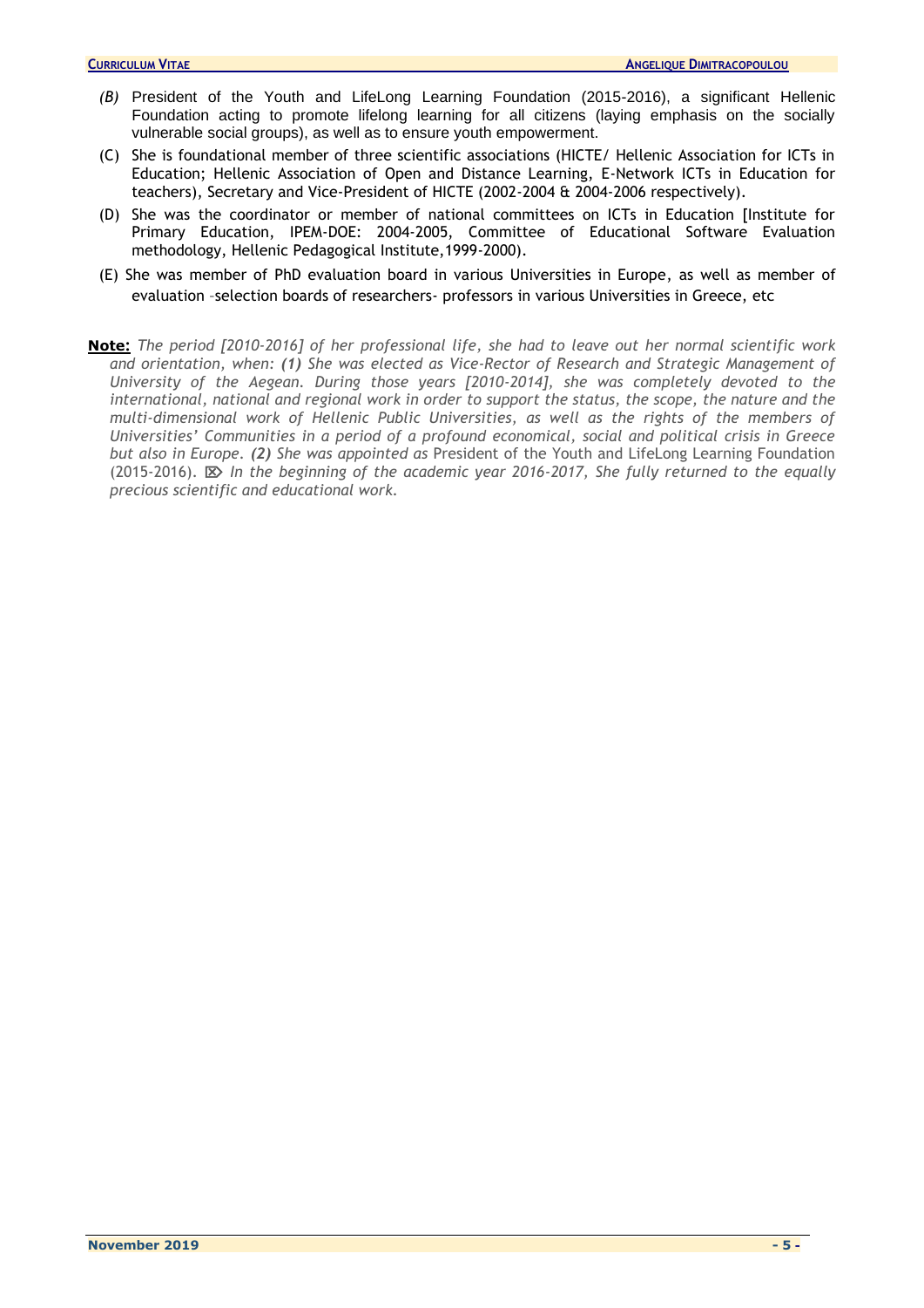*(B)* President of the Youth and LifeLong Learning Foundation (2015-2016), a significant Hellenic Foundation acting to promote lifelong learning for all citizens (laying emphasis on the socially vulnerable social groups), as well as to ensure youth empowerment.

(C) She is foundational member of three scientific associations (HICTE/ Hellenic Association for ICTs in Education; Hellenic Association of Open and Distance Learning, E-Network ICTs in Education for teachers), Secretary and Vice-President of HICTE (2002-2004 & 2004-2006 respectively).

(D) She was the coordinator or member of national committees on ICTs in Education [Institute for Primary Education, IPEM-DOE: 2004-2005, Committee of Educational Software Evaluation methodology, Hellenic Pedagogical Institute,1999-2000).

(E) She was member of PhD evaluation board in various Universities in Europe, as well as member of evaluation –selection boards of researchers- professors in various Universities in Greece, etc

**Note:** *The period [2010-2016] of her professional life, she had to leave out her normal scientific work and orientation, when: **(1)** She was elected as Vice-Rector of Research and Strategic Management of University of the Aegean. During those years [2010-2014], she was completely devoted to the international, national and regional work in order to support the status, the scope, the nature and the multi-dimensional work of Hellenic Public Universities, as well as the rights of the members of Universities' Communities in a period of a profound economical, social and political crisis in Greece but also in Europe. **(2)** She was appointed as* President of the Youth and LifeLong Learning Foundation (2015-2016). ⌦ *In the beginning of the academic year 2016-2017, She fully returned to the equally precious scientific and educational work.*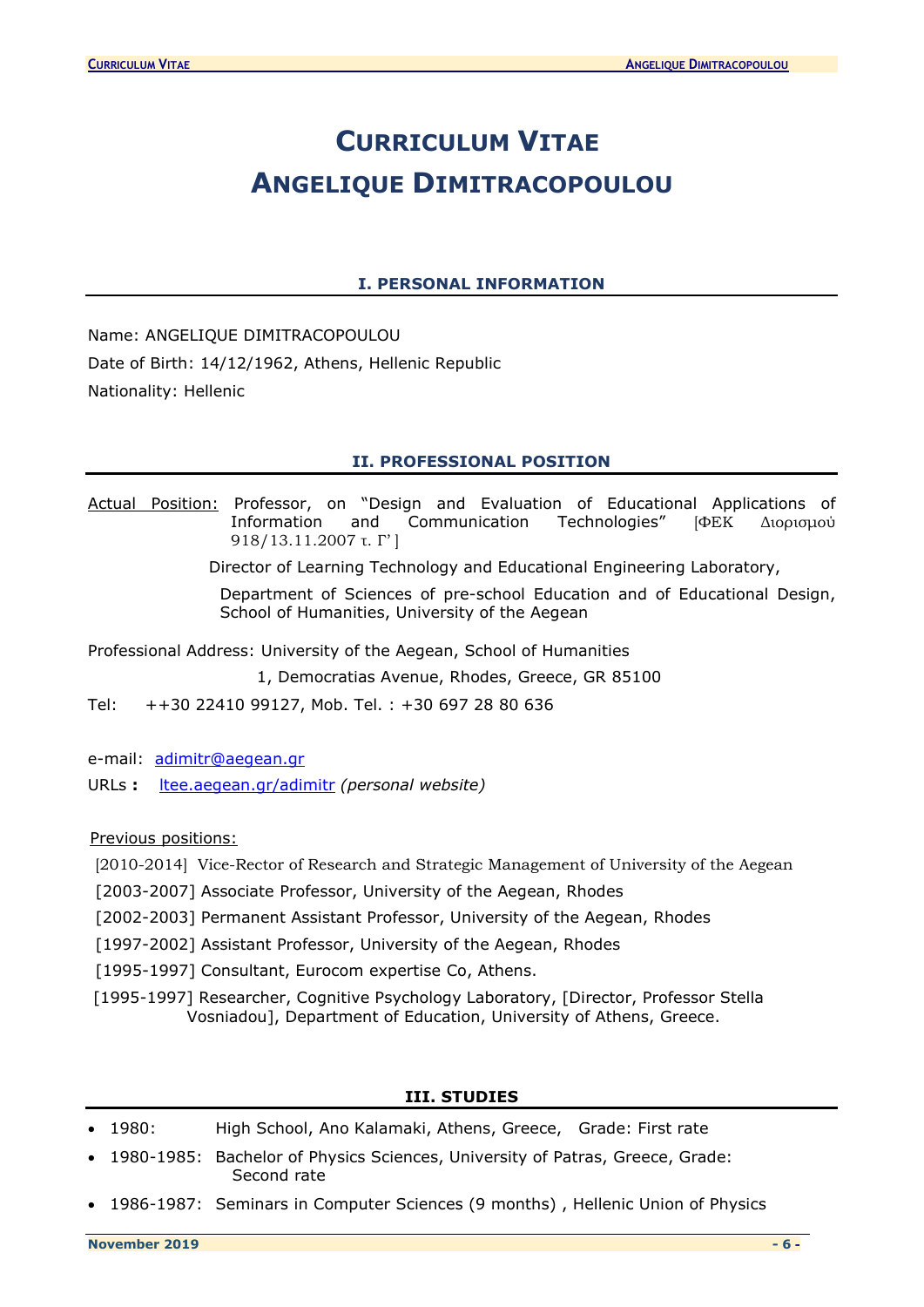# CURRICULUM VITAE
# ANGELIQUE DIMITRACOPOULOU

## I. PERSONAL INFORMATION

Name: ANGELIQUE DIMITRACOPOULOU

Date of Birth: 14/12/1962, Athens, Hellenic Republic

Nationality: Hellenic

## II. PROFESSIONAL POSITION

Actual Position: Professor, on "Design and Evaluation of Educational Applications of Information and Communication Technologies" [ΦΕΚ Διορισμού 918/13.11.2007 τ. Γ' ]

Director of Learning Technology and Educational Engineering Laboratory,

Department of Sciences of pre-school Education and of Educational Design, School of Humanities, University of the Aegean

Professional Address: University of the Aegean, School of Humanities

1, Democratias Avenue, Rhodes, Greece, GR 85100

Tel: ++30 22410 99127, Mob. Tel. : +30 697 28 80 636

e-mail: adimitr@aegean.gr

URLs : ltee.aegean.gr/adimitr *(personal website)*

Previous positions:

[2010-2014] Vice-Rector of Research and Strategic Management of University of the Aegean

[2003-2007] Associate Professor, University of the Aegean, Rhodes

[2002-2003] Permanent Assistant Professor, University of the Aegean, Rhodes

[1997-2002] Assistant Professor, University of the Aegean, Rhodes

[1995-1997] Consultant, Eurocom expertise Co, Athens.

[1995-1997] Researcher, Cognitive Psychology Laboratory, [Director, Professor Stella Vosniadou], Department of Education, University of Athens, Greece.

## III. STUDIES

- 1980: High School, Ano Kalamaki, Athens, Greece, Grade: First rate
- 1980-1985: Bachelor of Physics Sciences, University of Patras, Greece, Grade: Second rate
- 1986-1987: Seminars in Computer Sciences (9 months) , Hellenic Union of Physics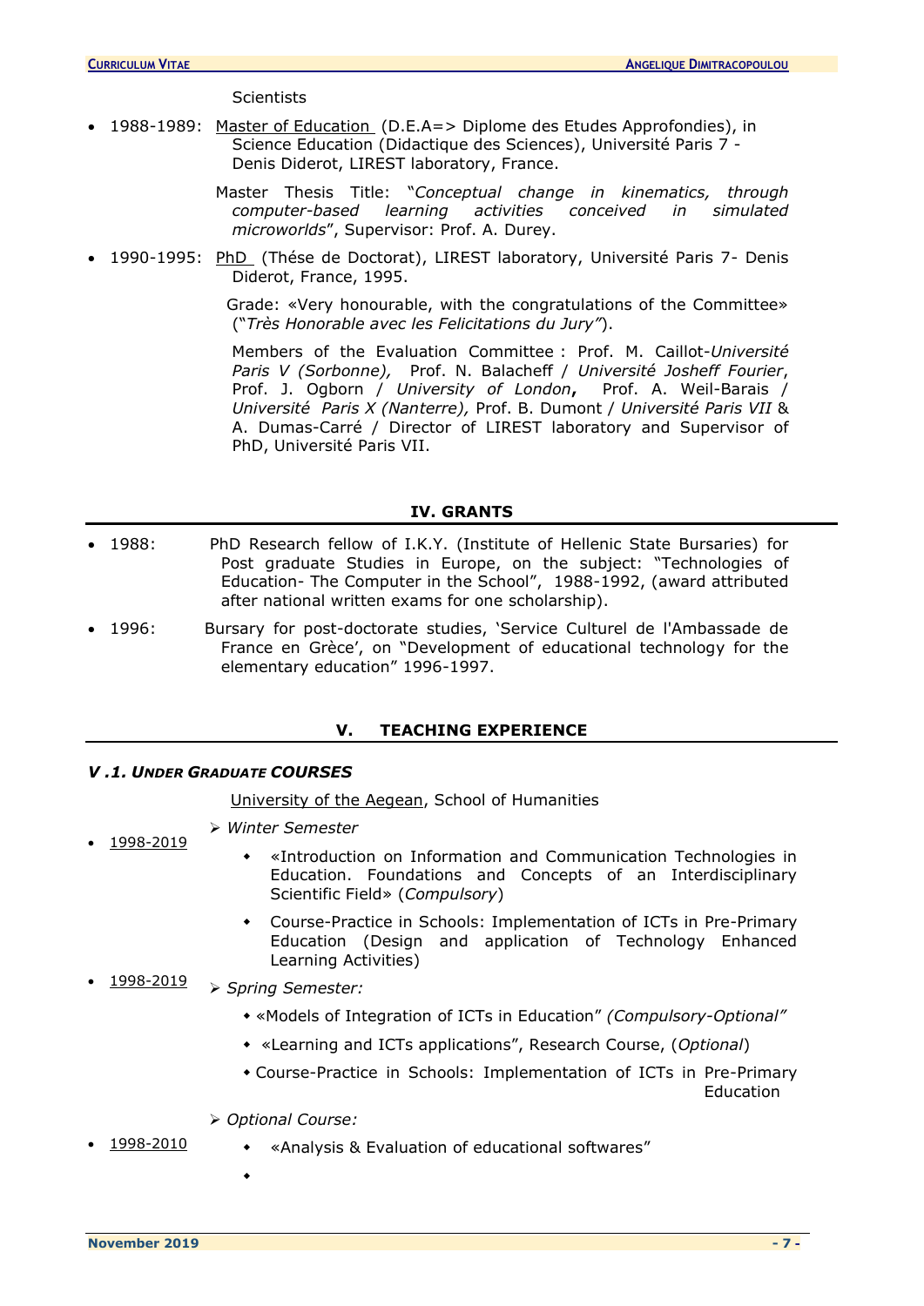Scientists

- 1988-1989: Master of Education (D.E.A=> Diplome des Etudes Approfondies), in Science Education (Didactique des Sciences), Université Paris 7 - Denis Diderot, LIREST laboratory, France.

  Master Thesis Title: "*Conceptual change in kinematics, through computer-based learning activities conceived in simulated microworlds*", Supervisor: Prof. A. Durey.

- 1990-1995: PhD (Thése de Doctorat), LIREST laboratory, Université Paris 7- Denis Diderot, France, 1995.

  Grade: «Very honourable, with the congratulations of the Committee» ("*Très Honorable avec les Felicitations du Jury"*).

  Members of the Evaluation Committee : Prof. M. Caillot-*Université Paris V (Sorbonne),* Prof. N. Balacheff / *Université Josheff Fourier*, Prof. J. Ogborn / *University of London***,** Prof. A. Weil-Barais / *Université Paris X (Nanterre),* Prof. B. Dumont / *Université Paris VII* & A. Dumas-Carré / Director of LIREST laboratory and Supervisor of PhD, Université Paris VII.

## IV. GRANTS

- 1988: PhD Research fellow of I.K.Y. (Institute of Hellenic State Bursaries) for Post graduate Studies in Europe, on the subject: "Technologies of Education- The Computer in the School", 1988-1992, (award attributed after national written exams for one scholarship).
- 1996: Bursary for post-doctorate studies, 'Service Culturel de l'Ambassade de France en Grèce', on "Development of educational technology for the elementary education" 1996-1997.

## V. TEACHING EXPERIENCE

### *V .1. UNDER GRADUATE COURSES*

University of the Aegean, School of Humanities

- 1998-2019
  - *Winter Semester*
    - «Introduction on Information and Communication Technologies in Education. Foundations and Concepts of an Interdisciplinary Scientific Field» (*Compulsory*)
    - Course-Practice in Schools: Implementation of ICTs in Pre-Primary Education (Design and application of Technology Enhanced Learning Activities)
- 1998-2019
  - *Spring Semester:*
    - «Models of Integration of ICTs in Education" *(Compulsory-Optional"*
    - «Learning and ICTs applications", Research Course, (*Optional*)
    - Course-Practice in Schools: Implementation of ICTs in Pre-Primary Education
- 1998-2010
  - *Optional Course:*
    - «Analysis & Evaluation of educational softwares"
    -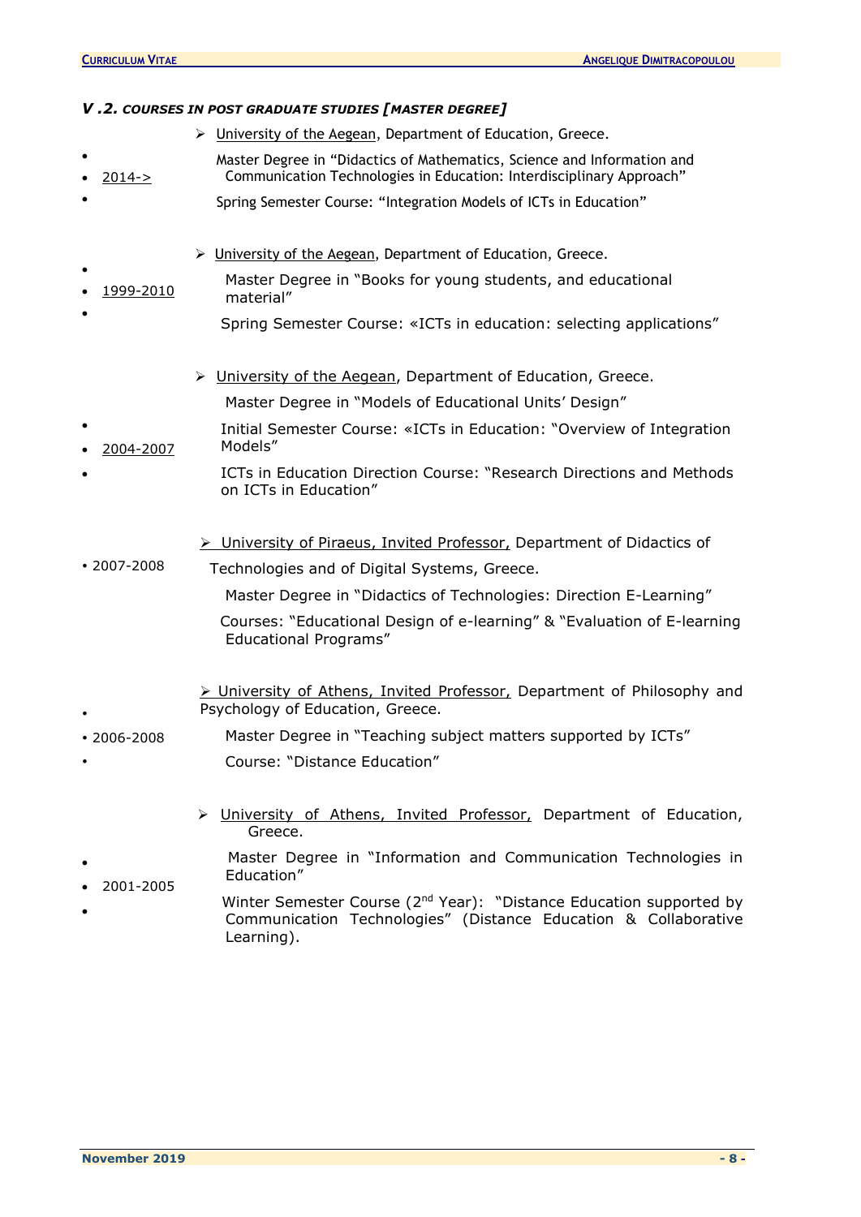### V .2. *COURSES IN POST GRADUATE STUDIES [MASTER DEGREE]*

**2014->**

- University of the Aegean, Department of Education, Greece.

  Master Degree in "Didactics of Mathematics, Science and Information and Communication Technologies in Education: Interdisciplinary Approach"

  Spring Semester Course: "Integration Models of ICTs in Education"

**1999-2010**

- University of the Aegean, Department of Education, Greece.

  Master Degree in "Books for young students, and educational material"

  Spring Semester Course: «ICTs in education: selecting applications"

**2004-2007**

- University of the Aegean, Department of Education, Greece.

  Master Degree in "Models of Educational Units' Design"

  Initial Semester Course: «ICTs in Education: "Overview of Integration Models"

  ICTs in Education Direction Course: "Research Directions and Methods on ICTs in Education"

**2007-2008**

- University of Piraeus, Invited Professor, Department of Didactics of Technologies and of Digital Systems, Greece.

  Master Degree in "Didactics of Technologies: Direction E-Learning"

  Courses: "Educational Design of e-learning" & "Evaluation of E-learning Educational Programs"

**2006-2008**

- University of Athens, Invited Professor, Department of Philosophy and Psychology of Education, Greece.

  Master Degree in "Teaching subject matters supported by ICTs"

  Course: "Distance Education"

**2001-2005**

- University of Athens, Invited Professor, Department of Education, Greece.

  Master Degree in "Information and Communication Technologies in Education"

  Winter Semester Course (2nd Year): "Distance Education supported by Communication Technologies" (Distance Education & Collaborative Learning).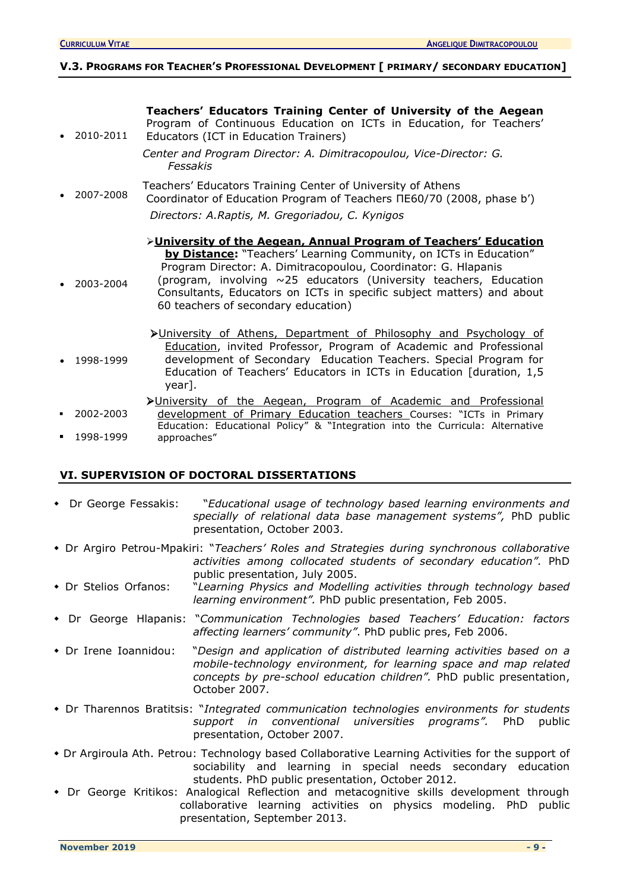## V.3. Programs for Teacher's Professional Development [ primary/ secondary education]

- 2010-2011 **Teachers' Educators Training Center of University of the Aegean** Program of Continuous Education on ICTs in Education, for Teachers' Educators (ICT in Education Trainers)

  *Center and Program Director: A. Dimitracopoulou, Vice-Director: G. Fessakis*

- 2007-2008 Teachers' Educators Training Center of University of Athens Coordinator of Education Program of Teachers ΠΕ60/70 (2008, phase b')

  *Directors: A.Raptis, M. Gregoriadou, C. Kynigos*

- 2003-2004 ➢**University of the Aegean, Annual Program of Teachers' Education by Distance:** "Teachers' Learning Community, on ICTs in Education" Program Director: A. Dimitracopoulou, Coordinator: G. Hlapanis (program, involving ~25 educators (University teachers, Education Consultants, Educators on ICTs in specific subject matters) and about 60 teachers of secondary education)

- 1998-1999 ➢University of Athens, Department of Philosophy and Psychology of Education, invited Professor, Program of Academic and Professional development of Secondary Education Teachers. Special Program for Education of Teachers' Educators in ICTs in Education [duration, 1,5 year].

- 2002-2003
- 1998-1999

  ➢University of the Aegean, Program of Academic and Professional development of Primary Education teachers Courses: "ICTs in Primary Education: Educational Policy" & "Integration into the Curricula: Alternative approaches"

## VI. Supervision of Doctoral Dissertations

- Dr George Fessakis: "*Educational usage of technology based learning environments and specially of relational data base management systems",* PhD public presentation, October 2003.
- Dr Argiro Petrou-Mpakiri: "*Teachers' Roles and Strategies during synchronous collaborative activities among collocated students of secondary education".* PhD public presentation, July 2005.
- Dr Stelios Orfanos: "*Learning Physics and Modelling activities through technology based learning environment".* PhD public presentation, Feb 2005.
- Dr George Hlapanis: "*Communication Technologies based Teachers' Education: factors affecting learners' community"*. PhD public pres, Feb 2006.
- Dr Irene Ioannidou: "*Design and application of distributed learning activities based on a mobile-technology environment, for learning space and map related concepts by pre-school education children".* PhD public presentation, October 2007.
- Dr Tharennos Bratitsis: "*Integrated communication technologies environments for students support in conventional universities programs".* PhD public presentation, October 2007.
- Dr Argiroula Ath. Petrou: Technology based Collaborative Learning Activities for the support of sociability and learning in special needs secondary education students. PhD public presentation, October 2012.
- Dr George Kritikos: Analogical Reflection and metacognitive skills development through collaborative learning activities on physics modeling. PhD public presentation, September 2013.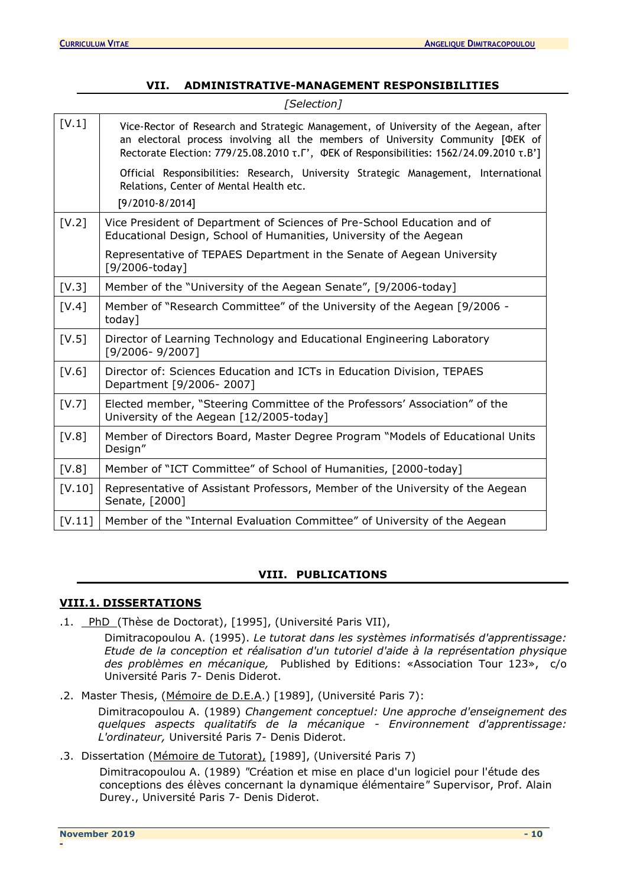## VII. ADMINISTRATIVE-MANAGEMENT RESPONSIBILITIES

*[Selection]*

| | |
|---|---|
| [V.1] | Vice-Rector of Research and Strategic Management, of University of the Aegean, after an electoral process involving all the members of University Community [ΦΕΚ of Rectorate Election: 779/25.08.2010 τ.Γ', ΦΕΚ of Responsibilities: 1562/24.09.2010 τ.Β'] Official Responsibilities: Research, University Strategic Management, International Relations, Center of Mental Health etc. [9/2010-8/2014] |
| [V.2] | Vice President of Department of Sciences of Pre-School Education and of Educational Design, School of Humanities, University of the Aegean Representative of TEPAES Department in the Senate of Aegean University [9/2006-today] |
| [V.3] | Member of the "University of the Aegean Senate", [9/2006-today] |
| [V.4] | Member of "Research Committee" of the University of the Aegean [9/2006 - today] |
| [V.5] | Director of Learning Technology and Educational Engineering Laboratory [9/2006- 9/2007] |
| [V.6] | Director of: Sciences Education and ICTs in Education Division, TEPAES Department [9/2006- 2007] |
| [V.7] | Elected member, "Steering Committee of the Professors' Association" of the University of the Aegean [12/2005-today] |
| [V.8] | Member of Directors Board, Master Degree Program "Models of Educational Units Design" |
| [V.8] | Member of "ICT Committee" of School of Humanities, [2000-today] |
| [V.10] | Representative of Assistant Professors, Member of the University of the Aegean Senate, [2000] |
| [V.11] | Member of the "Internal Evaluation Committee" of University of the Aegean |

## VIII. PUBLICATIONS

### VIII.1. DISSERTATIONS

.1. PhD (Thèse de Doctorat), [1995], (Université Paris VII),
Dimitracopoulou A. (1995). *Le tutorat dans les systèmes informatisés d'apprentissage: Etude de la conception et réalisation d'un tutoriel d'aide à la représentation physique des problèmes en mécanique,* Published by Editions: «Association Tour 123», c/o Université Paris 7- Denis Diderot.

.2. Master Thesis, (Mémoire de D.E.A.) [1989], (Université Paris 7):
Dimitracopoulou A. (1989) *Changement conceptuel: Une approche d'enseignement des quelques aspects qualitatifs de la mécanique - Environnement d'apprentissage: L'ordinateur,* Université Paris 7- Denis Diderot.

.3. Dissertation (Mémoire de Tutorat), [1989], (Université Paris 7)
Dimitracopoulou A. (1989) *"Création et mise en place d'un logiciel pour l'étude des conceptions des élèves concernant la dynamique élémentaire"* Supervisor, Prof. Alain Durey., Université Paris 7- Denis Diderot.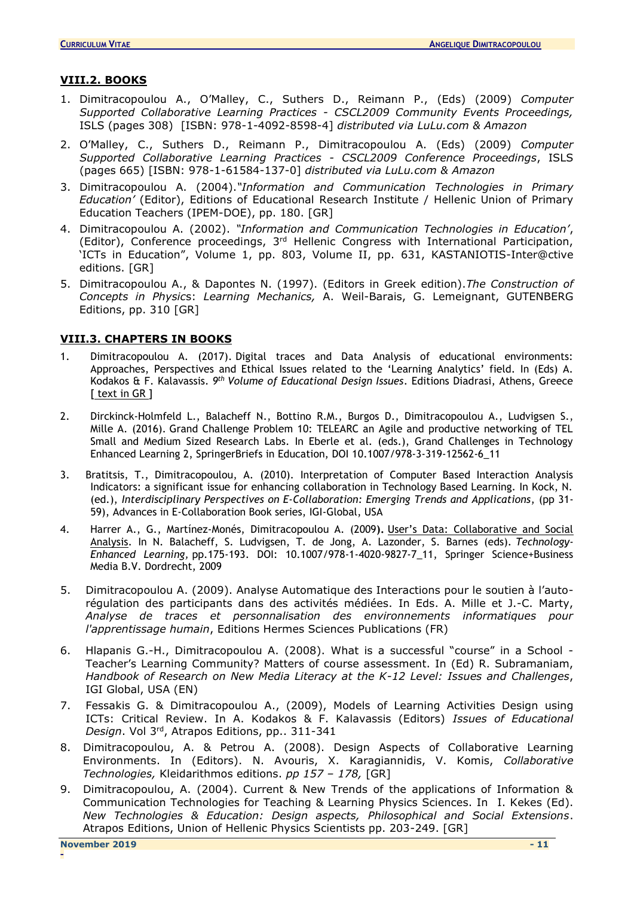## VIII.2. BOOKS

1. Dimitracopoulou A., O'Malley, C., Suthers D., Reimann P., (Eds) (2009) *Computer Supported Collaborative Learning Practices - CSCL2009 Community Events Proceedings,* ISLS (pages 308) [ISBN: 978-1-4092-8598-4] *distributed via LuLu.com & Amazon*
2. O'Malley, C., Suthers D., Reimann P., Dimitracopoulou A. (Eds) (2009) *Computer Supported Collaborative Learning Practices - CSCL2009 Conference Proceedings*, ISLS (pages 665) [ISBN: 978-1-61584-137-0] *distributed via LuLu.com & Amazon*
3. Dimitracopoulou A. (2004).*"Information and Communication Technologies in Primary Education'* (Editor), Editions of Educational Research Institute / Hellenic Union of Primary Education Teachers (IPEM-DOE), pp. 180. [GR]
4. Dimitracopoulou A. (2002). *"Information and Communication Technologies in Education'*, (Editor), Conference proceedings, 3rd Hellenic Congress with International Participation, 'ICTs in Education", Volume 1, pp. 803, Volume II, pp. 631, KASTANIOTIS-Inter@ctive editions. [GR]
5. Dimitracopoulou A., & Dapontes N. (1997). (Editors in Greek edition).*The Construction of Concepts in Physics*: *Learning Mechanics,* A. Weil-Barais, G. Lemeignant, GUTENBERG Editions, pp. 310 [GR]

## VIII.3. CHAPTERS IN BOOKS

1. Dimitracopoulou A. (2017). Digital traces and Data Analysis of educational environments: Approaches, Perspectives and Ethical Issues related to the 'Learning Analytics' field. In (Eds) A. Kodakos & F. Kalavassis. *9th Volume of Educational Design Issues*. Editions Diadrasi, Athens, Greece [ text in GR ]
2. Dirckinck-Holmfeld L., Balacheff N., Bottino R.M., Burgos D., Dimitracopoulou A., Ludvigsen S., Mille A. (2016). Grand Challenge Problem 10: TELEARC an Agile and productive networking of TEL Small and Medium Sized Research Labs. In Eberle et al. (eds.), Grand Challenges in Technology Enhanced Learning 2, SpringerBriefs in Education, DOI 10.1007/978-3-319-12562-6_11
3. Bratitsis, T., Dimitracopoulou, A. (2010). Interpretation of Computer Based Interaction Analysis Indicators: a significant issue for enhancing collaboration in Technology Based Learning. In Kock, N. (ed.), *Interdisciplinary Perspectives on E-Collaboration: Emerging Trends and Applications*, (pp 31-59), Advances in E-Collaboration Book series, IGI-Global, USA
4. Harrer A., G., Martínez-Monés, Dimitracopoulou A. (2009**).** User's Data: Collaborative and Social Analysis. In N. Balacheff, S. Ludvigsen, T. de Jong, A. Lazonder, S. Barnes (eds). *Technology-Enhanced Learning*, pp.175-193. DOI: 10.1007/978-1-4020-9827-7_11, Springer Science+Business Media B.V. Dordrecht, 2009
5. Dimitracopoulou A. (2009). Analyse Automatique des Interactions pour le soutien à l'auto-régulation des participants dans des activités médiées. In Eds. A. Mille et J.-C. Marty, *Analyse de traces et personnalisation des environnements informatiques pour l'apprentissage humain*, Editions Hermes Sciences Publications (FR)
6. Hlapanis G.-H., Dimitracopoulou A. (2008). What is a successful "course" in a School - Teacher's Learning Community? Matters of course assessment. In (Ed) R. Subramaniam, *Handbook of Research on New Media Literacy at the K-12 Level: Issues and Challenges*, IGI Global, USA (EN)
7. Fessakis G. & Dimitracopoulou A., (2009), Models of Learning Activities Design using ICTs: Critical Review. In A. Kodakos & F. Kalavassis (Editors) *Issues of Educational Design*. Vol 3rd, Atrapos Editions, pp.. 311-341
8. Dimitracopoulou, A. & Petrou A. (2008). Design Aspects of Collaborative Learning Environments. In (Editors). N. Avouris, X. Karagiannidis, V. Komis, *Collaborative Technologies,* Kleidarithmos editions. *pp 157 – 178,* [GR]
9. Dimitracopoulou, A. (2004). Current & New Trends of the applications of Information & Communication Technologies for Teaching & Learning Physics Sciences. In I. Kekes (Ed). *New Technologies & Education: Design aspects, Philosophical and Social Extensions*. Atrapos Editions, Union of Hellenic Physics Scientists pp. 203-249. [GR]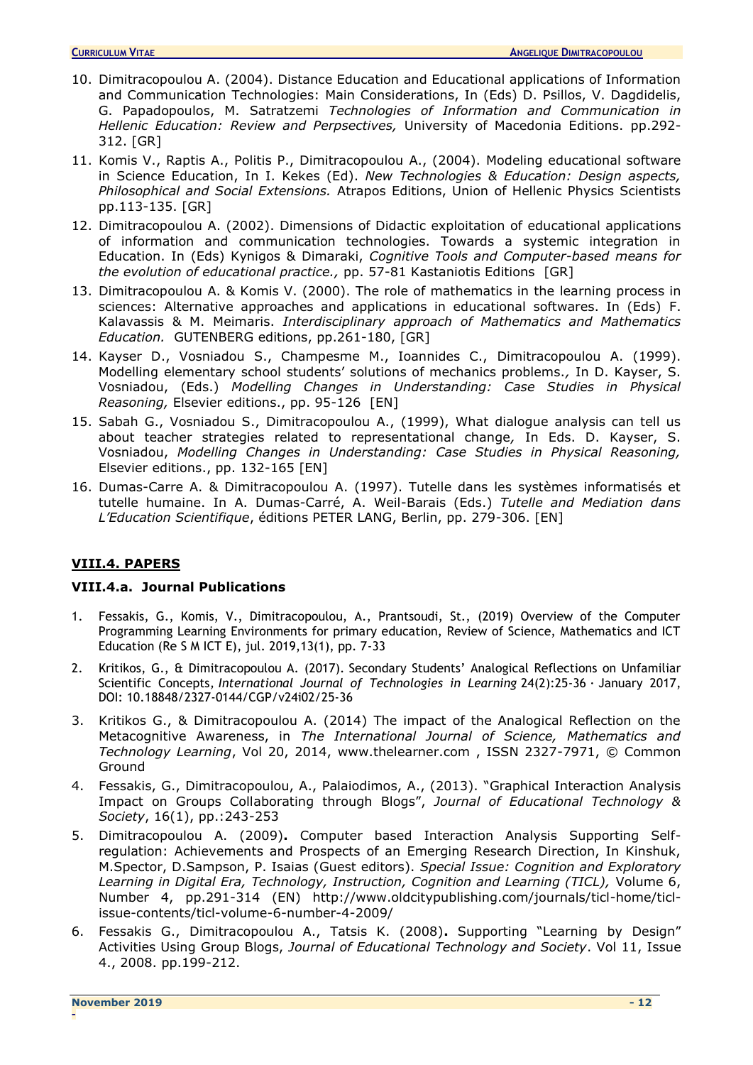10. Dimitracopoulou A. (2004). Distance Education and Educational applications of Information and Communication Technologies: Main Considerations, In (Eds) D. Psillos, V. Dagdidelis, G. Papadopoulos, M. Satratzemi *Technologies of Information and Communication in Hellenic Education: Review and Perpsectives,* University of Macedonia Editions. pp.292-312. [GR]
11. Komis V., Raptis A., Politis P., Dimitracopoulou A., (2004). Modeling educational software in Science Education, In I. Kekes (Ed). *New Technologies & Education: Design aspects, Philosophical and Social Extensions.* Atrapos Editions, Union of Hellenic Physics Scientists pp.113-135. [GR]
12. Dimitracopoulou A. (2002). Dimensions of Didactic exploitation of educational applications of information and communication technologies. Towards a systemic integration in Education. In (Eds) Kynigos & Dimaraki, *Cognitive Tools and Computer-based means for the evolution of educational practice.,* pp. 57-81 Kastaniotis Editions [GR]
13. Dimitracopoulou A. & Komis V. (2000). The role of mathematics in the learning process in sciences: Alternative approaches and applications in educational softwares. In (Eds) F. Kalavassis & M. Meimaris. *Interdisciplinary approach of Mathematics and Mathematics Education.* GUTENBERG editions, pp.261-180, [GR]
14. Kayser D., Vosniadou S., Champesme M., Ioannides C., Dimitracopoulou A. (1999). Modelling elementary school students' solutions of mechanics problems., In D. Kayser, S. Vosniadou, (Eds.) *Modelling Changes in Understanding: Case Studies in Physical Reasoning,* Elsevier editions., pp. 95-126 [EN]
15. Sabah G., Vosniadou S., Dimitracopoulou A., (1999), What dialogue analysis can tell us about teacher strategies related to representational change, In Eds. D. Kayser, S. Vosniadou, *Modelling Changes in Understanding: Case Studies in Physical Reasoning,* Elsevier editions., pp. 132-165 [EN]
16. Dumas-Carre A. & Dimitracopoulou A. (1997). Tutelle dans les systèmes informatisés et tutelle humaine. In A. Dumas-Carré, A. Weil-Barais (Eds.) *Tutelle and Mediation dans L'Education Scientifique*, éditions PETER LANG, Berlin, pp. 279-306. [EN]

## VIII.4. PAPERS

### VIII.4.a. Journal Publications

1. Fessakis, G., Komis, V., Dimitracopoulou, A., Prantsoudi, St., (2019) Overview of the Computer Programming Learning Environments for primary education, Review of Science, Mathematics and ICT Education (Re S M ICT E), jul. 2019,13(1), pp. 7-33
2. Kritikos, G., & Dimitracopoulou A. (2017). Secondary Students' Analogical Reflections on Unfamiliar Scientific Concepts, *International Journal of Technologies in Learning* 24(2):25-36 · January 2017, DOI: 10.18848/2327-0144/CGP/v24i02/25-36
3. Kritikos G., & Dimitracopoulou A. (2014) The impact of the Analogical Reflection on the Metacognitive Awareness, in *The International Journal of Science, Mathematics and Technology Learning*, Vol 20, 2014, www.thelearner.com , ISSN 2327-7971, © Common Ground
4. Fessakis, G., Dimitracopoulou, A., Palaiodimos, A., (2013). "Graphical Interaction Analysis Impact on Groups Collaborating through Blogs", *Journal of Educational Technology & Society*, 16(1), pp.:243-253
5. Dimitracopoulou A. (2009)**.** Computer based Interaction Analysis Supporting Self-regulation: Achievements and Prospects of an Emerging Research Direction, In Kinshuk, M.Spector, D.Sampson, P. Isaias (Guest editors). *Special Issue: Cognition and Exploratory Learning in Digital Era, Technology, Instruction, Cognition and Learning (TICL),* Volume 6, Number 4, pp.291-314 (EN) http://www.oldcitypublishing.com/journals/ticl-home/ticl-issue-contents/ticl-volume-6-number-4-2009/
6. Fessakis G., Dimitracopoulou A., Tatsis K. (2008)**.** Supporting "Learning by Design" Activities Using Group Blogs, *Journal of Educational Technology and Society*. Vol 11, Issue 4., 2008. pp.199-212.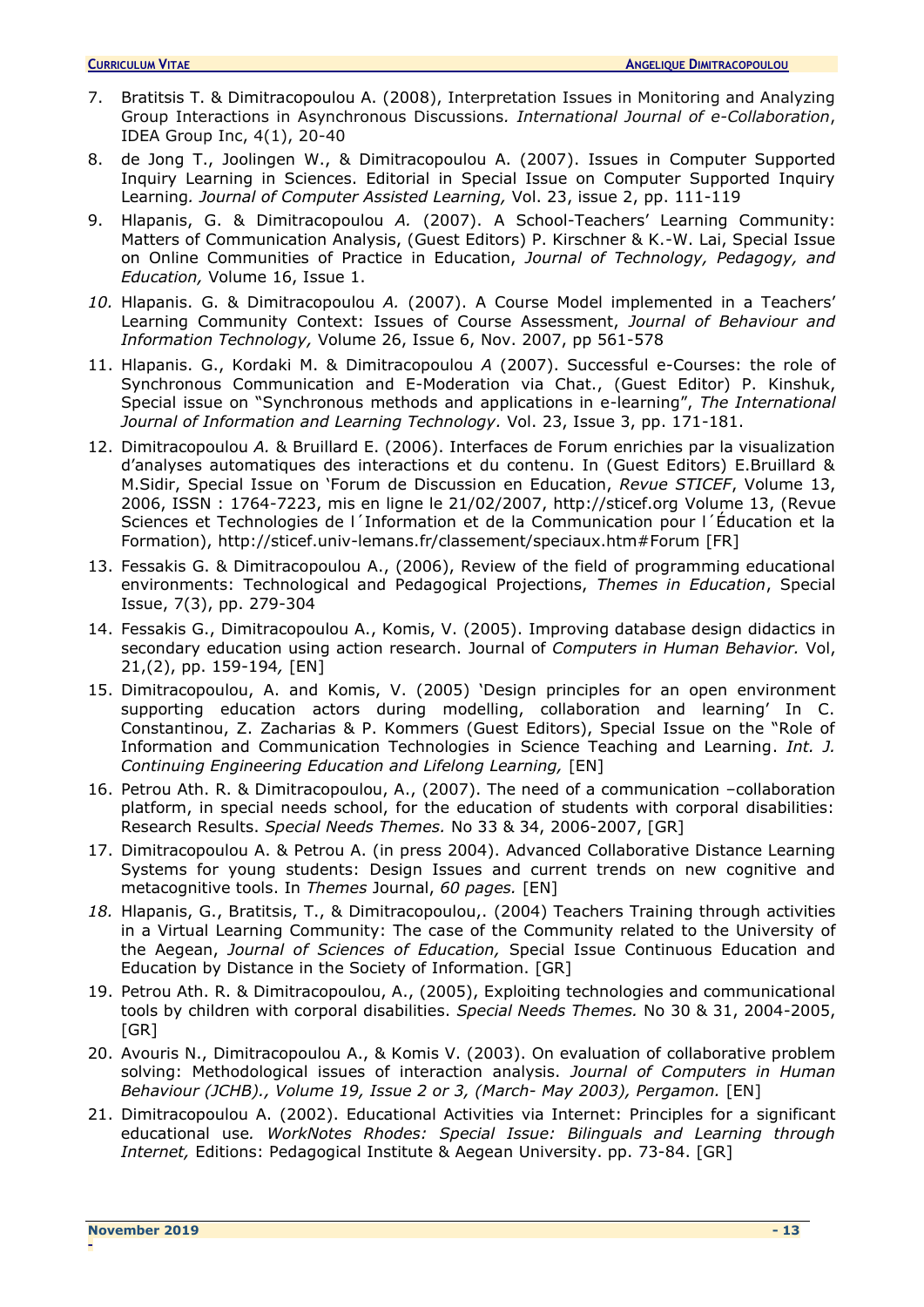7. Bratitsis T. & Dimitracopoulou A. (2008), Interpretation Issues in Monitoring and Analyzing Group Interactions in Asynchronous Discussions*. International Journal of e-Collaboration*, IDEA Group Inc, 4(1), 20-40
8. de Jong T., Joolingen W., & Dimitracopoulou A. (2007). Issues in Computer Supported Inquiry Learning in Sciences. Editorial in Special Issue on Computer Supported Inquiry Learning*. Journal of Computer Assisted Learning,* Vol. 23, issue 2, pp. 111-119
9. Hlapanis, G. & Dimitracopoulou *A.* (2007). A School-Teachers' Learning Community: Matters of Communication Analysis, (Guest Editors) P. Kirschner & K.-W. Lai, Special Issue on Online Communities of Practice in Education, *Journal of Technology, Pedagogy, and Education,* Volume 16, Issue 1.
10. Hlapanis. G. & Dimitracopoulou *A.* (2007). A Course Model implemented in a Teachers' Learning Community Context: Issues of Course Assessment, *Journal of Behaviour and Information Technology,* Volume 26, Issue 6, Nov. 2007, pp 561-578
11. Hlapanis. G., Kordaki M. & Dimitracopoulou *A* (2007). Successful e-Courses: the role of Synchronous Communication and E-Moderation via Chat., (Guest Editor) P. Kinshuk, Special issue on "Synchronous methods and applications in e-learning", *The International Journal of Information and Learning Technology*. Vol. 23, Issue 3, pp. 171-181.
12. Dimitracopoulou *A.* & Bruillard E. (2006). Interfaces de Forum enrichies par la visualization d'analyses automatiques des interactions et du contenu. In (Guest Editors) E.Bruillard & M.Sidir, Special Issue on 'Forum de Discussion en Education, *Revue STICEF*, Volume 13, 2006, ISSN : 1764-7223, mis en ligne le 21/02/2007, http://sticef.org Volume 13, (Revue Sciences et Technologies de l´Information et de la Communication pour l´Éducation et la Formation), http://sticef.univ-lemans.fr/classement/speciaux.htm#Forum [FR]
13. Fessakis G. & Dimitracopoulou A., (2006), Review of the field of programming educational environments: Technological and Pedagogical Projections, *Themes in Education*, Special Issue, 7(3), pp. 279-304
14. Fessakis G., Dimitracopoulou A., Komis, V. (2005). Improving database design didactics in secondary education using action research. Journal of *Computers in Human Behavior.* Vol, 21,(2), pp. 159-194*,* [EN]
15. Dimitracopoulou, A. and Komis, V. (2005) 'Design principles for an open environment supporting education actors during modelling, collaboration and learning' In C. Constantinou, Z. Zacharias & P. Kommers (Guest Editors), Special Issue on the "Role of Information and Communication Technologies in Science Teaching and Learning. *Int. J. Continuing Engineering Education and Lifelong Learning,* [EN]
16. Petrou Ath. R. & Dimitracopoulou, A., (2007). The need of a communication –collaboration platform, in special needs school, for the education of students with corporal disabilities: Research Results. *Special Needs Themes.* No 33 & 34, 2006-2007, [GR]
17. Dimitracopoulou A. & Petrou A. (in press 2004). Advanced Collaborative Distance Learning Systems for young students: Design Issues and current trends on new cognitive and metacognitive tools. In *Themes* Journal, *60 pages.* [EN]
18. Hlapanis, G., Bratitsis, T., & Dimitracopoulou,. (2004) Teachers Training through activities in a Virtual Learning Community: The case of the Community related to the University of the Aegean, *Journal of Sciences of Education,* Special Issue Continuous Education and Education by Distance in the Society of Information. [GR]
19. Petrou Ath. R. & Dimitracopoulou, A., (2005), Exploiting technologies and communicational tools by children with corporal disabilities. *Special Needs Themes.* No 30 & 31, 2004-2005, [GR]
20. Avouris N., Dimitracopoulou A., & Komis V. (2003). On evaluation of collaborative problem solving: Methodological issues of interaction analysis. *Journal of Computers in Human Behaviour (JCHB)., Volume 19, Issue 2 or 3, (March- May 2003), Pergamon.* [EN]
21. Dimitracopoulou A. (2002). Educational Activities via Internet: Principles for a significant educational use*. WorkNotes Rhodes: Special Issue: Bilinguals and Learning through Internet,* Editions: Pedagogical Institute & Aegean University. pp. 73-84. [GR]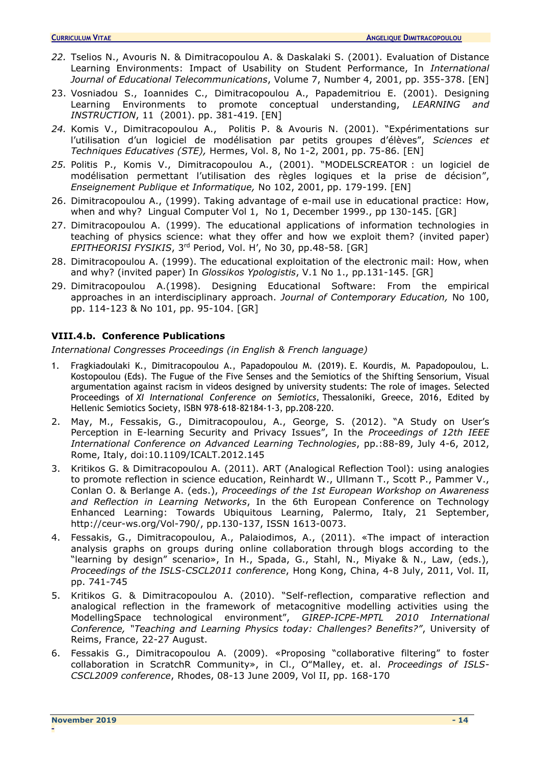22. Tselios N., Avouris N. & Dimitracopoulou A. & Daskalaki S. (2001). Evaluation of Distance Learning Environments: Impact of Usability on Student Performance, In *International Journal of Educational Telecommunications*, Volume 7, Number 4, 2001, pp. 355-378. [EN]
23. Vosniadou S., Ioannides C., Dimitracopoulou A., Papademitriou E. (2001). Designing Learning Environments to promote conceptual understanding, *LEARNING and INSTRUCTION*, 11 (2001). pp. 381-419. [EN]
24. Komis V., Dimitracopoulou A., Politis P. & Avouris N. (2001). "Expérimentations sur l'utilisation d'un logiciel de modélisation par petits groupes d'élèves", *Sciences et Techniques Educatives (STE),* Hermes, Vol. 8, No 1-2, 2001, pp. 75-86. [EN]
25. Politis P., Komis V., Dimitracopoulou A., (2001). "MODELSCREATOR : un logiciel de modélisation permettant l'utilisation des règles logiques et la prise de décision", *Enseignement Publique et Informatique,* No 102, 2001, pp. 179-199. [EN]
26. Dimitracopoulou A., (1999). Taking advantage of e-mail use in educational practice: How, when and why? Lingual Computer Vol 1, No 1, December 1999., pp 130-145. [GR]
27. Dimitracopoulou A. (1999). The educational applications of information technologies in teaching of physics science: what they offer and how we exploit them? (invited paper) *EPITHEORISI FYSIKIS*, 3rd Period, Vol. H', No 30, pp.48-58. [GR]
28. Dimitracopoulou A. (1999). The educational exploitation of the electronic mail: How, when and why? (invited paper) In *Glossikos Ypologistis*, V.1 No 1., pp.131-145. [GR]
29. Dimitracopoulou A.(1998). Designing Educational Software: From the empirical approaches in an interdisciplinary approach. *Journal of Contemporary Education,* No 100, pp. 114-123 & No 101, pp. 95-104. [GR]

### VIII.4.b. Conference Publications

*International Congresses Proceedings (in English & French language)*

1. Fragkiadoulaki K., Dimitracopoulou A., Papadopoulou M. (2019). E. Kourdis, M. Papadopoulou, L. Kostopoulou (Eds). The Fugue of the Five Senses and the Semiotics of the Shifting Sensorium, Visual argumentation against racism in videos designed by university students: The role of images. Selected Proceedings of *XI International Conference on Semiotics*, Thessaloniki, Greece, 2016, Edited by Hellenic Semiotics Society, ISBN 978-618-82184-1-3, pp.208-220.
2. May, M., Fessakis, G., Dimitracopoulou, A., George, S. (2012). "A Study on User's Perception in E-learning Security and Privacy Issues", In the *Proceedings of 12th IEEE International Conference on Advanced Learning Technologies*, pp.:88-89, July 4-6, 2012, Rome, Italy, doi:10.1109/ICALT.2012.145
3. Kritikos G. & Dimitracopoulou A. (2011). ART (Analogical Reflection Tool): using analogies to promote reflection in science education, Reinhardt W., Ullmann T., Scott P., Pammer V., Conlan O. & Berlange A. (eds.), *Proceedings of the 1st European Workshop on Awareness and Reflection in Learning Networks*, In the 6th European Conference on Technology Enhanced Learning: Towards Ubiquitous Learning, Palermo, Italy, 21 September, http://ceur-ws.org/Vol-790/, pp.130-137, ISSN 1613-0073.
4. Fessakis, G., Dimitracopoulou, A., Palaiodimos, A., (2011). «The impact of interaction analysis graphs on groups during online collaboration through blogs according to the "learning by design" scenario», In H., Spada, G., Stahl, N., Miyake & N., Law, (eds.), *Proceedings of the ISLS-CSCL2011 conference*, Hong Kong, China, 4-8 July, 2011, Vol. II, pp. 741-745
5. Kritikos G. & Dimitracopoulou A. (2010). "Self-reflection, comparative reflection and analogical reflection in the framework of metacognitive modelling activities using the ModellingSpace technological environment", *GIREP-ICPE-MPTL 2010 International Conference, "Teaching and Learning Physics today: Challenges? Benefits?"*, University of Reims, France, 22-27 August.
6. Fessakis G., Dimitracopoulou A. (2009). «Proposing "collaborative filtering" to foster collaboration in ScratchR Community», in Cl., O"Malley, et. al. *Proceedings of ISLS-CSCL2009 conference*, Rhodes, 08-13 June 2009, Vol II, pp. 168-170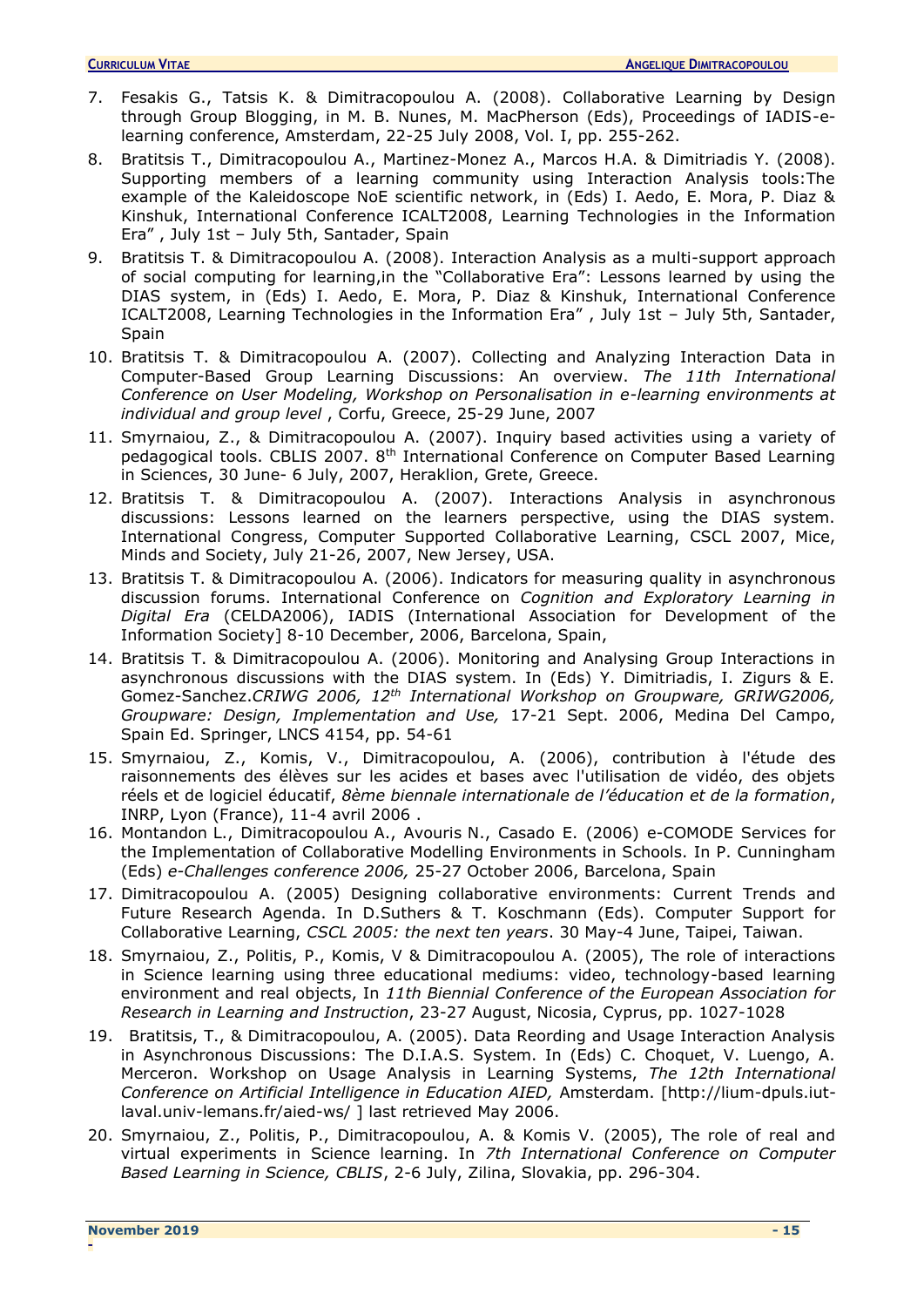7. Fesakis G., Tatsis K. & Dimitracopoulou A. (2008). Collaborative Learning by Design through Group Blogging, in M. B. Nunes, M. MacPherson (Eds), Proceedings of IADIS-e-learning conference, Amsterdam, 22-25 July 2008, Vol. I, pp. 255-262.
8. Bratitsis T., Dimitracopoulou A., Martinez-Monez A., Marcos H.A. & Dimitriadis Y. (2008). Supporting members of a learning community using Interaction Analysis tools:The example of the Kaleidoscope NoE scientific network, in (Eds) I. Aedo, E. Mora, P. Diaz & Kinshuk, International Conference ICALT2008, Learning Technologies in the Information Era" , July 1st – July 5th, Santader, Spain
9. Bratitsis T. & Dimitracopoulou A. (2008). Interaction Analysis as a multi-support approach of social computing for learning,in the "Collaborative Era": Lessons learned by using the DIAS system, in (Eds) I. Aedo, E. Mora, P. Diaz & Kinshuk, International Conference ICALT2008, Learning Technologies in the Information Era" , July 1st – July 5th, Santader, Spain
10. Bratitsis T. & Dimitracopoulou A. (2007). Collecting and Analyzing Interaction Data in Computer-Based Group Learning Discussions: An overview. *The 11th International Conference on User Modeling, Workshop on Personalisation in e-learning environments at individual and group level* , Corfu, Greece, 25-29 June, 2007
11. Smyrnaiou, Z., & Dimitracopoulou A. (2007). Inquiry based activities using a variety of pedagogical tools. CBLIS 2007. 8th International Conference on Computer Based Learning in Sciences, 30 June- 6 July, 2007, Heraklion, Grete, Greece.
12. Bratitsis T. & Dimitracopoulou A. (2007). Interactions Analysis in asynchronous discussions: Lessons learned on the learners perspective, using the DIAS system. International Congress, Computer Supported Collaborative Learning, CSCL 2007, Mice, Minds and Society, July 21-26, 2007, New Jersey, USA.
13. Bratitsis T. & Dimitracopoulou A. (2006). Indicators for measuring quality in asynchronous discussion forums. International Conference on *Cognition and Exploratory Learning in Digital Era* (CELDA2006), IADIS (International Association for Development of the Information Society] 8-10 December, 2006, Barcelona, Spain,
14. Bratitsis T. & Dimitracopoulou A. (2006). Monitoring and Analysing Group Interactions in asynchronous discussions with the DIAS system. In (Eds) Y. Dimitriadis, I. Zigurs & E. Gomez-Sanchez.*CRIWG 2006, 12th International Workshop on Groupware, GRIWG2006, Groupware: Design, Implementation and Use,* 17-21 Sept. 2006, Medina Del Campo, Spain Ed. Springer, LNCS 4154, pp. 54-61
15. Smyrnaiou, Z., Komis, V., Dimitracopoulou, A. (2006), contribution à l'étude des raisonnements des élèves sur les acides et bases avec l'utilisation de vidéo, des objets réels et de logiciel éducatif, *8ème biennale internationale de l'éducation et de la formation*, INRP, Lyon (France), 11-4 avril 2006 .
16. Montandon L., Dimitracopoulou A., Avouris N., Casado E. (2006) e-COMODE Services for the Implementation of Collaborative Modelling Environments in Schools. In P. Cunningham (Eds) *e-Challenges conference 2006,* 25-27 October 2006, Barcelona, Spain
17. Dimitracopoulou A. (2005) Designing collaborative environments: Current Trends and Future Research Agenda. In D.Suthers & T. Koschmann (Eds). Computer Support for Collaborative Learning, *CSCL 2005: the next ten years*. 30 May-4 June, Taipei, Taiwan.
18. Smyrnaiou, Z., Politis, P., Komis, V & Dimitracopoulou A. (2005), The role of interactions in Science learning using three educational mediums: video, technology-based learning environment and real objects, In *11th Biennial Conference of the European Association for Research in Learning and Instruction*, 23-27 August, Nicosia, Cyprus, pp. 1027-1028
19. Bratitsis, T., & Dimitracopoulou, A. (2005). Data Reording and Usage Interaction Analysis in Asynchronous Discussions: The D.I.A.S. System. In (Eds) C. Choquet, V. Luengo, A. Merceron. Workshop on Usage Analysis in Learning Systems, *The 12th International Conference on Artificial Intelligence in Education AIED,* Amsterdam. [http://lium-dpuls.iut-laval.univ-lemans.fr/aied-ws/ ] last retrieved May 2006.
20. Smyrnaiou, Z., Politis, P., Dimitracopoulou, A. & Komis V. (2005), The role of real and virtual experiments in Science learning. In *7th International Conference on Computer Based Learning in Science, CBLIS*, 2-6 July, Zilina, Slovakia, pp. 296-304.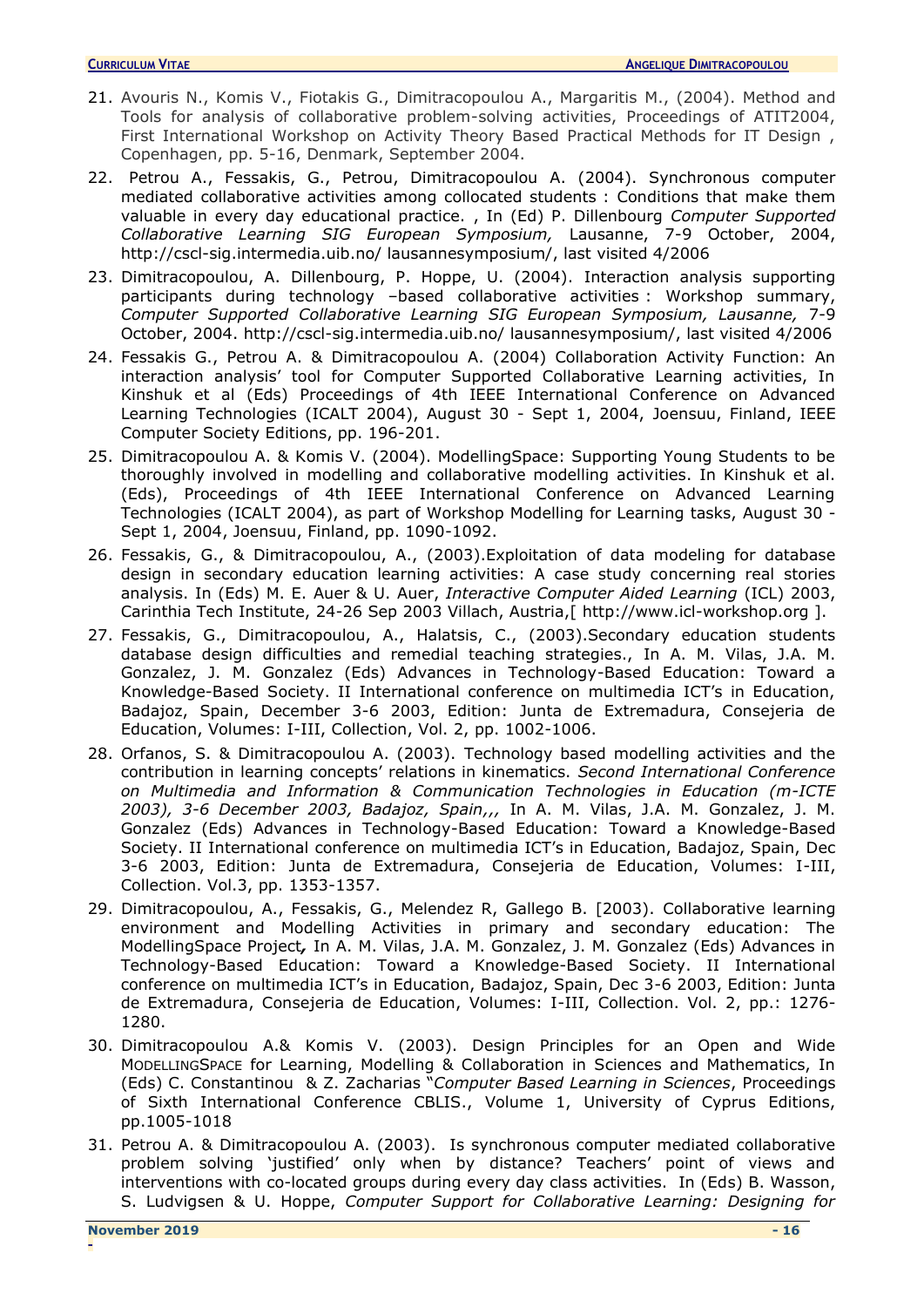21. Avouris N., Komis V., Fiotakis G., Dimitracopoulou A., Margaritis M., (2004). Method and Tools for analysis of collaborative problem-solving activities, Proceedings of ATIT2004, First International Workshop on Activity Theory Based Practical Methods for IT Design , Copenhagen, pp. 5-16, Denmark, September 2004.
22. Petrou A., Fessakis, G., Petrou, Dimitracopoulou A. (2004). Synchronous computer mediated collaborative activities among collocated students : Conditions that make them valuable in every day educational practice. , In (Ed) P. Dillenbourg *Computer Supported Collaborative Learning SIG European Symposium,* Lausanne, 7-9 October, 2004, http://cscl-sig.intermedia.uib.no/ lausannesymposium/, last visited 4/2006
23. Dimitracopoulou, A. Dillenbourg, P. Hoppe, U. (2004). Interaction analysis supporting participants during technology –based collaborative activities : Workshop summary, *Computer Supported Collaborative Learning SIG European Symposium, Lausanne,* 7-9 October, 2004. http://cscl-sig.intermedia.uib.no/ lausannesymposium/, last visited 4/2006
24. Fessakis G., Petrou A. & Dimitracopoulou A. (2004) Collaboration Activity Function: An interaction analysis' tool for Computer Supported Collaborative Learning activities, In Kinshuk et al (Eds) Proceedings of 4th IEEE International Conference on Advanced Learning Technologies (ICALT 2004), August 30 - Sept 1, 2004, Joensuu, Finland, IEEE Computer Society Editions, pp. 196-201.
25. Dimitracopoulou A. & Komis V. (2004). ModellingSpace: Supporting Young Students to be thoroughly involved in modelling and collaborative modelling activities. In Kinshuk et al. (Eds), Proceedings of 4th IEEE International Conference on Advanced Learning Technologies (ICALT 2004), as part of Workshop Modelling for Learning tasks, August 30 - Sept 1, 2004, Joensuu, Finland, pp. 1090-1092.
26. Fessakis, G., & Dimitracopoulou, A., (2003).Exploitation of data modeling for database design in secondary education learning activities: A case study concerning real stories analysis. In (Eds) M. E. Auer & U. Auer, *Interactive Computer Aided Learning* (ICL) 2003, Carinthia Tech Institute, 24-26 Sep 2003 Villach, Austria,[ http://www.icl-workshop.org ].
27. Fessakis, G., Dimitracopoulou, A., Halatsis, C., (2003).Secondary education students database design difficulties and remedial teaching strategies., In A. M. Vilas, J.A. M. Gonzalez, J. M. Gonzalez (Eds) Advances in Technology-Based Education: Toward a Knowledge-Based Society. II International conference on multimedia ICT's in Education, Badajoz, Spain, December 3-6 2003, Edition: Junta de Extremadura, Consejeria de Education, Volumes: I-III, Collection, Vol. 2, pp. 1002-1006.
28. Orfanos, S. & Dimitracopoulou A. (2003). Technology based modelling activities and the contribution in learning concepts' relations in kinematics. *Second International Conference on Multimedia and Information & Communication Technologies in Education (m-ICTE 2003), 3-6 December 2003, Badajoz, Spain,,,* In A. M. Vilas, J.A. M. Gonzalez, J. M. Gonzalez (Eds) Advances in Technology-Based Education: Toward a Knowledge-Based Society. II International conference on multimedia ICT's in Education, Badajoz, Spain, Dec 3-6 2003, Edition: Junta de Extremadura, Consejeria de Education, Volumes: I-III, Collection. Vol.3, pp. 1353-1357.
29. Dimitracopoulou, A., Fessakis, G., Melendez R, Gallego B. [2003). Collaborative learning environment and Modelling Activities in primary and secondary education: The ModellingSpace Project*,* In A. M. Vilas, J.A. M. Gonzalez, J. M. Gonzalez (Eds) Advances in Technology-Based Education: Toward a Knowledge-Based Society. II International conference on multimedia ICT's in Education, Badajoz, Spain, Dec 3-6 2003, Edition: Junta de Extremadura, Consejeria de Education, Volumes: I-III, Collection. Vol. 2, pp.: 1276-1280.
30. Dimitracopoulou A.& Komis V. (2003). Design Principles for an Open and Wide MODELLINGSPACE for Learning, Modelling & Collaboration in Sciences and Mathematics, In (Eds) C. Constantinou & Z. Zacharias "*Computer Based Learning in Sciences*, Proceedings of Sixth International Conference CBLIS., Volume 1, University of Cyprus Editions, pp.1005-1018
31. Petrou A. & Dimitracopoulou A. (2003). Is synchronous computer mediated collaborative problem solving 'justified' only when by distance? Teachers' point of views and interventions with co-located groups during every day class activities. In (Eds) B. Wasson, S. Ludvigsen & U. Hoppe, *Computer Support for Collaborative Learning: Designing for*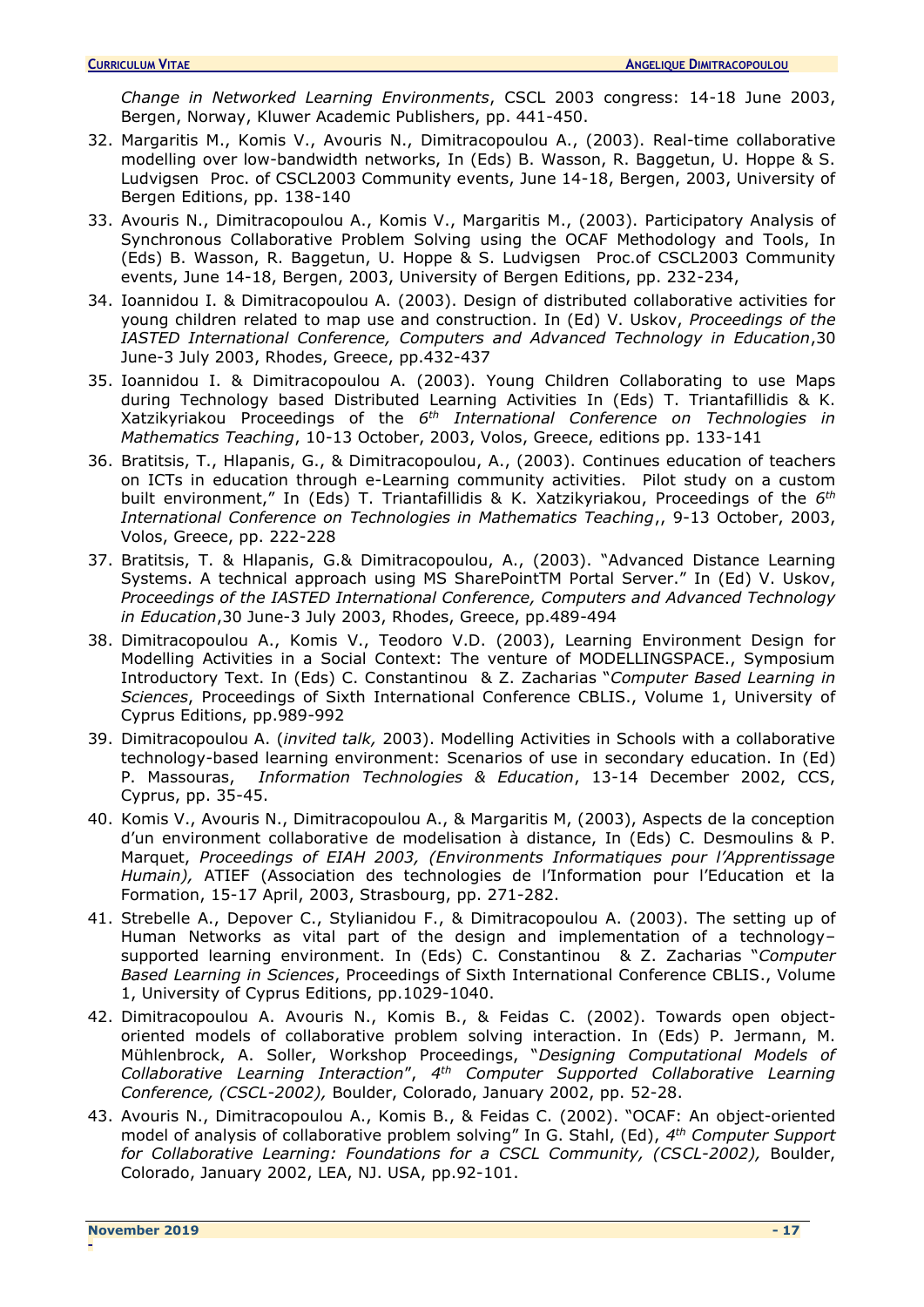*Change in Networked Learning Environments*, CSCL 2003 congress: 14-18 June 2003, Bergen, Norway, Kluwer Academic Publishers, pp. 441-450.

32. Margaritis M., Komis V., Avouris N., Dimitracopoulou A., (2003). Real-time collaborative modelling over low-bandwidth networks, In (Eds) B. Wasson, R. Baggetun, U. Hoppe & S. Ludvigsen Proc. of CSCL2003 Community events, June 14-18, Bergen, 2003, University of Bergen Editions, pp. 138-140
33. Avouris N., Dimitracopoulou A., Komis V., Margaritis M., (2003). Participatory Analysis of Synchronous Collaborative Problem Solving using the OCAF Methodology and Tools, In (Eds) B. Wasson, R. Baggetun, U. Hoppe & S. Ludvigsen Proc.of CSCL2003 Community events, June 14-18, Bergen, 2003, University of Bergen Editions, pp. 232-234,
34. Ioannidou I. & Dimitracopoulou A. (2003). Design of distributed collaborative activities for young children related to map use and construction. In (Ed) V. Uskov, *Proceedings of the IASTED International Conference, Computers and Advanced Technology in Education*,30 June-3 July 2003, Rhodes, Greece, pp.432-437
35. Ioannidou I. & Dimitracopoulou A. (2003). Young Children Collaborating to use Maps during Technology based Distributed Learning Activities In (Eds) T. Triantafillidis & K. Xatzikyriakou Proceedings of the *6th International Conference on Technologies in Mathematics Teaching*, 10-13 October, 2003, Volos, Greece, editions pp. 133-141
36. Bratitsis, T., Hlapanis, G., & Dimitracopoulou, A., (2003). Continues education of teachers on ICTs in education through e-Learning community activities. Pilot study on a custom built environment," In (Eds) T. Triantafillidis & K. Xatzikyriakou, Proceedings of the *6th International Conference on Technologies in Mathematics Teaching*,, 9-13 October, 2003, Volos, Greece, pp. 222-228
37. Bratitsis, T. & Hlapanis, G.& Dimitracopoulou, A., (2003). "Advanced Distance Learning Systems. A technical approach using MS SharePointTM Portal Server." In (Ed) V. Uskov, *Proceedings of the IASTED International Conference, Computers and Advanced Technology in Education*,30 June-3 July 2003, Rhodes, Greece, pp.489-494
38. Dimitracopoulou A., Komis V., Teodoro V.D. (2003), Learning Environment Design for Modelling Activities in a Social Context: The venture of MODELLINGSPACE., Symposium Introductory Text. In (Eds) C. Constantinou & Z. Zacharias "*Computer Based Learning in Sciences*, Proceedings of Sixth International Conference CBLIS., Volume 1, University of Cyprus Editions, pp.989-992
39. Dimitracopoulou A. (*invited talk,* 2003). Modelling Activities in Schools with a collaborative technology-based learning environment: Scenarios of use in secondary education. In (Ed) P. Massouras, *Information Technologies & Education*, 13-14 December 2002, CCS, Cyprus, pp. 35-45.
40. Komis V., Avouris N., Dimitracopoulou A., & Margaritis M, (2003), Aspects de la conception d'un environment collaborative de modelisation à distance, In (Eds) C. Desmoulins & P. Marquet, *Proceedings of EIAH 2003, (Environments Informatiques pour l'Apprentissage Humain),* ATIEF (Association des technologies de l'Information pour l'Education et la Formation, 15-17 April, 2003, Strasbourg, pp. 271-282.
41. Strebelle A., Depover C., Stylianidou F., & Dimitracopoulou A. (2003). The setting up of Human Networks as vital part of the design and implementation of a technology–supported learning environment. In (Eds) C. Constantinou & Z. Zacharias "*Computer Based Learning in Sciences*, Proceedings of Sixth International Conference CBLIS., Volume 1, University of Cyprus Editions, pp.1029-1040.
42. Dimitracopoulou A. Avouris N., Komis B., & Feidas C. (2002). Towards open object-oriented models of collaborative problem solving interaction. In (Eds) P. Jermann, M. Mühlenbrock, A. Soller, Workshop Proceedings, "*Designing Computational Models of Collaborative Learning Interaction*", *4th Computer Supported Collaborative Learning Conference, (CSCL-2002),* Boulder, Colorado, January 2002, pp. 52-28.
43. Avouris N., Dimitracopoulou A., Komis B., & Feidas C. (2002). "OCAF: An object-oriented model of analysis of collaborative problem solving" In G. Stahl, (Ed), *4th Computer Support for Collaborative Learning: Foundations for a CSCL Community, (CSCL-2002),* Boulder, Colorado, January 2002, LEA, NJ. USA, pp.92-101.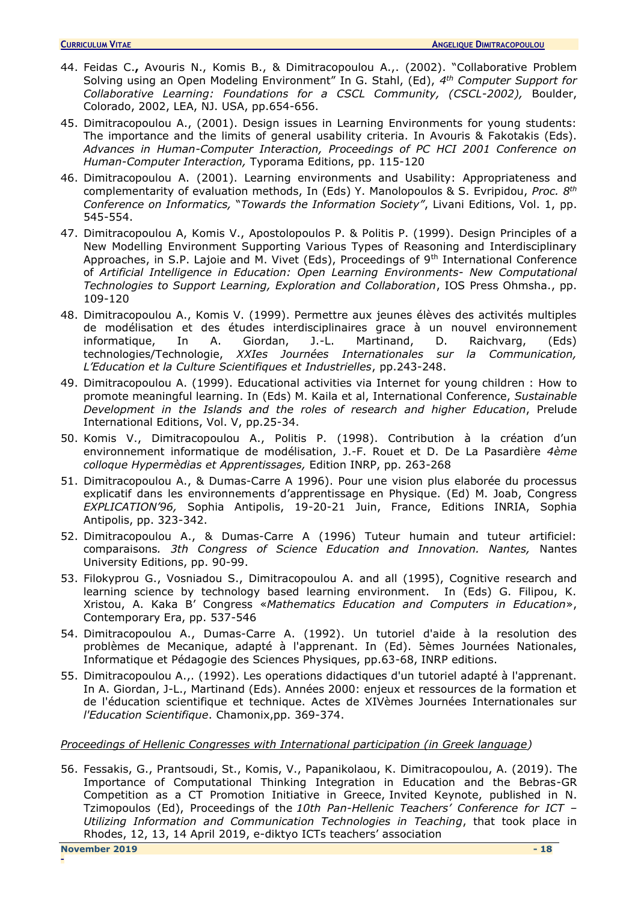44. Feidas C.**,** Avouris N., Komis B., & Dimitracopoulou A.,. (2002). "Collaborative Problem Solving using an Open Modeling Environment" In G. Stahl, (Ed), *4th Computer Support for Collaborative Learning: Foundations for a CSCL Community, (CSCL-2002),* Boulder, Colorado, 2002, LEA, NJ. USA, pp.654-656.
45. Dimitracopoulou A., (2001). Design issues in Learning Environments for young students: The importance and the limits of general usability criteria. In Avouris & Fakotakis (Eds). *Advances in Human-Computer Interaction, Proceedings of PC HCI 2001 Conference on Human-Computer Interaction,* Typorama Editions, pp. 115-120
46. Dimitracopoulou A. (2001). Learning environments and Usability: Appropriateness and complementarity of evaluation methods, In (Eds) Y. Manolopoulos & S. Evripidou, *Proc. 8th Conference on Informatics,* "*Towards the Information Society"*, Livani Editions, Vol. 1, pp. 545-554.
47. Dimitracopoulou A, Komis V., Apostolopoulos P. & Politis P. (1999). Design Principles of a New Modelling Environment Supporting Various Types of Reasoning and Interdisciplinary Approaches, in S.P. Lajoie and M. Vivet (Eds), Proceedings of 9th International Conference of *Artificial Intelligence in Education: Open Learning Environments- New Computational Technologies to Support Learning, Exploration and Collaboration*, IOS Press Ohmsha., pp. 109-120
48. Dimitracopoulou A., Komis V. (1999). Permettre aux jeunes élèves des activités multiples de modélisation et des études interdisciplinaires grace à un nouvel environnement informatique, In A. Giordan, J.-L. Martinand, D. Raichvarg, (Eds) technologies/Technologie, *XXIes Journées Internationales sur la Communication, L'Education et la Culture Scientifiques et Industrielles*, pp.243-248.
49. Dimitracopoulou A. (1999). Educational activities via Internet for young children : How to promote meaningful learning. In (Eds) M. Kaila et al, International Conference, *Sustainable Development in the Islands and the roles of research and higher Education*, Prelude International Editions, Vol. V, pp.25-34.
50. Komis V., Dimitracopoulou A., Politis P. (1998). Contribution à la création d'un environnement informatique de modélisation, J.-F. Rouet et D. De La Pasardière *4ème colloque Hypermèdias et Apprentissages,* Edition INRP, pp. 263-268
51. Dimitracopoulou A., & Dumas-Carre A 1996). Pour une vision plus elaborée du processus explicatif dans les environnements d'apprentissage en Physique. (Ed) M. Joab, Congress *EXPLICATION'96,* Sophia Antipolis, 19-20-21 Juin, France, Editions INRIA, Sophia Antipolis, pp. 323-342.
52. Dimitracopoulou A., & Dumas-Carre A (1996) Tuteur humain and tuteur artificiel: comparaisons*. 3th Congress of Science Education and Innovation. Nantes,* Nantes University Editions, pp. 90-99.
53. Filokyprou G., Vosniadou S., Dimitracopoulou A. and all (1995), Cognitive research and learning science by technology based learning environment. In (Eds) G. Filipou, K. Xristou, A. Kaka B' Congress «*Mathematics Education and Computers in Education*», Contemporary Era, pp. 537-546
54. Dimitracopoulou A., Dumas-Carre A. (1992). Un tutoriel d'aide à la resolution des problèmes de Mecanique, adapté à l'apprenant. In (Ed). 5èmes Journées Nationales, Informatique et Pédagogie des Sciences Physiques, pp.63-68, INRP editions.
55. Dimitracopoulou A.,. (1992). Les operations didactiques d'un tutoriel adapté à l'apprenant. In A. Giordan, J-L., Martinand (Eds). Années 2000: enjeux et ressources de la formation et de l'éducation scientifique et technique. Actes de XIVèmes Journées Internationales sur *l'Education Scientifique*. Chamonix,pp. 369-374.

*Proceedings of Hellenic Congresses with International participation (in Greek language)*

56. Fessakis, G., Prantsoudi, St., Komis, V., Papanikolaou, K. Dimitracopoulou, A. (2019). The Importance of Computational Thinking Integration in Education and the Bebras-GR Competition as a CT Promotion Initiative in Greece, Invited Keynote, published in N. Tzimopoulos (Ed), Proceedings of the *10th Pan-Hellenic Teachers' Conference for ICT – Utilizing Information and Communication Technologies in Teaching*, that took place in Rhodes, 12, 13, 14 April 2019, e-diktyo ICTs teachers' association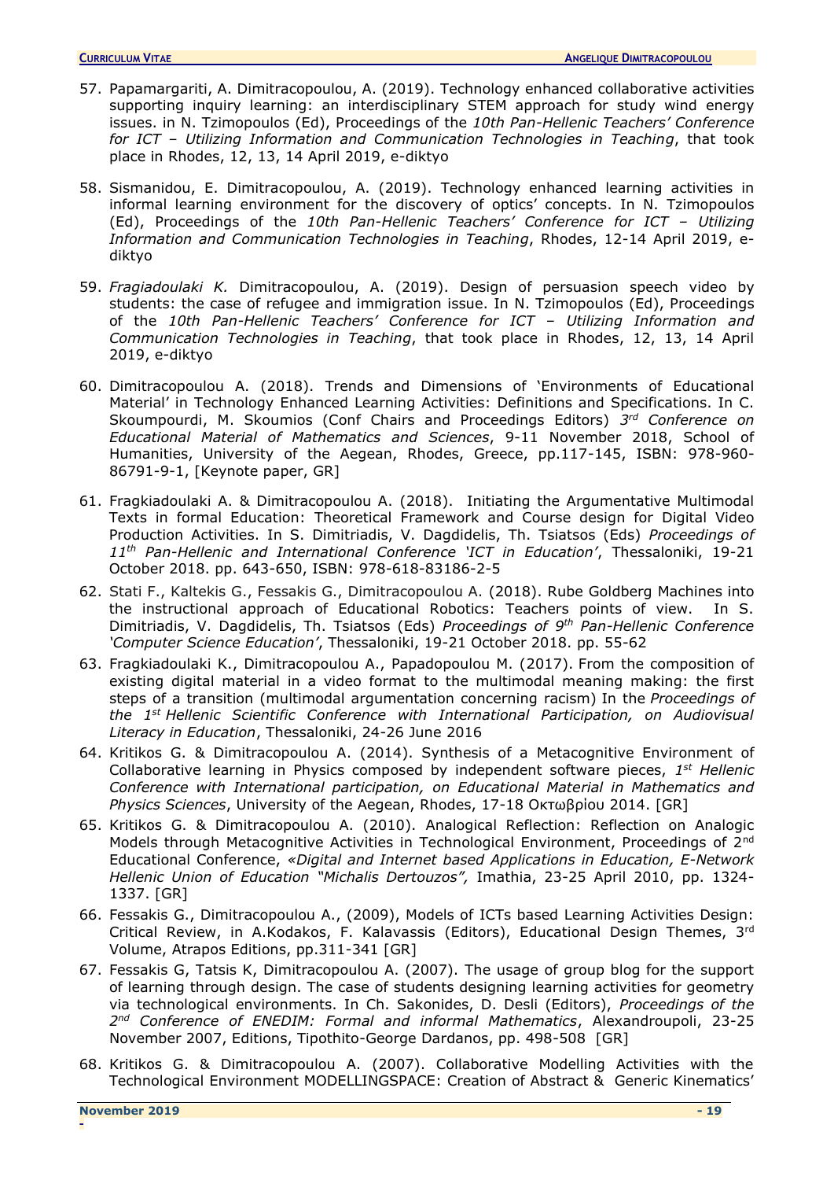57. Papamargariti, A. Dimitracopoulou, A. (2019). Technology enhanced collaborative activities supporting inquiry learning: an interdisciplinary STEM approach for study wind energy issues. in N. Tzimopoulos (Ed), Proceedings of the *10th Pan-Hellenic Teachers' Conference for ICT – Utilizing Information and Communication Technologies in Teaching*, that took place in Rhodes, 12, 13, 14 April 2019, e-diktyo

58. Sismanidou, E. Dimitracopoulou, A. (2019). Technology enhanced learning activities in informal learning environment for the discovery of optics' concepts. In N. Tzimopoulos (Ed), Proceedings of the *10th Pan-Hellenic Teachers' Conference for ICT – Utilizing Information and Communication Technologies in Teaching*, Rhodes, 12-14 April 2019, e-diktyo

59. *Fragiadoulaki K.* Dimitracopoulou, A. (2019). Design of persuasion speech video by students: the case of refugee and immigration issue. In N. Tzimopoulos (Ed), Proceedings of the *10th Pan-Hellenic Teachers' Conference for ICT – Utilizing Information and Communication Technologies in Teaching*, that took place in Rhodes, 12, 13, 14 April 2019, e-diktyo

60. Dimitracopoulou A. (2018). Trends and Dimensions of 'Environments of Educational Material' in Technology Enhanced Learning Activities: Definitions and Specifications. In C. Skoumpourdi, M. Skoumios (Conf Chairs and Proceedings Editors) *3rd Conference on Educational Material of Mathematics and Sciences*, 9-11 November 2018, School of Humanities, University of the Aegean, Rhodes, Greece, pp.117-145, ISBN: 978-960-86791-9-1, [Keynote paper, GR]

61. Fragkiadoulaki A. & Dimitracopoulou A. (2018). Initiating the Argumentative Multimodal Texts in formal Education: Theoretical Framework and Course design for Digital Video Production Activities. In S. Dimitriadis, V. Dagdidelis, Th. Tsiatsos (Eds) *Proceedings of 11th Pan-Hellenic and International Conference 'ICT in Education'*, Thessaloniki, 19-21 October 2018. pp. 643-650, ISBN: 978-618-83186-2-5

62. Stati F., Kaltekis G., Fessakis G., Dimitracopoulou A. (2018). Rube Goldberg Machines into the instructional approach of Educational Robotics: Teachers points of view. In S. Dimitriadis, V. Dagdidelis, Th. Tsiatsos (Eds) *Proceedings of 9th Pan-Hellenic Conference 'Computer Science Education'*, Thessaloniki, 19-21 October 2018. pp. 55-62

63. Fragkiadoulaki K., Dimitracopoulou A., Papadopoulou M. (2017). From the composition of existing digital material in a video format to the multimodal meaning making: the first steps of a transition (multimodal argumentation concerning racism) In the *Proceedings of the 1st Hellenic Scientific Conference with International Participation, on Audiovisual Literacy in Education*, Thessaloniki, 24-26 June 2016

64. Kritikos G. & Dimitracopoulou A. (2014). Synthesis of a Metacognitive Environment of Collaborative learning in Physics composed by independent software pieces, *1st Hellenic Conference with International participation, on Educational Material in Mathematics and Physics Sciences*, University of the Aegean, Rhodes, 17-18 Οκτωβρίου 2014. [GR]

65. Kritikos G. & Dimitracopoulou A. (2010). Analogical Reflection: Reflection on Analogic Models through Metacognitive Activities in Technological Environment, Proceedings of 2nd Educational Conference, *«Digital and Internet based Applications in Education, E-Network Hellenic Union of Education "Michalis Dertouzos",* Imathia, 23-25 April 2010, pp. 1324-1337. [GR]

66. Fessakis G., Dimitracopoulou A., (2009), Models of ICTs based Learning Activities Design: Critical Review, in A.Kodakos, F. Kalavassis (Editors), Educational Design Themes, 3rd Volume, Atrapos Editions, pp.311-341 [GR]

67. Fessakis G, Tatsis K, Dimitracopoulou A. (2007). The usage of group blog for the support of learning through design. The case of students designing learning activities for geometry via technological environments. In Ch. Sakonides, D. Desli (Editors), *Proceedings of the 2nd Conference of ENEDIM: Formal and informal Mathematics*, Alexandroupoli, 23-25 November 2007, Editions, Tipothito-George Dardanos, pp. 498-508 [GR]

68. Kritikos G. & Dimitracopoulou A. (2007). Collaborative Modelling Activities with the Technological Environment MODELLINGSPACE: Creation of Abstract & Generic Kinematics'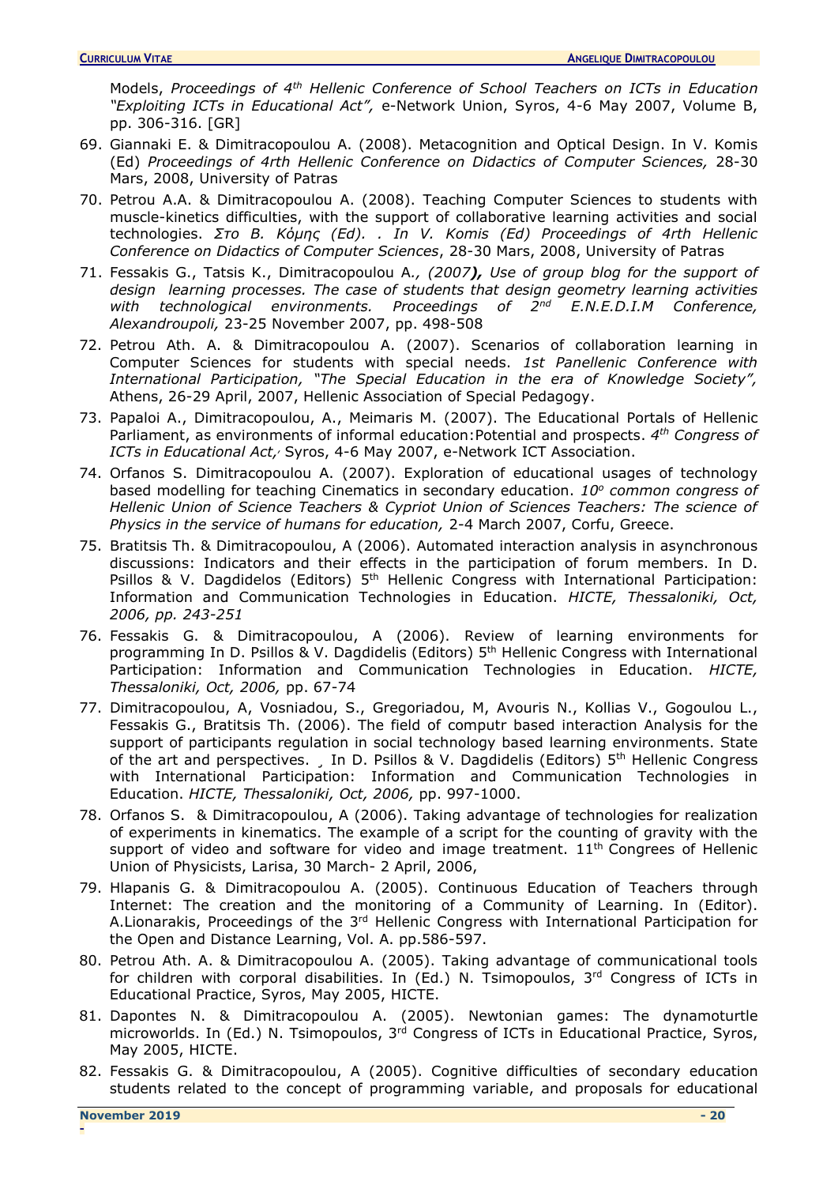Models, *Proceedings of 4th Hellenic Conference of School Teachers on ICTs in Education "Exploiting ICTs in Educational Act",* e-Network Union, Syros, 4-6 May 2007, Volume B, pp. 306-316. [GR]

69. Giannaki E. & Dimitracopoulou A. (2008). Metacognition and Optical Design. In V. Komis (Ed) *Proceedings of 4rth Hellenic Conference on Didactics of Computer Sciences,* 28-30 Mars, 2008, University of Patras
70. Petrou A.A. & Dimitracopoulou A. (2008). Teaching Computer Sciences to students with muscle-kinetics difficulties, with the support of collaborative learning activities and social technologies. *Στο Β. Κόμης (Ed). . In V. Komis (Ed) Proceedings of 4rth Hellenic Conference on Didactics of Computer Sciences*, 28-30 Mars, 2008, University of Patras
71. Fessakis G., Tatsis K., Dimitracopoulou A*., (2007**)**, Use of group blog for the support of design learning processes. The case of students that design geometry learning activities with technological environments. Proceedings of 2nd E.N.E.D.I.M Conference, Alexandroupoli,* 23-25 November 2007, pp. 498-508
72. Petrou Ath. A. & Dimitracopoulou A. (2007). Scenarios of collaboration learning in Computer Sciences for students with special needs. *1st Panellenic Conference with International Participation, "The Special Education in the era of Knowledge Society",* Athens, 26-29 April, 2007, Hellenic Association of Special Pedagogy.
73. Papaloi A., Dimitracopoulou, A., Meimaris M. (2007). The Educational Portals of Hellenic Parliament, as environments of informal education:Potential and prospects. *4th Congress of ICTs in Educational Act,*, Syros, 4-6 May 2007, e-Network ICT Association.
74. Orfanos S. Dimitracopoulou A. (2007). Exploration of educational usages of technology based modelling for teaching Cinematics in secondary education. *10o common congress of Hellenic Union of Science Teachers & Cypriot Union of Sciences Teachers: The science of Physics in the service of humans for education,* 2-4 March 2007, Corfu, Greece.
75. Bratitsis Th. & Dimitracopoulou, A (2006). Automated interaction analysis in asynchronous discussions: Indicators and their effects in the participation of forum members. In D. Psillos & V. Dagdidelos (Editors) 5th Hellenic Congress with International Participation: Information and Communication Technologies in Education. *HICTE, Thessaloniki, Oct, 2006, pp. 243-251*
76. Fessakis G. & Dimitracopoulou, A (2006). Review of learning environments for programming In D. Psillos & V. Dagdidelis (Editors) 5th Hellenic Congress with International Participation: Information and Communication Technologies in Education. *HICTE, Thessaloniki, Oct, 2006,* pp. 67-74
77. Dimitracopoulou, A, Vosniadou, S., Gregoriadou, M, Avouris N., Kollias V., Gogoulou L., Fessakis G., Bratitsis Th. (2006). The field of computr based interaction Analysis for the support of participants regulation in social technology based learning environments. State of the art and perspectives. ¸ In D. Psillos & V. Dagdidelis (Editors) 5th Hellenic Congress with International Participation: Information and Communication Technologies in Education. *HICTE, Thessaloniki, Oct, 2006,* pp. 997-1000.
78. Orfanos S. & Dimitracopoulou, A (2006). Taking advantage of technologies for realization of experiments in kinematics. The example of a script for the counting of gravity with the support of video and software for video and image treatment. 11th Congrees of Hellenic Union of Physicists, Larisa, 30 March- 2 April, 2006,
79. Hlapanis G. & Dimitracopoulou A. (2005). Continuous Education of Teachers through Internet: The creation and the monitoring of a Community of Learning. In (Editor). A.Lionarakis, Proceedings of the 3rd Hellenic Congress with International Participation for the Open and Distance Learning, Vol. A. pp.586-597.
80. Petrou Ath. A. & Dimitracopoulou A. (2005). Taking advantage of communicational tools for children with corporal disabilities. In (Ed.) N. Tsimopoulos, 3rd Congress of ICTs in Educational Practice, Syros, May 2005, HICTE.
81. Dapontes N. & Dimitracopoulou A. (2005). Newtonian games: The dynamoturtle microworlds. In (Ed.) N. Tsimopoulos, 3rd Congress of ICTs in Educational Practice, Syros, May 2005, HICTE.
82. Fessakis G. & Dimitracopoulou, A (2005). Cognitive difficulties of secondary education students related to the concept of programming variable, and proposals for educational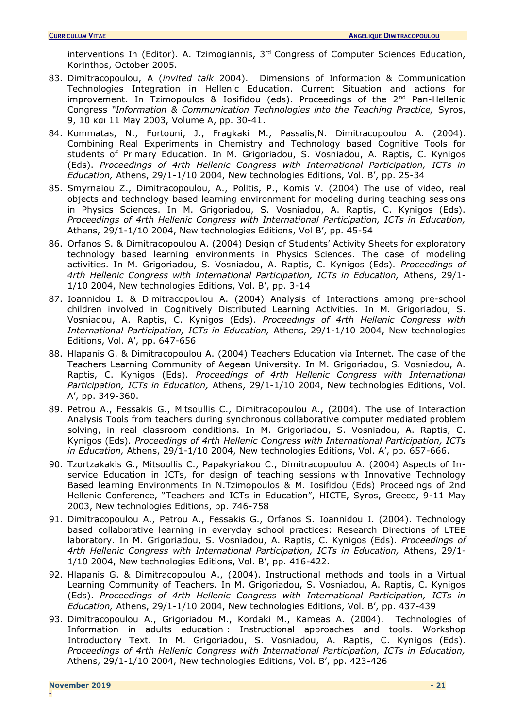interventions In (Editor). A. Tzimogiannis, 3rd Congress of Computer Sciences Education, Korinthos, October 2005.

83. Dimitracopoulou, A (*invited talk* 2004). Dimensions of Information & Communication Technologies Integration in Hellenic Education. Current Situation and actions for improvement. In Tzimopoulos & Iosifidou (eds). Proceedings of the 2nd Pan-Hellenic Congress *"Information & Communication Technologies into the Teaching Practice,* Syros, 9, 10 και 11 May 2003, Volume A, pp. 30-41.
84. Kommatas, N., Fortouni, J., Fragkaki M., Passalis,N. Dimitracopoulou A. (2004). Combining Real Experiments in Chemistry and Technology based Cognitive Tools for students of Primary Education. In M. Grigoriadou, S. Vosniadou, A. Raptis, C. Kynigos (Eds). *Proceedings of 4rth Hellenic Congress with International Participation, ICTs in Education,* Athens, 29/1-1/10 2004, New technologies Editions, Vol. B', pp. 25-34
85. Smyrnaiou Z., Dimitracopoulou, A., Politis, P., Komis V. (2004) The use of video, real objects and technology based learning environment for modeling during teaching sessions in Physics Sciences. In M. Grigoriadou, S. Vosniadou, A. Raptis, C. Kynigos (Eds). *Proceedings of 4rth Hellenic Congress with International Participation, ICTs in Education,* Athens, 29/1-1/10 2004, New technologies Editions, Vol B', pp. 45-54
86. Orfanos S. & Dimitracopoulou A. (2004) Design of Students' Activity Sheets for exploratory technology based learning environments in Physics Sciences. The case of modeling activities. In M. Grigoriadou, S. Vosniadou, A. Raptis, C. Kynigos (Eds). *Proceedings of 4rth Hellenic Congress with International Participation, ICTs in Education,* Athens, 29/1-1/10 2004, New technologies Editions, Vol. B', pp. 3-14
87. Ioannidou I. & Dimitracopoulou A. (2004) Analysis of Interactions among pre-school children involved in Cognitively Distributed Learning Activities. In M. Grigoriadou, S. Vosniadou, A. Raptis, C. Kynigos (Eds). *Proceedings of 4rth Hellenic Congress with International Participation, ICTs in Education,* Athens, 29/1-1/10 2004, New technologies Editions, Vol. A', pp. 647-656
88. Hlapanis G. & Dimitracopoulou A. (2004) Teachers Education via Internet. The case of the Teachers Learning Community of Aegean University. In M. Grigoriadou, S. Vosniadou, A. Raptis, C. Kynigos (Eds). *Proceedings of 4rth Hellenic Congress with International Participation, ICTs in Education,* Athens, 29/1-1/10 2004, New technologies Editions, Vol. A', pp. 349-360.
89. Petrou A., Fessakis G., Mitsoullis C., Dimitracopoulou A., (2004). The use of Interaction Analysis Tools from teachers during synchronous collaborative computer mediated problem solving, in real classroom conditions. In M. Grigoriadou, S. Vosniadou, A. Raptis, C. Kynigos (Eds). *Proceedings of 4rth Hellenic Congress with International Participation, ICTs in Education,* Athens, 29/1-1/10 2004, New technologies Editions, Vol. A', pp. 657-666.
90. Tzortzakakis G., Mitsoullis C., Papakyriakou C., Dimitracopoulou A. (2004) Aspects of In-service Education in ICTs, for design of teaching sessions with Innovative Technology Based learning Environments In N.Tzimopoulos & M. Iosifidou (Eds) Proceedings of 2nd Hellenic Conference, "Teachers and ICTs in Education", HICTE, Syros, Greece, 9-11 May 2003, New technologies Editions, pp. 746-758
91. Dimitracopoulou A., Petrou A., Fessakis G., Orfanos S. Ioannidou I. (2004). Technology based collaborative learning in everyday school practices: Research Directions of LTEE laboratory. In M. Grigoriadou, S. Vosniadou, A. Raptis, C. Kynigos (Eds). *Proceedings of 4rth Hellenic Congress with International Participation, ICTs in Education,* Athens, 29/1-1/10 2004, New technologies Editions, Vol. B', pp. 416-422.
92. Hlapanis G. & Dimitracopoulou A., (2004). Instructional methods and tools in a Virtual Learning Community of Teachers. In M. Grigoriadou, S. Vosniadou, A. Raptis, C. Kynigos (Eds). *Proceedings of 4rth Hellenic Congress with International Participation, ICTs in Education,* Athens, 29/1-1/10 2004, New technologies Editions, Vol. B', pp. 437-439
93. Dimitracopoulou A., Grigoriadou M., Kordaki M., Kameas A. (2004). Technologies of Information in adults education : Instructional approaches and tools. Workshop Introductory Text. In M. Grigoriadou, S. Vosniadou, A. Raptis, C. Kynigos (Eds). *Proceedings of 4rth Hellenic Congress with International Participation, ICTs in Education,* Athens, 29/1-1/10 2004, New technologies Editions, Vol. B', pp. 423-426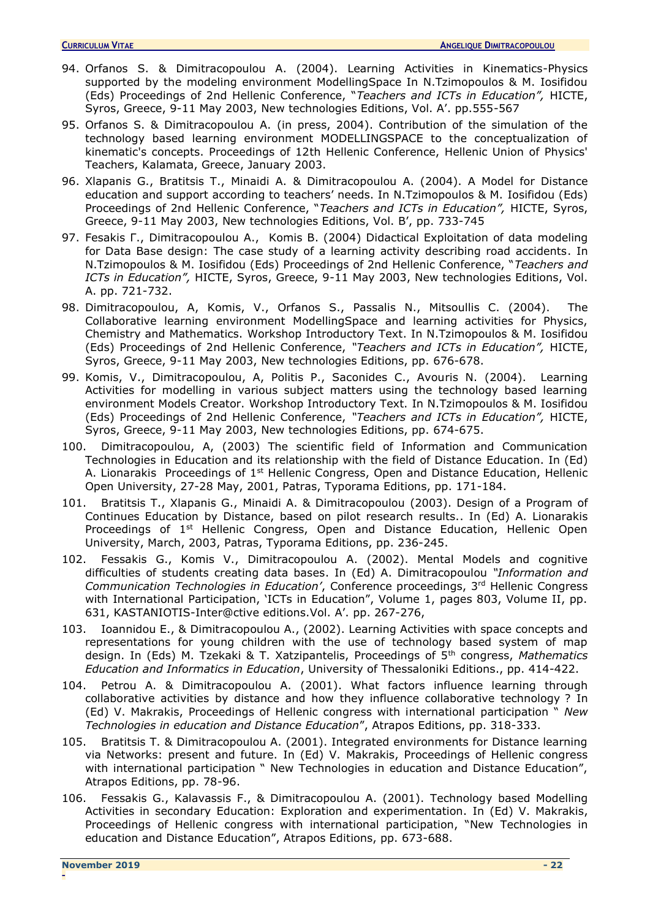94. Orfanos S. & Dimitracopoulou A. (2004). Learning Activities in Kinematics-Physics supported by the modeling environment ModellingSpace In N.Tzimopoulos & M. Iosifidou (Eds) Proceedings of 2nd Hellenic Conference, "*Teachers and ICTs in Education",* HICTE, Syros, Greece, 9-11 May 2003, New technologies Editions, Vol. A'. pp.555-567
95. Orfanos S. & Dimitracopoulou A. (in press, 2004). Contribution of the simulation of the technology based learning environment MODELLINGSPACE to the conceptualization of kinematic's concepts. Proceedings of 12th Hellenic Conference, Hellenic Union of Physics' Teachers, Kalamata, Greece, January 2003.
96. Xlapanis G., Bratitsis T., Minaidi A. & Dimitracopoulou A. (2004). A Model for Distance education and support according to teachers' needs. In N.Tzimopoulos & M. Iosifidou (Eds) Proceedings of 2nd Hellenic Conference, "*Teachers and ICTs in Education",* HICTE, Syros, Greece, 9-11 May 2003, New technologies Editions, Vol. B', pp. 733-745
97. Fesakis Γ., Dimitracopoulou A., Komis B. (2004) Didactical Exploitation of data modeling for Data Base design: The case study of a learning activity describing road accidents. In N.Tzimopoulos & M. Iosifidou (Eds) Proceedings of 2nd Hellenic Conference, "*Teachers and ICTs in Education",* HICTE, Syros, Greece, 9-11 May 2003, New technologies Editions, Vol. A. pp. 721-732.
98. Dimitracopoulou, A, Komis, V., Orfanos S., Passalis N., Mitsoullis C. (2004). The Collaborative learning environment ModellingSpace and learning activities for Physics, Chemistry and Mathematics. Workshop Introductory Text. In N.Tzimopoulos & M. Iosifidou (Eds) Proceedings of 2nd Hellenic Conference, *"Teachers and ICTs in Education",* HICTE, Syros, Greece, 9-11 May 2003, New technologies Editions, pp. 676-678.
99. Komis, V., Dimitracopoulou, A, Politis P., Saconides C., Avouris N. (2004). Learning Activities for modelling in various subject matters using the technology based learning environment Models Creator. Workshop Introductory Text. In N.Tzimopoulos & M. Iosifidou (Eds) Proceedings of 2nd Hellenic Conference, *"Teachers and ICTs in Education",* HICTE, Syros, Greece, 9-11 May 2003, New technologies Editions, pp. 674-675.
100. Dimitracopoulou, A, (2003) The scientific field of Information and Communication Technologies in Education and its relationship with the field of Distance Education. In (Ed) A. Lionarakis Proceedings of 1st Hellenic Congress, Open and Distance Education, Hellenic Open University, 27-28 May, 2001, Patras, Typorama Editions, pp. 171-184.
101. Bratitsis T., Xlapanis G., Minaidi A. & Dimitracopoulou (2003). Design of a Program of Continues Education by Distance, based on pilot research results.. In (Ed) A. Lionarakis Proceedings of 1st Hellenic Congress, Open and Distance Education, Hellenic Open University, March, 2003, Patras, Typorama Editions, pp. 236-245.
102. Fessakis G., Komis V., Dimitracopoulou A. (2002). Mental Models and cognitive difficulties of students creating data bases. In (Ed) A. Dimitracopoulou *"Information and Communication Technologies in Education'*, Conference proceedings, 3rd Hellenic Congress with International Participation, 'ICTs in Education", Volume 1, pages 803, Volume II, pp. 631, KASTANIOTIS-Inter@ctive editions.Vol. A'. pp. 267-276,
103. Ioannidou E., & Dimitracopoulou A., (2002). Learning Activities with space concepts and representations for young children with the use of technology based system of map design. In (Eds) M. Tzekaki & T. Xatzipantelis, Proceedings of 5th congress, *Mathematics Education and Informatics in Education*, University of Thessaloniki Editions., pp. 414-422.
104. Petrou A. & Dimitracopoulou A. (2001). What factors influence learning through collaborative activities by distance and how they influence collaborative technology ? In (Ed) V. Makrakis, Proceedings of Hellenic congress with international participation " *New Technologies in education and Distance Education*", Atrapos Editions, pp. 318-333.
105. Bratitsis T. & Dimitracopoulou A. (2001). Integrated environments for Distance learning via Networks: present and future. In (Ed) V. Makrakis, Proceedings of Hellenic congress with international participation " New Technologies in education and Distance Education", Atrapos Editions, pp. 78-96.
106. Fessakis G., Kalavassis F., & Dimitracopoulou A. (2001). Technology based Modelling Activities in secondary Education: Exploration and experimentation. In (Ed) V. Makrakis, Proceedings of Hellenic congress with international participation, "New Technologies in education and Distance Education", Atrapos Editions, pp. 673-688.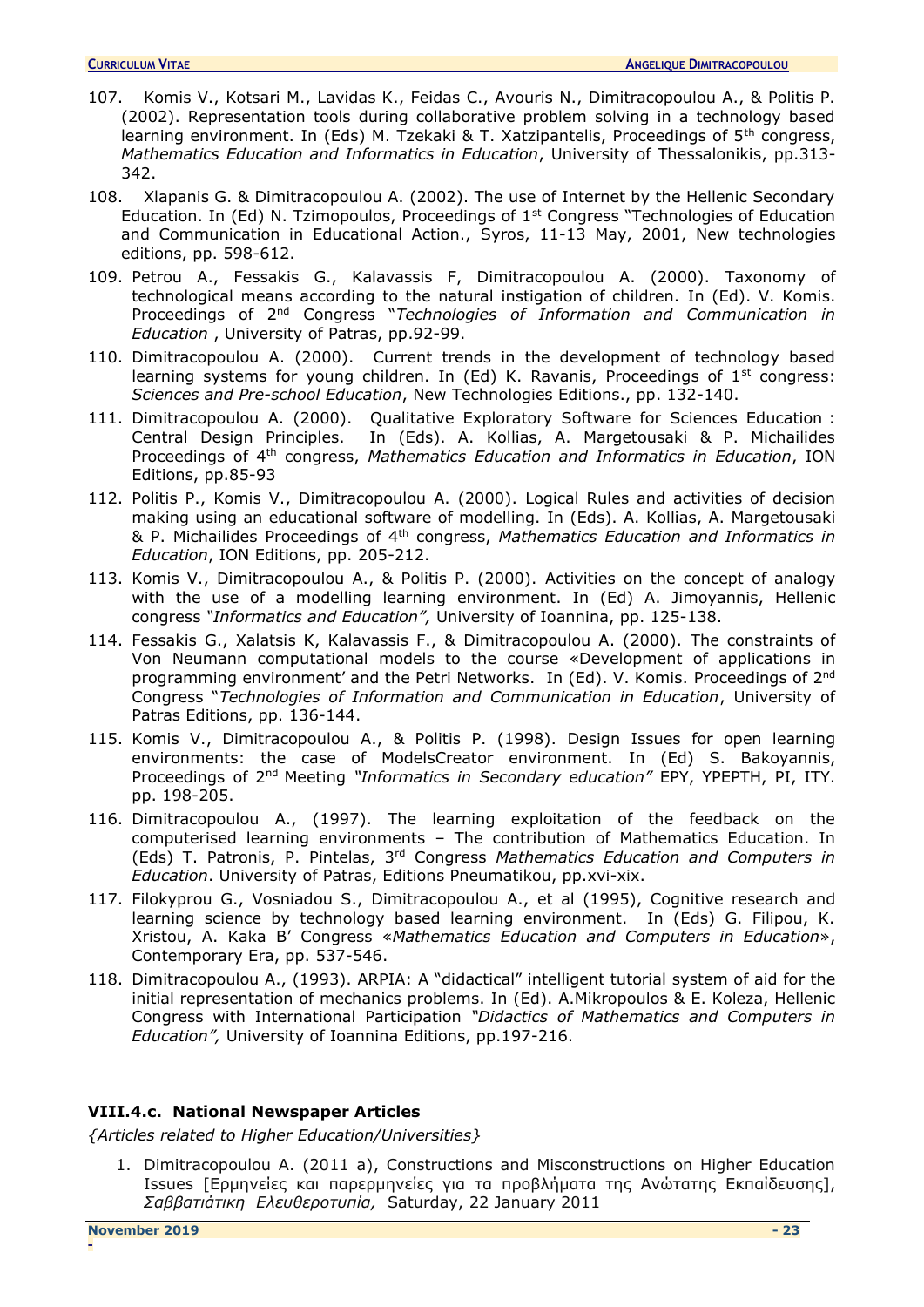107. Komis V., Kotsari M., Lavidas K., Feidas C., Avouris N., Dimitracopoulou A., & Politis P. (2002). Representation tools during collaborative problem solving in a technology based learning environment. In (Eds) M. Tzekaki & T. Xatzipantelis, Proceedings of 5th congress, *Mathematics Education and Informatics in Education*, University of Thessalonikis, pp.313-342.
108. Xlapanis G. & Dimitracopoulou A. (2002). The use of Internet by the Hellenic Secondary Education. In (Ed) N. Tzimopoulos, Proceedings of 1st Congress "Technologies of Education and Communication in Educational Action., Syros, 11-13 May, 2001, New technologies editions, pp. 598-612.
109. Petrou A., Fessakis G., Kalavassis F, Dimitracopoulou A. (2000). Taxonomy of technological means according to the natural instigation of children. In (Ed). V. Komis. Proceedings of 2nd Congress "*Technologies of Information and Communication in Education* , University of Patras, pp.92-99.
110. Dimitracopoulou A. (2000). Current trends in the development of technology based learning systems for young children. In (Ed) K. Ravanis, Proceedings of 1st congress: *Sciences and Pre-school Education*, New Technologies Editions., pp. 132-140.
111. Dimitracopoulou A. (2000). Qualitative Exploratory Software for Sciences Education : Central Design Principles. In (Eds). A. Kollias, A. Margetousaki & P. Michailides Proceedings of 4th congress, *Mathematics Education and Informatics in Education*, ION Editions, pp.85-93
112. Politis P., Komis V., Dimitracopoulou A. (2000). Logical Rules and activities of decision making using an educational software of modelling. In (Eds). A. Kollias, A. Margetousaki & P. Michailides Proceedings of 4th congress, *Mathematics Education and Informatics in Education*, ION Editions, pp. 205-212.
113. Komis V., Dimitracopoulou A., & Politis P. (2000). Activities on the concept of analogy with the use of a modelling learning environment. In (Ed) A. Jimoyannis, Hellenic congress *"Informatics and Education",* University of Ioannina, pp. 125-138.
114. Fessakis G., Xalatsis K, Kalavassis F., & Dimitracopoulou A. (2000). The constraints of Von Neumann computational models to the course «Development of applications in programming environment' and the Petri Networks. In (Ed). V. Komis. Proceedings of 2nd Congress "*Technologies of Information and Communication in Education*, University of Patras Editions, pp. 136-144.
115. Komis V., Dimitracopoulou A., & Politis P. (1998). Design Issues for open learning environments: the case of ModelsCreator environment. In (Ed) S. Bakoyannis, Proceedings of 2nd Meeting *"Informatics in Secondary education"* EPY, YPEPTH, PI, ITY. pp. 198-205.
116. Dimitracopoulou A., (1997). The learning exploitation of the feedback on the computerised learning environments – The contribution of Mathematics Education. In (Eds) T. Patronis, P. Pintelas, 3rd Congress *Mathematics Education and Computers in Education*. University of Patras, Editions Pneumatikou, pp.xvi-xix.
117. Filokyprou G., Vosniadou S., Dimitracopoulou A., et al (1995), Cognitive research and learning science by technology based learning environment. In (Eds) G. Filipou, K. Xristou, A. Kaka B' Congress «*Mathematics Education and Computers in Education*», Contemporary Era, pp. 537-546.
118. Dimitracopoulou A., (1993). ARPIA: A "didactical" intelligent tutorial system of aid for the initial representation of mechanics problems. In (Ed). A.Mikropoulos & E. Koleza, Hellenic Congress with International Participation *"Didactics of Mathematics and Computers in Education",* University of Ioannina Editions, pp.197-216.

### VIII.4.c. National Newspaper Articles

*{Articles related to Higher Education/Universities}*

1. Dimitracopoulou A. (2011 a), Constructions and Misconstructions on Higher Education Issues [Ερμηνείες και παρερμηνείες για τα προβλήματα της Ανώτατης Εκπαίδευσης], *Σαββατιάτικη Ελευθεροτυπία,* Saturday, 22 January 2011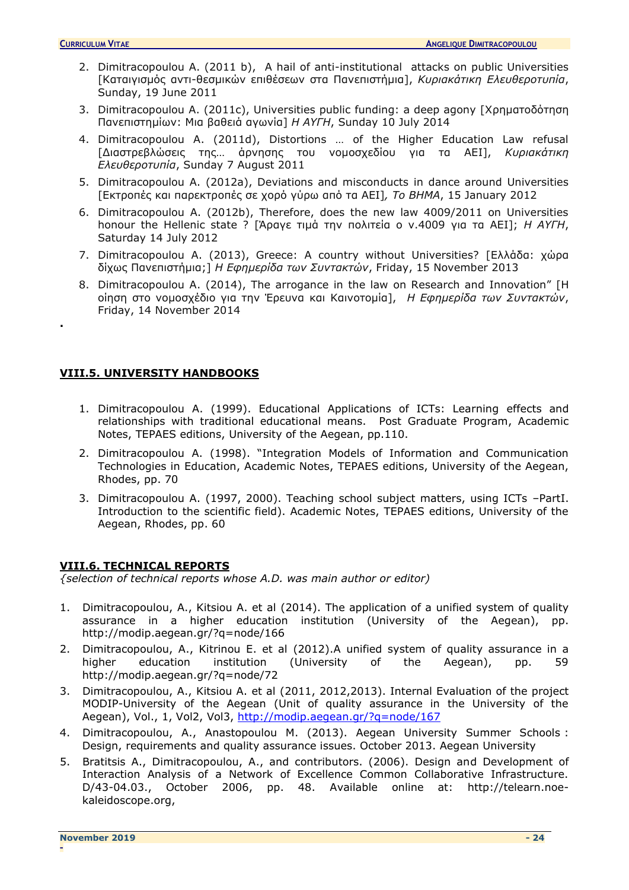2. Dimitracopoulou A. (2011 b), A hail of anti-institutional attacks on public Universities [Καταιγισμός αντι-θεσμικών επιθέσεων στα Πανεπιστήμια], *Κυριακάτικη Ελευθεροτυπία*, Sunday, 19 June 2011
3. Dimitracopoulou A. (2011c), Universities public funding: a deep agony [Χρηματοδότηση Πανεπιστημίων: Μια βαθειά αγωνία] *Η ΑΥΓΗ*, Sunday 10 July 2014
4. Dimitracopoulou A. (2011d), Distortions … of the Higher Education Law refusal [Διαστρεβλώσεις της… άρνησης του νομοσχεδίου για τα ΑΕΙ], *Κυριακάτικη Ελευθεροτυπία*, Sunday 7 August 2011
5. Dimitracopoulou A. (2012a), Deviations and misconducts in dance around Universities [Εκτροπές και παρεκτροπές σε χορό γύρω από τα ΑΕΙ], *Το ΒΗΜΑ*, 15 January 2012
6. Dimitracopoulou A. (2012b), Therefore, does the new law 4009/2011 on Universities honour the Hellenic state ? [Άραγε τιμά την πολιτεία ο ν.4009 για τα ΑΕΙ]; *Η ΑΥΓΗ*, Saturday 14 July 2012
7. Dimitracopoulou A. (2013), Greece: A country without Universities? [Ελλάδα: χώρα δίχως Πανεπιστήμια;] *Η Εφημερίδα των Συντακτών*, Friday, 15 November 2013
8. Dimitracopoulou A. (2014), The arrogance in the law on Research and Innovation" [Η οίηση στο νομοσχέδιο για την Έρευνα και Καινοτομία], *Η Εφημερίδα των Συντακτών*, Friday, 14 November 2014

.

## VIII.5. UNIVERSITY HANDBOOKS

1. Dimitracopoulou A. (1999). Educational Applications of ICTs: Learning effects and relationships with traditional educational means. Post Graduate Program, Academic Notes, TEPAES editions, University of the Aegean, pp.110.
2. Dimitracopoulou A. (1998). "Integration Models of Information and Communication Technologies in Education, Academic Notes, TEPAES editions, University of the Aegean, Rhodes, pp. 70
3. Dimitracopoulou A. (1997, 2000). Teaching school subject matters, using ICTs –PartI. Introduction to the scientific field). Academic Notes, TEPAES editions, University of the Aegean, Rhodes, pp. 60

## VIII.6. TECHNICAL REPORTS

*{selection of technical reports whose A.D. was main author or editor)*

1. Dimitracopoulou, A., Kitsiou A. et al (2014). The application of a unified system of quality assurance in a higher education institution (University of the Aegean), pp. http://modip.aegean.gr/?q=node/166
2. Dimitracopoulou, A., Kitrinou E. et al (2012).A unified system of quality assurance in a higher education institution (University of the Aegean), pp. 59 http://modip.aegean.gr/?q=node/72
3. Dimitracopoulou, A., Kitsiou A. et al (2011, 2012,2013). Internal Evaluation of the project MODIP-University of the Aegean (Unit of quality assurance in the University of the Aegean), Vol., 1, Vol2, Vol3, http://modip.aegean.gr/?q=node/167
4. Dimitracopoulou, A., Anastopoulou M. (2013). Aegean University Summer Schools : Design, requirements and quality assurance issues. October 2013. Aegean University
5. Bratitsis A., Dimitracopoulou, A., and contributors. (2006). Design and Development of Interaction Analysis of a Network of Excellence Common Collaborative Infrastructure. D/43-04.03., October 2006, pp. 48. Available online at: http://telearn.noe-kaleidoscope.org,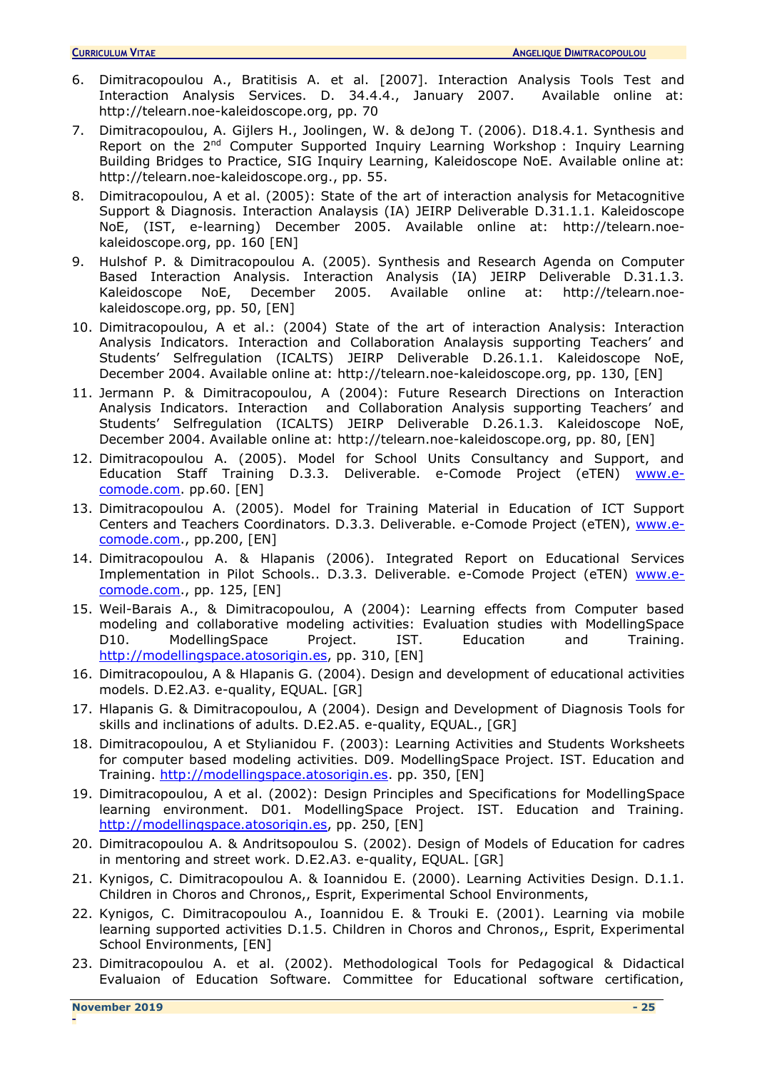6. Dimitracopoulou A., Bratitisis A. et al. [2007]. Interaction Analysis Tools Test and Interaction Analysis Services. D. 34.4.4., January 2007. Available online at: http://telearn.noe-kaleidoscope.org, pp. 70
7. Dimitracopoulou, A. Gijlers H., Joolingen, W. & deJong T. (2006). D18.4.1. Synthesis and Report on the 2nd Computer Supported Inquiry Learning Workshop : Inquiry Learning Building Bridges to Practice, SIG Inquiry Learning, Kaleidoscope NoE. Available online at: http://telearn.noe-kaleidoscope.org., pp. 55.
8. Dimitracopoulou, A et al. (2005): State of the art of interaction analysis for Metacognitive Support & Diagnosis. Interaction Analaysis (IA) JEIRP Deliverable D.31.1.1. Kaleidoscope NoE, (IST, e-learning) December 2005. Available online at: http://telearn.noe-kaleidoscope.org, pp. 160 [EN]
9. Hulshof P. & Dimitracopoulou A. (2005). Synthesis and Research Agenda on Computer Based Interaction Analysis. Interaction Analysis (IA) JEIRP Deliverable D.31.1.3. Kaleidoscope NoE, December 2005. Available online at: http://telearn.noe-kaleidoscope.org, pp. 50, [EN]
10. Dimitracopoulou, A et al.: (2004) State of the art of interaction Analysis: Interaction Analysis Indicators. Interaction and Collaboration Analysis supporting Teachers' and Students' Selfregulation (ICALTS) JEIRP Deliverable D.26.1.1. Kaleidoscope NoE, December 2004. Available online at: http://telearn.noe-kaleidoscope.org, pp. 130, [EN]
11. Jermann P. & Dimitracopoulou, A (2004): Future Research Directions on Interaction Analysis Indicators. Interaction and Collaboration Analysis supporting Teachers' and Students' Selfregulation (ICALTS) JEIRP Deliverable D.26.1.3. Kaleidoscope NoE, December 2004. Available online at: http://telearn.noe-kaleidoscope.org, pp. 80, [EN]
12. Dimitracopoulou A. (2005). Model for School Units Consultancy and Support, and Education Staff Training D.3.3. Deliverable. e-Comode Project (eTEN) www.e-comode.com. pp.60. [EN]
13. Dimitracopoulou A. (2005). Model for Training Material in Education of ICT Support Centers and Teachers Coordinators. D.3.3. Deliverable. e-Comode Project (eTEN), www.e-comode.com., pp.200, [EN]
14. Dimitracopoulou A. & Hlapanis (2006). Integrated Report on Educational Services Implementation in Pilot Schools.. D.3.3. Deliverable. e-Comode Project (eTEN) www.e-comode.com., pp. 125, [EN]
15. Weil-Barais A., & Dimitracopoulou, A (2004): Learning effects from Computer based modeling and collaborative modeling activities: Evaluation studies with ModellingSpace D10. ModellingSpace Project. IST. Education and Training. http://modellingspace.atosorigin.es, pp. 310, [EN]
16. Dimitracopoulou, A & Hlapanis G. (2004). Design and development of educational activities models. D.E2.A3. e-quality, EQUAL. [GR]
17. Hlapanis G. & Dimitracopoulou, A (2004). Design and Development of Diagnosis Tools for skills and inclinations of adults. D.E2.A5. e-quality, EQUAL., [GR]
18. Dimitracopoulou, A et Stylianidou F. (2003): Learning Activities and Students Worksheets for computer based modeling activities. D09. ModellingSpace Project. IST. Education and Training. http://modellingspace.atosorigin.es. pp. 350, [EN]
19. Dimitracopoulou, A et al. (2002): Design Principles and Specifications for ModellingSpace learning environment. D01. ModellingSpace Project. IST. Education and Training. http://modellingspace.atosorigin.es, pp. 250, [EN]
20. Dimitracopoulou A. & Andritsopoulou S. (2002). Design of Models of Education for cadres in mentoring and street work. D.E2.A3. e-quality, EQUAL. [GR]
21. Kynigos, C. Dimitracopoulou A. & Ioannidou E. (2000). Learning Activities Design. D.1.1. Children in Choros and Chronos,, Esprit, Experimental School Environments,
22. Kynigos, C. Dimitracopoulou A., Ioannidou E. & Trouki E. (2001). Learning via mobile learning supported activities D.1.5. Children in Choros and Chronos,, Esprit, Experimental School Environments, [EN]
23. Dimitracopoulou A. et al. (2002). Methodological Tools for Pedagogical & Didactical Evaluaion of Education Software. Committee for Educational software certification,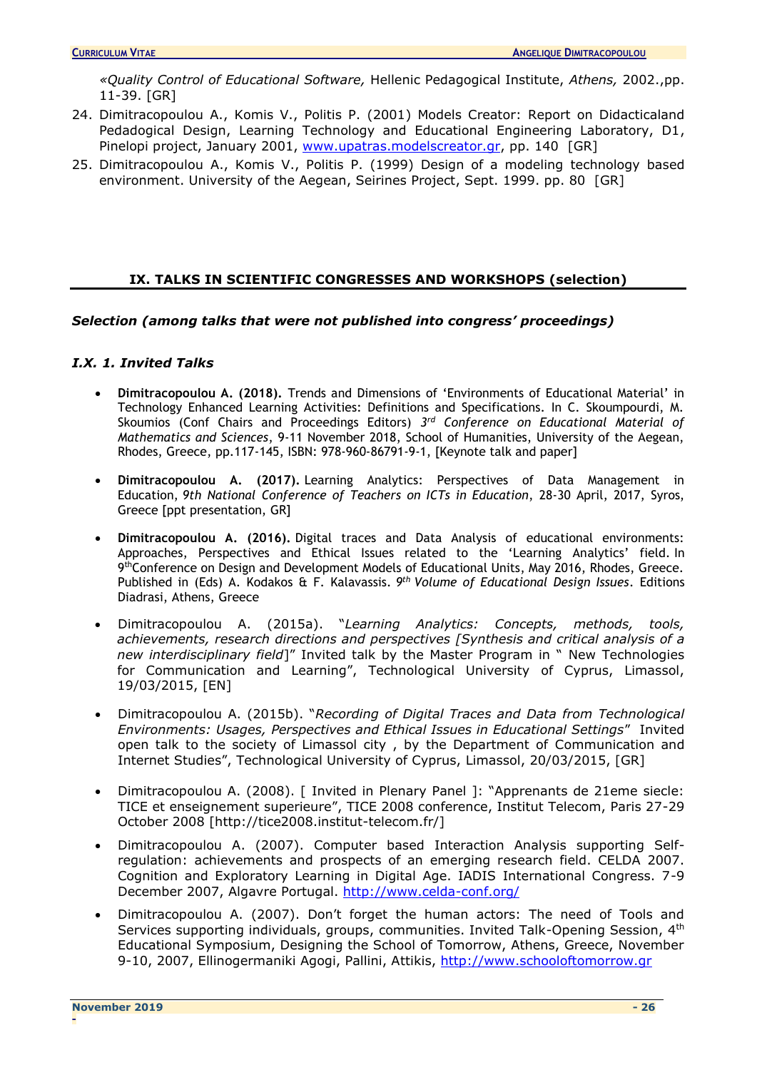*«Quality Control of Educational Software,* Hellenic Pedagogical Institute, *Athens,* 2002.,pp. 11-39. [GR]

24. Dimitracopoulou A., Komis V., Politis P. (2001) Models Creator: Report on Didacticaland Pedadogical Design, Learning Technology and Educational Engineering Laboratory, D1, Pinelopi project, January 2001, www.upatras.modelscreator.gr, pp. 140 [GR]
25. Dimitracopoulou A., Komis V., Politis P. (1999) Design of a modeling technology based environment. University of the Aegean, Seirines Project, Sept. 1999. pp. 80 [GR]

## IX. TALKS IN SCIENTIFIC CONGRESSES AND WORKSHOPS (selection)

***Selection (among talks that were not published into congress' proceedings)***

### *I.X. 1. Invited Talks*

- **Dimitracopoulou A. (2018).** Trends and Dimensions of 'Environments of Educational Material' in Technology Enhanced Learning Activities: Definitions and Specifications. In C. Skoumpourdi, M. Skoumios (Conf Chairs and Proceedings Editors) *3rd Conference on Educational Material of Mathematics and Sciences*, 9-11 November 2018, School of Humanities, University of the Aegean, Rhodes, Greece, pp.117-145, ISBN: 978-960-86791-9-1, [Keynote talk and paper]

- **Dimitracopoulou A. (2017).** Learning Analytics: Perspectives of Data Management in Education, *9th National Conference of Teachers on ICTs in Education*, 28-30 April, 2017, Syros, Greece [ppt presentation, GR]

- **Dimitracopoulou A. (2016).** Digital traces and Data Analysis of educational environments: Approaches, Perspectives and Ethical Issues related to the 'Learning Analytics' field. In 9thConference on Design and Development Models of Educational Units, May 2016, Rhodes, Greece. Published in (Eds) A. Kodakos & F. Kalavassis. *9th Volume of Educational Design Issues*. Editions Diadrasi, Athens, Greece

- Dimitracopoulou A. (2015a). "*Learning Analytics: Concepts, methods, tools, achievements, research directions and perspectives [Synthesis and critical analysis of a new interdisciplinary field*]" Invited talk by the Master Program in " New Technologies for Communication and Learning", Technological University of Cyprus, Limassol, 19/03/2015, [EN]

- Dimitracopoulou A. (2015b). "*Recording of Digital Traces and Data from Technological Environments: Usages, Perspectives and Ethical Issues in Educational Settings*" Invited open talk to the society of Limassol city , by the Department of Communication and Internet Studies", Technological University of Cyprus, Limassol, 20/03/2015, [GR]

- Dimitracopoulou A. (2008). [ Invited in Plenary Panel ]: "Apprenants de 21eme siecle: TICE et enseignement superieure", TICE 2008 conference, Institut Telecom, Paris 27-29 October 2008 [http://tice2008.institut-telecom.fr/]

- Dimitracopoulou A. (2007). Computer based Interaction Analysis supporting Self-regulation: achievements and prospects of an emerging research field. CELDA 2007. Cognition and Exploratory Learning in Digital Age. IADIS International Congress. 7-9 December 2007, Algavre Portugal. http://www.celda-conf.org/

- Dimitracopoulou A. (2007). Don't forget the human actors: The need of Tools and Services supporting individuals, groups, communities. Invited Talk-Opening Session, 4th Educational Symposium, Designing the School of Tomorrow, Athens, Greece, November 9-10, 2007, Ellinogermaniki Agogi, Pallini, Attikis, http://www.schooloftomorrow.gr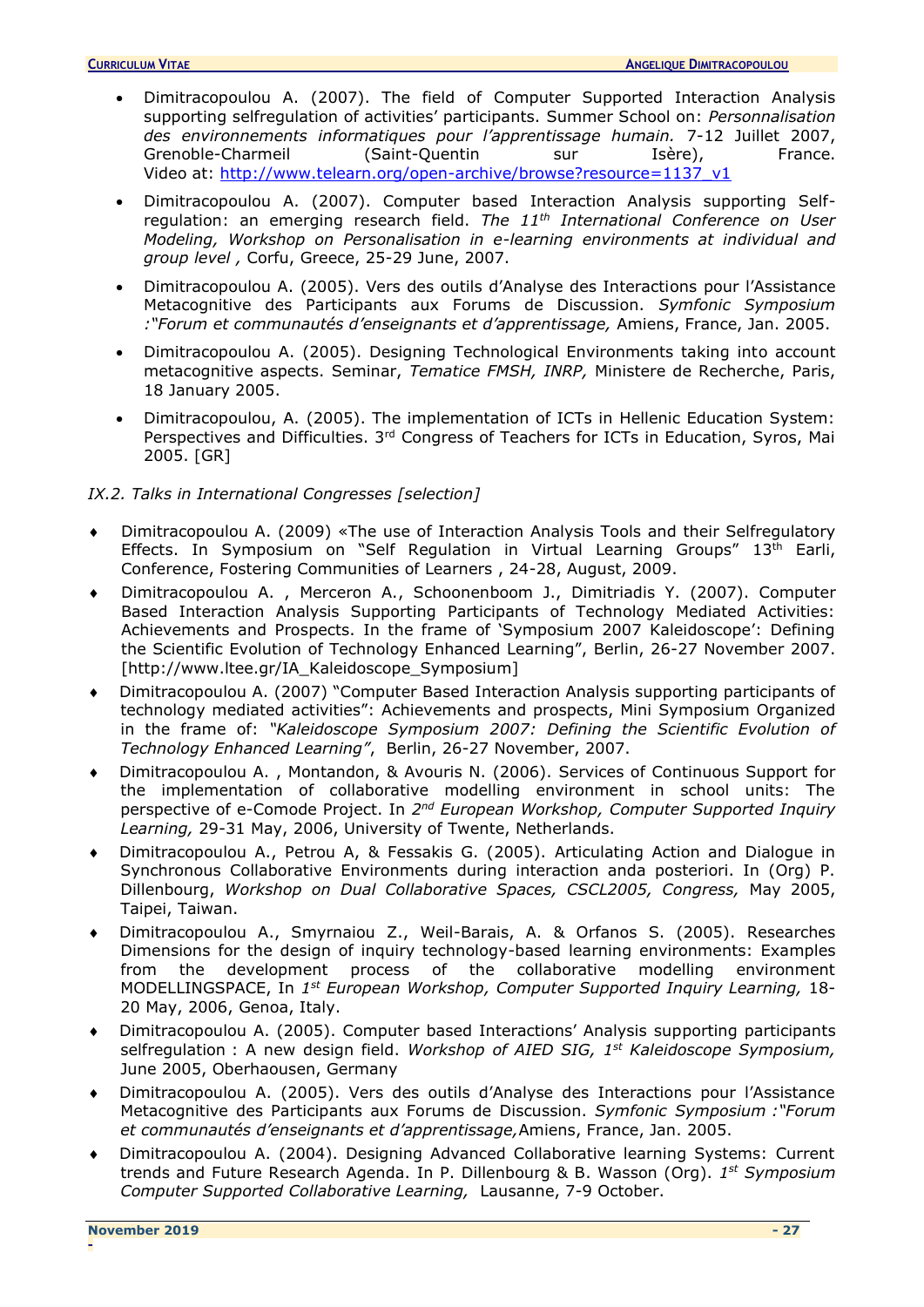- Dimitracopoulou A. (2007). The field of Computer Supported Interaction Analysis supporting selfregulation of activities' participants. Summer School on: *Personnalisation des environnements informatiques pour l'apprentissage humain.* 7-12 Juillet 2007, Grenoble-Charmeil (Saint-Quentin sur Isère), France. Video at: http://www.telearn.org/open-archive/browse?resource=1137_v1

- Dimitracopoulou A. (2007). Computer based Interaction Analysis supporting Self-regulation: an emerging research field. *The 11th International Conference on User Modeling, Workshop on Personalisation in e-learning environments at individual and group level ,* Corfu, Greece, 25-29 June, 2007.

- Dimitracopoulou A. (2005). Vers des outils d'Analyse des Interactions pour l'Assistance Metacognitive des Participants aux Forums de Discussion. *Symfonic Symposium :"Forum et communautés d'enseignants et d'apprentissage,* Amiens, France, Jan. 2005.

- Dimitracopoulou A. (2005). Designing Technological Environments taking into account metacognitive aspects. Seminar, *Tematice FMSH, INRP,* Ministere de Recherche, Paris, 18 January 2005.

- Dimitracopoulou, A. (2005). The implementation of ICTs in Hellenic Education System: Perspectives and Difficulties. 3rd Congress of Teachers for ICTs in Education, Syros, Mai 2005. [GR]

*IX.2. Talks in International Congresses [selection]*

- Dimitracopoulou A. (2009) «The use of Interaction Analysis Tools and their Selfregulatory Effects. In Symposium on "Self Regulation in Virtual Learning Groups" 13th Earli, Conference, Fostering Communities of Learners , 24-28, August, 2009.
- Dimitracopoulou A. , Merceron A., Schoonenboom J., Dimitriadis Y. (2007). Computer Based Interaction Analysis Supporting Participants of Technology Mediated Activities: Achievements and Prospects. In the frame of 'Symposium 2007 Kaleidoscope': Defining the Scientific Evolution of Technology Enhanced Learning", Berlin, 26-27 November 2007. [http://www.ltee.gr/IA_Kaleidoscope_Symposium]
- Dimitracopoulou A. (2007) "Computer Based Interaction Analysis supporting participants of technology mediated activities": Achievements and prospects, Mini Symposium Organized in the frame of: *"Kaleidoscope Symposium 2007: Defining the Scientific Evolution of Technology Enhanced Learning",* Berlin, 26-27 November, 2007.
- Dimitracopoulou A. , Montandon, & Avouris N. (2006). Services of Continuous Support for the implementation of collaborative modelling environment in school units: The perspective of e-Comode Project. In *2nd European Workshop, Computer Supported Inquiry Learning,* 29-31 May, 2006, University of Twente, Netherlands.
- Dimitracopoulou A., Petrou A, & Fessakis G. (2005). Articulating Action and Dialogue in Synchronous Collaborative Environments during interaction anda posteriori. In (Org) P. Dillenbourg, *Workshop on Dual Collaborative Spaces, CSCL2005, Congress,* May 2005, Taipei, Taiwan.
- Dimitracopoulou A., Smyrnaiou Z., Weil-Barais, A. & Orfanos S. (2005). Researches Dimensions for the design of inquiry technology-based learning environments: Examples from the development process of the collaborative modelling environment MODELLINGSPACE, In *1st European Workshop, Computer Supported Inquiry Learning,* 18-20 May, 2006, Genoa, Italy.
- Dimitracopoulou A. (2005). Computer based Interactions' Analysis supporting participants selfregulation : A new design field. *Workshop of AIED SIG, 1st Kaleidoscope Symposium,* June 2005, Oberhaousen, Germany
- Dimitracopoulou A. (2005). Vers des outils d'Analyse des Interactions pour l'Assistance Metacognitive des Participants aux Forums de Discussion. *Symfonic Symposium :"Forum et communautés d'enseignants et d'apprentissage,*Amiens, France, Jan. 2005.
- Dimitracopoulou A. (2004). Designing Advanced Collaborative learning Systems: Current trends and Future Research Agenda. In P. Dillenbourg & B. Wasson (Org). *1st Symposium Computer Supported Collaborative Learning,* Lausanne, 7-9 October.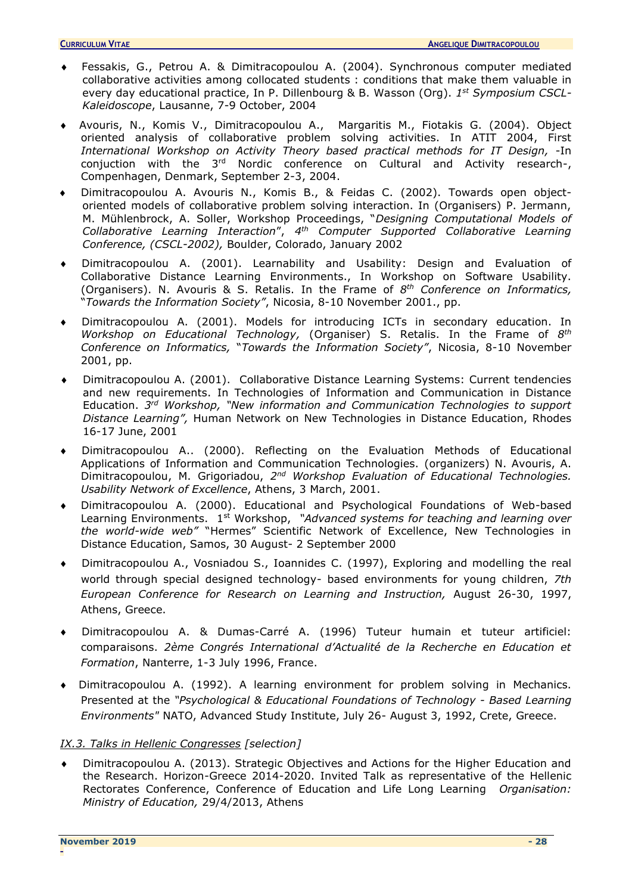- Fessakis, G., Petrou A. & Dimitracopoulou A. (2004). Synchronous computer mediated collaborative activities among collocated students : conditions that make them valuable in every day educational practice, In P. Dillenbourg & B. Wasson (Org). *1st Symposium CSCL-Kaleidoscope*, Lausanne, 7-9 October, 2004
- Avouris, N., Komis V., Dimitracopoulou A., Margaritis M., Fiotakis G. (2004). Object oriented analysis of collaborative problem solving activities. In ATIT 2004, First *International Workshop on Activity Theory based practical methods for IT Design,* -In conjuction with the 3rd Nordic conference on Cultural and Activity research-, Compenhagen, Denmark, September 2-3, 2004.
- Dimitracopoulou A. Avouris N., Komis B., & Feidas C. (2002). Towards open object-oriented models of collaborative problem solving interaction. In (Organisers) P. Jermann, M. Mühlenbrock, A. Soller, Workshop Proceedings, "*Designing Computational Models of Collaborative Learning Interaction*", *4th Computer Supported Collaborative Learning Conference, (CSCL-2002),* Boulder, Colorado, January 2002
- Dimitracopoulou A. (2001). Learnability and Usability: Design and Evaluation of Collaborative Distance Learning Environments., In Workshop on Software Usability. (Organisers). N. Avouris & S. Retalis. In the Frame of *8th Conference on Informatics,* "*Towards the Information Society"*, Nicosia, 8-10 November 2001., pp.
- Dimitracopoulou A. (2001). Models for introducing ICTs in secondary education. In *Workshop on Educational Technology,* (Organiser) S. Retalis. In the Frame of *8th Conference on Informatics,* "*Towards the Information Society"*, Nicosia, 8-10 November 2001, pp.
- Dimitracopoulou A. (2001). Collaborative Distance Learning Systems: Current tendencies and new requirements. In Technologies of Information and Communication in Distance Education. *3rd Workshop, "New information and Communication Technologies to support Distance Learning",* Human Network on New Technologies in Distance Education, Rhodes 16-17 June, 2001
- Dimitracopoulou A.. (2000). Reflecting on the Evaluation Methods of Educational Applications of Information and Communication Technologies. (organizers) N. Avouris, A. Dimitracopoulou, M. Grigoriadou, *2nd Workshop Evaluation of Educational Technologies. Usability Network of Excellence*, Athens, 3 March, 2001.
- Dimitracopoulou A. (2000). Educational and Psychological Foundations of Web-based Learning Environments. 1st Workshop, *"Advanced systems for teaching and learning over the world-wide web"* "Hermes" Scientific Network of Excellence, New Technologies in Distance Education, Samos, 30 August- 2 September 2000
- Dimitracopoulou A., Vosniadou S., Ioannides C. (1997), Exploring and modelling the real world through special designed technology- based environments for young children, *7th European Conference for Research on Learning and Instruction,* August 26-30, 1997, Athens, Greece.
- Dimitracopoulou A. & Dumas-Carré A. (1996) Tuteur humain et tuteur artificiel: comparaisons. *2ème Congrés International d'Actualité de la Recherche en Education et Formation*, Nanterre, 1-3 July 1996, France.
- Dimitracopoulou A. (1992). A learning environment for problem solving in Mechanics. Presented at the *"Psychological & Educational Foundations of Technology - Based Learning Environments"* NATO, Advanced Study Institute, July 26- August 3, 1992, Crete, Greece.

*IX.3. Talks in Hellenic Congresses [selection]*

- Dimitracopoulou A. (2013). Strategic Objectives and Actions for the Higher Education and the Research. Horizon-Greece 2014-2020. Invited Talk as representative of the Hellenic Rectorates Conference, Conference of Education and Life Long Learning *Organisation: Ministry of Education,* 29/4/2013, Athens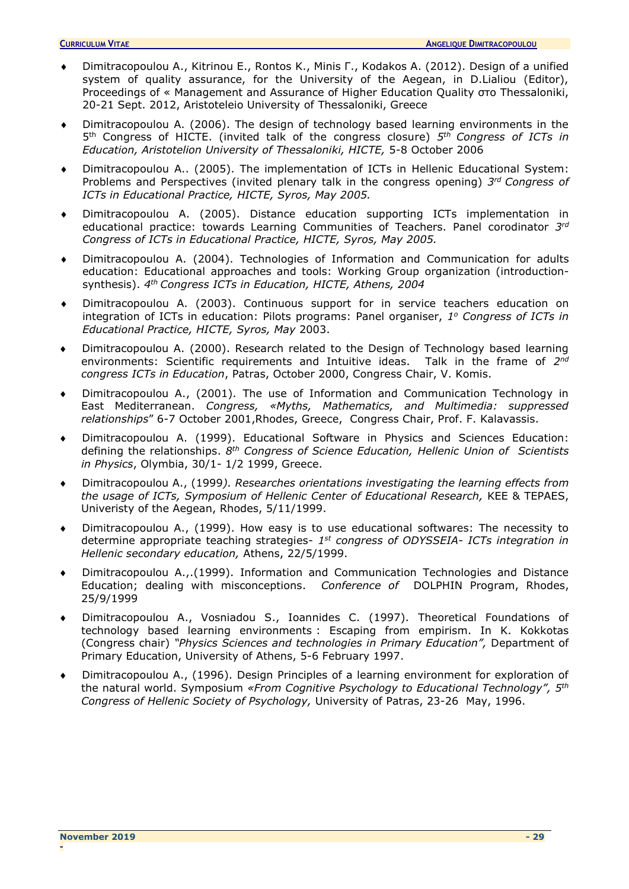- Dimitracopoulou A., Kitrinou E., Rontos K., Minis Γ., Kodakos A. (2012). Design of a unified system of quality assurance, for the University of the Aegean, in D.Lialiou (Editor), Proceedings of « Management and Assurance of Higher Education Quality στο Thessaloniki, 20-21 Sept. 2012, Aristoteleio University of Thessaloniki, Greece

- Dimitracopoulou A. (2006). The design of technology based learning environments in the 5th Congress of HICTE. (invited talk of the congress closure) *5th Congress of ICTs in Education, Aristotelion University of Thessaloniki, HICTE,* 5-8 October 2006

- Dimitracopoulou A.. (2005). The implementation of ICTs in Hellenic Educational System: Problems and Perspectives (invited plenary talk in the congress opening) *3rd Congress of ICTs in Educational Practice, HICTE, Syros, May 2005.*

- Dimitracopoulou A. (2005). Distance education supporting ICTs implementation in educational practice: towards Learning Communities of Teachers. Panel corodinator *3rd Congress of ICTs in Educational Practice, HICTE, Syros, May 2005.*

- Dimitracopoulou A. (2004). Technologies of Information and Communication for adults education: Educational approaches and tools: Working Group organization (introduction-synthesis). *4th Congress ICTs in Education, HICTE, Athens, 2004*

- Dimitracopoulou A. (2003). Continuous support for in service teachers education on integration of ICTs in education: Pilots programs: Panel organiser, *1o Congress of ICTs in Educational Practice, HICTE, Syros, May* 2003.

- Dimitracopoulou A. (2000). Research related to the Design of Technology based learning environments: Scientific requirements and Intuitive ideas. Talk in the frame of *2nd congress ICTs in Education*, Patras, October 2000, Congress Chair, V. Komis.

- Dimitracopoulou A., (2001). The use of Information and Communication Technology in East Mediterranean. *Congress, «Myths, Mathematics, and Multimedia: suppressed relationships*" 6-7 October 2001,Rhodes, Greece, Congress Chair, Prof. F. Kalavassis.

- Dimitracopoulou A. (1999). Educational Software in Physics and Sciences Education: defining the relationships. *8th Congress of Science Education, Hellenic Union of Scientists in Physics*, Olymbia, 30/1- 1/2 1999, Greece.

- Dimitracopoulou A., (1999*). Researches orientations investigating the learning effects from the usage of ICTs, Symposium of Hellenic Center of Educational Research,* KEE & TEPAES, Univeristy of the Aegean, Rhodes, 5/11/1999.

- Dimitracopoulou A., (1999). How easy is to use educational softwares: The necessity to determine appropriate teaching strategies- *1st congress of ODYSSEIA- ICTs integration in Hellenic secondary education,* Athens, 22/5/1999.

- Dimitracopoulou A.,.(1999). Information and Communication Technologies and Distance Education; dealing with misconceptions. *Conference of* DOLPHIN Program, Rhodes, 25/9/1999

- Dimitracopoulou A., Vosniadou S., Ioannides C. (1997). Theoretical Foundations of technology based learning environments : Escaping from empirism. In K. Kokkotas (Congress chair) *"Physics Sciences and technologies in Primary Education",* Department of Primary Education, University of Athens, 5-6 February 1997.

- Dimitracopoulou A., (1996). Design Principles of a learning environment for exploration of the natural world. Symposium *«From Cognitive Psychology to Educational Technology", 5th Congress of Hellenic Society of Psychology,* University of Patras, 23-26 May, 1996.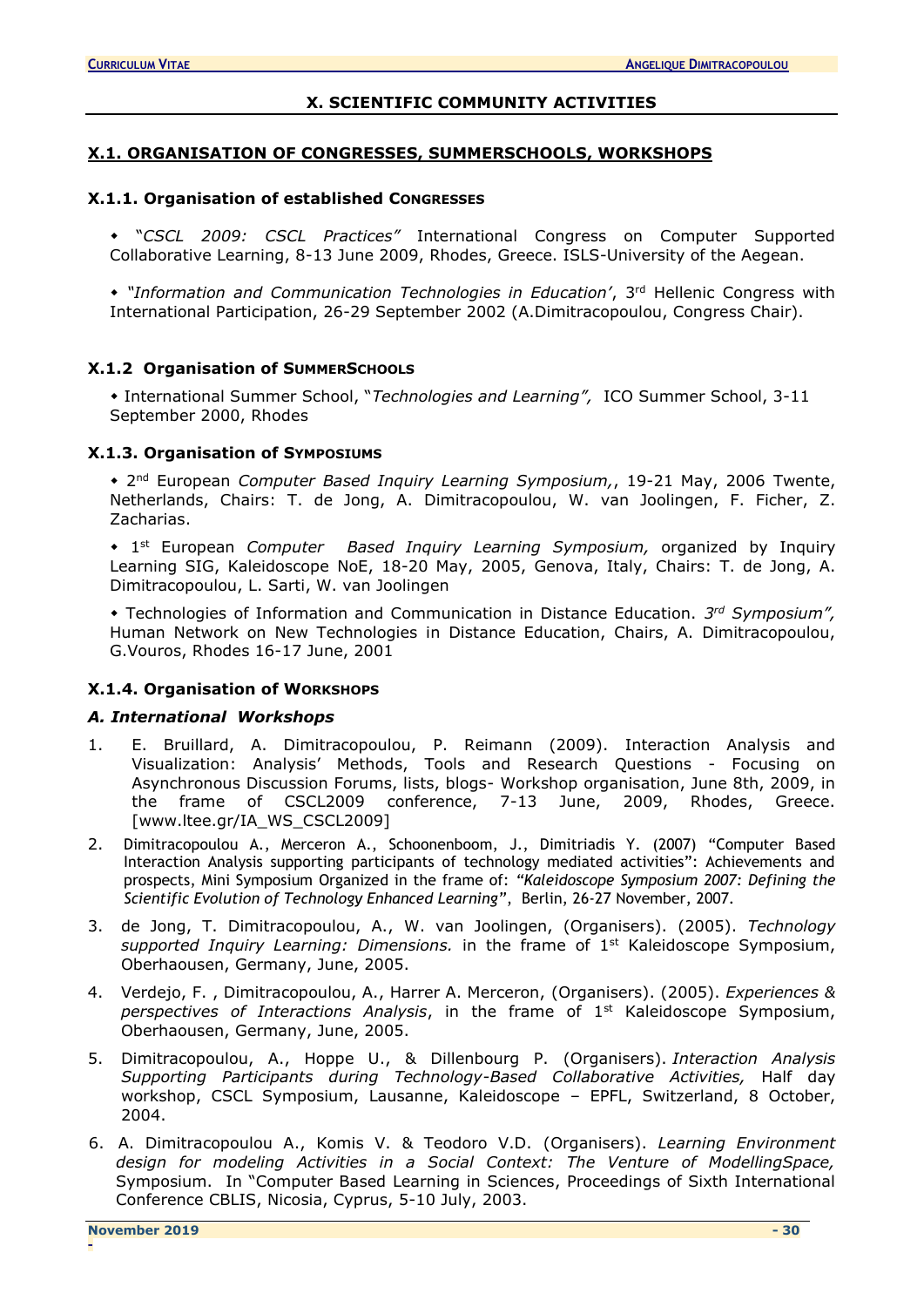## X. SCIENTIFIC COMMUNITY ACTIVITIES

### X.1. ORGANISATION OF CONGRESSES, SUMMERSCHOOLS, WORKSHOPS

#### X.1.1. Organisation of established CONGRESSES

- "*CSCL 2009: CSCL Practices"* International Congress on Computer Supported Collaborative Learning, 8-13 June 2009, Rhodes, Greece. ISLS-University of the Aegean.

- *"Information and Communication Technologies in Education'*, 3rd Hellenic Congress with International Participation, 26-29 September 2002 (A.Dimitracopoulou, Congress Chair).

#### X.1.2 Organisation of SUMMERSCHOOLS

- International Summer School, "*Technologies and Learning",* ICO Summer School, 3-11 September 2000, Rhodes

#### X.1.3. Organisation of SYMPOSIUMS

- 2nd European *Computer Based Inquiry Learning Symposium,*, 19-21 May, 2006 Twente, Netherlands, Chairs: T. de Jong, A. Dimitracopoulou, W. van Joolingen, F. Ficher, Z. Zacharias.

- 1st European *Computer Based Inquiry Learning Symposium,* organized by Inquiry Learning SIG, Kaleidoscope NoE, 18-20 May, 2005, Genova, Italy, Chairs: T. de Jong, A. Dimitracopoulou, L. Sarti, W. van Joolingen

- Technologies of Information and Communication in Distance Education. *3rd Symposium",* Human Network on New Technologies in Distance Education, Chairs, A. Dimitracopoulou, G.Vouros, Rhodes 16-17 June, 2001

#### X.1.4. Organisation of WORKSHOPS

***A. International Workshops***

1. E. Bruillard, A. Dimitracopoulou, P. Reimann (2009). Interaction Analysis and Visualization: Analysis' Methods, Tools and Research Questions - Focusing on Asynchronous Discussion Forums, lists, blogs- Workshop organisation, June 8th, 2009, in the frame of CSCL2009 conference, 7-13 June, 2009, Rhodes, Greece. [www.ltee.gr/IA_WS_CSCL2009]
2. Dimitracopoulou A., Merceron A., Schoonenboom, J., Dimitriadis Y. (2007) "Computer Based Interaction Analysis supporting participants of technology mediated activities": Achievements and prospects, Mini Symposium Organized in the frame of: *"Kaleidoscope Symposium 2007: Defining the Scientific Evolution of Technology Enhanced Learning*", Berlin, 26-27 November, 2007.
3. de Jong, T. Dimitracopoulou, A., W. van Joolingen, (Organisers). (2005). *Technology supported Inquiry Learning: Dimensions.* in the frame of 1st Kaleidoscope Symposium, Oberhaousen, Germany, June, 2005.
4. Verdejo, F. , Dimitracopoulou, A., Harrer A. Merceron, (Organisers). (2005). *Experiences & perspectives of Interactions Analysis*, in the frame of 1st Kaleidoscope Symposium, Oberhaousen, Germany, June, 2005.
5. Dimitracopoulou, A., Hoppe U., & Dillenbourg P. (Organisers). *Interaction Analysis Supporting Participants during Technology-Based Collaborative Activities,* Half day workshop, CSCL Symposium, Lausanne, Kaleidoscope – EPFL, Switzerland, 8 October, 2004.
6. A. Dimitracopoulou A., Komis V. & Teodoro V.D. (Organisers). *Learning Environment design for modeling Activities in a Social Context: The Venture of ModellingSpace,* Symposium. In "Computer Based Learning in Sciences, Proceedings of Sixth International Conference CBLIS, Nicosia, Cyprus, 5-10 July, 2003.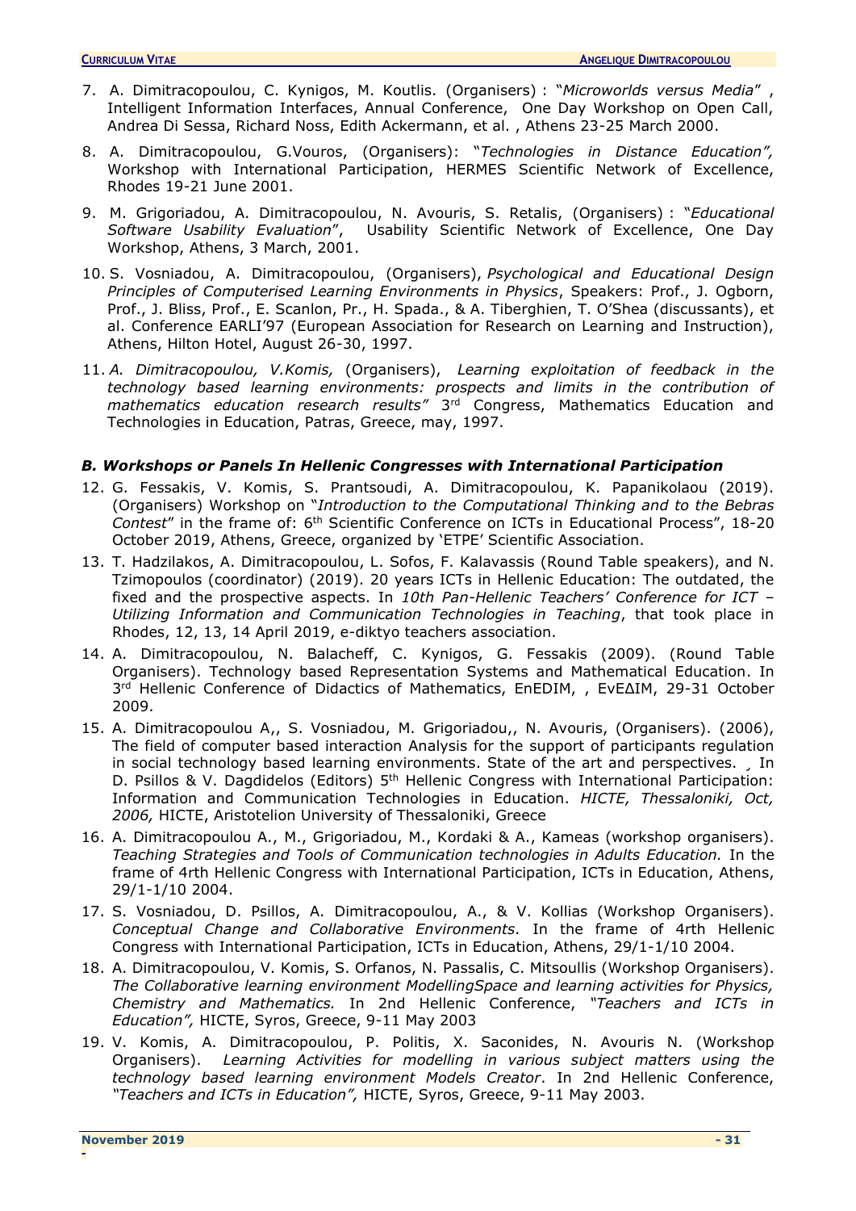7. A. Dimitracopoulou, C. Kynigos, M. Koutlis. (Organisers) : "*Microworlds versus Media*" , Intelligent Information Interfaces, Annual Conference, One Day Workshop on Open Call, Andrea Di Sessa, Richard Noss, Edith Ackermann, et al. , Athens 23-25 March 2000.

8. A. Dimitracopoulou, G.Vouros, (Organisers): "*Technologies in Distance Education",* Workshop with International Participation, HERMES Scientific Network of Excellence, Rhodes 19-21 June 2001.

9. M. Grigoriadou, A. Dimitracopoulou, N. Avouris, S. Retalis, (Organisers) : "*Educational Software Usability Evaluation*", Usability Scientific Network of Excellence, One Day Workshop, Athens, 3 March, 2001.

10. S. Vosniadou, A. Dimitracopoulou, (Organisers), *Psychological and Educational Design Principles of Computerised Learning Environments in Physics*, Speakers: Prof., J. Ogborn, Prof., J. Bliss, Prof., E. Scanlon, Pr., H. Spada., & A. Tiberghien, T. O'Shea (discussants), et al. Conference EARLI'97 (European Association for Research on Learning and Instruction), Athens, Hilton Hotel, August 26-30, 1997.

11. *A. Dimitracopoulou, V.Komis,* (Organisers), *Learning exploitation of feedback in the technology based learning environments: prospects and limits in the contribution of mathematics education research results"* 3rd Congress, Mathematics Education and Technologies in Education, Patras, Greece, may, 1997.

### *B. Workshops or Panels In Hellenic Congresses with International Participation*

12. G. Fessakis, V. Komis, S. Prantsoudi, A. Dimitracopoulou, K. Papanikolaou (2019). (Organisers) Workshop on "*Introduction to the Computational Thinking and to the Bebras Contest*" in the frame of: 6th Scientific Conference on ICTs in Educational Process", 18-20 October 2019, Athens, Greece, organized by 'ETPE' Scientific Association.

13. T. Hadzilakos, A. Dimitracopoulou, L. Sofos, F. Kalavassis (Round Table speakers), and N. Tzimopoulos (coordinator) (2019). 20 years ICTs in Hellenic Education: The outdated, the fixed and the prospective aspects. In *10th Pan-Hellenic Teachers' Conference for ICT – Utilizing Information and Communication Technologies in Teaching*, that took place in Rhodes, 12, 13, 14 April 2019, e-diktyo teachers association.

14. A. Dimitracopoulou, N. Balacheff, C. Kynigos, G. Fessakis (2009). (Round Table Organisers). Technology based Representation Systems and Mathematical Education. In 3rd Hellenic Conference of Didactics of Mathematics, EnEDIM, , ΕνΕΔΙΜ, 29-31 October 2009.

15. A. Dimitracopoulou A,, S. Vosniadou, M. Grigoriadou,, N. Avouris, (Organisers). (2006), The field of computer based interaction Analysis for the support of participants regulation in social technology based learning environments. State of the art and perspectives. ¸ In D. Psillos & V. Dagdidelos (Editors) 5th Hellenic Congress with International Participation: Information and Communication Technologies in Education. *HICTE, Thessaloniki, Oct, 2006,* HICTE, Aristotelion University of Thessaloniki, Greece

16. A. Dimitracopoulou A., M., Grigoriadou, M., Kordaki & A., Kameas (workshop organisers). *Teaching Strategies and Tools of Communication technologies in Adults Education.* In the frame of 4rth Hellenic Congress with International Participation, ICTs in Education, Athens, 29/1-1/10 2004.

17. S. Vosniadou, D. Psillos, A. Dimitracopoulou, A., & V. Kollias (Workshop Organisers). *Conceptual Change and Collaborative Environments.* In the frame of 4rth Hellenic Congress with International Participation, ICTs in Education, Athens, 29/1-1/10 2004.

18. A. Dimitracopoulou, V. Komis, S. Orfanos, N. Passalis, C. Mitsoullis (Workshop Organisers). *The Collaborative learning environment ModellingSpace and learning activities for Physics, Chemistry and Mathematics.* In 2nd Hellenic Conference, *"Teachers and ICTs in Education",* HICTE, Syros, Greece, 9-11 May 2003

19. V. Komis, A. Dimitracopoulou, P. Politis, X. Saconides, N. Avouris N. (Workshop Organisers). *Learning Activities for modelling in various subject matters using the technology based learning environment Models Creator*. In 2nd Hellenic Conference, *"Teachers and ICTs in Education",* HICTE, Syros, Greece, 9-11 May 2003.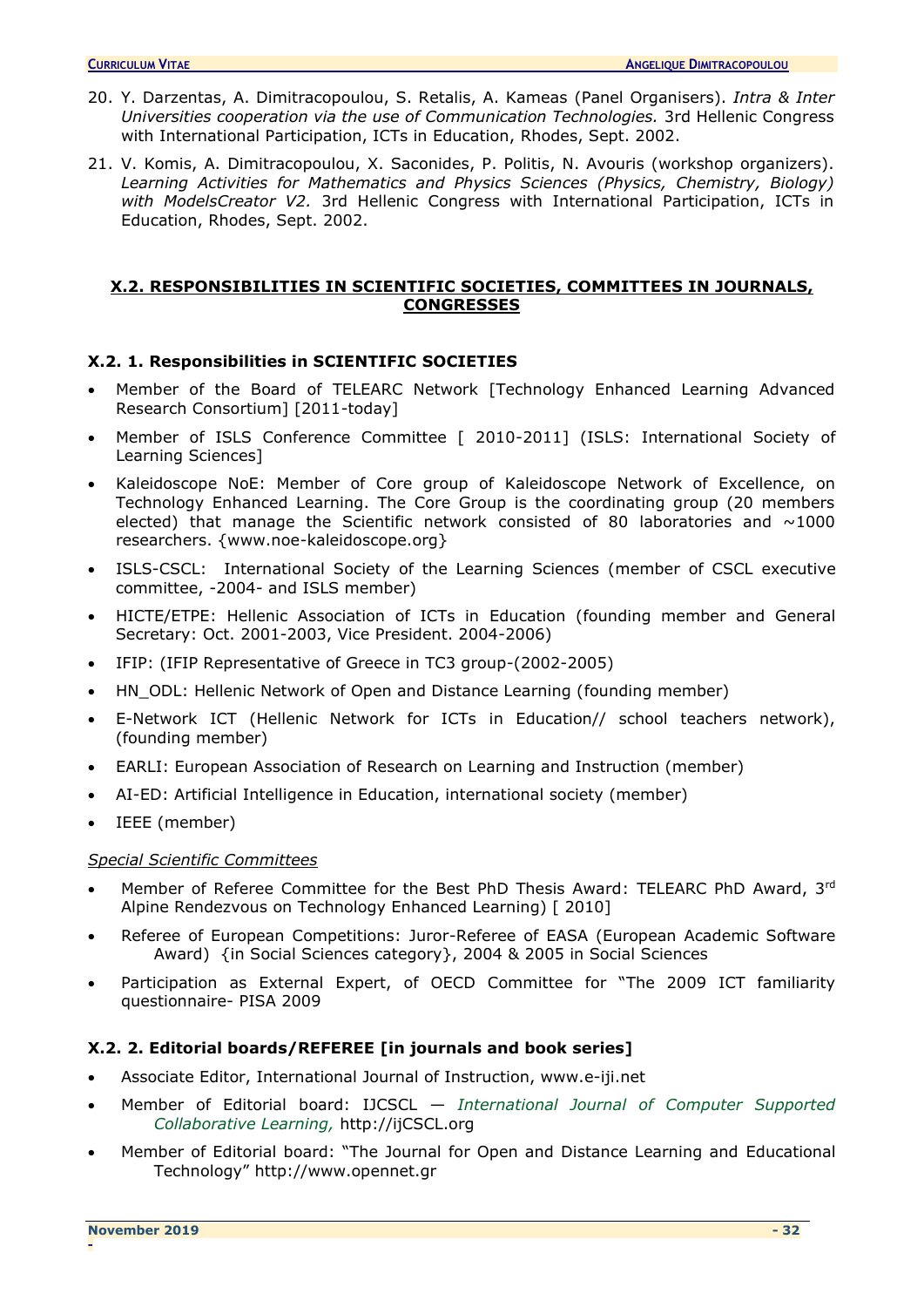20. Y. Darzentas, A. Dimitracopoulou, S. Retalis, A. Kameas (Panel Organisers). *Intra & Inter Universities cooperation via the use of Communication Technologies.* 3rd Hellenic Congress with International Participation, ICTs in Education, Rhodes, Sept. 2002.

21. V. Komis, A. Dimitracopoulou, X. Saconides, P. Politis, N. Avouris (workshop organizers). *Learning Activities for Mathematics and Physics Sciences (Physics, Chemistry, Biology) with ModelsCreator V2.* 3rd Hellenic Congress with International Participation, ICTs in Education, Rhodes, Sept. 2002.

## X.2. RESPONSIBILITIES IN SCIENTIFIC SOCIETIES, COMMITTEES IN JOURNALS, CONGRESSES

### X.2. 1. Responsibilities in SCIENTIFIC SOCIETIES

- Member of the Board of TELEARC Network [Technology Enhanced Learning Advanced Research Consortium] [2011-today]
- Member of ISLS Conference Committee [ 2010-2011] (ISLS: International Society of Learning Sciences]
- Kaleidoscope NoE: Member of Core group of Kaleidoscope Network of Excellence, on Technology Enhanced Learning. The Core Group is the coordinating group (20 members elected) that manage the Scientific network consisted of 80 laboratories and ~1000 researchers. {www.noe-kaleidoscope.org}
- ISLS-CSCL: International Society of the Learning Sciences (member of CSCL executive committee, -2004- and ISLS member)
- HICTE/ETPE: Hellenic Association of ICTs in Education (founding member and General Secretary: Oct. 2001-2003, Vice President. 2004-2006)
- IFIP: (IFIP Representative of Greece in TC3 group-(2002-2005)
- HN_ODL: Hellenic Network of Open and Distance Learning (founding member)
- E-Network ICT (Hellenic Network for ICTs in Education// school teachers network), (founding member)
- EARLI: European Association of Research on Learning and Instruction (member)
- AI-ED: Artificial Intelligence in Education, international society (member)
- IEEE (member)

*Special Scientific Committees*

- Member of Referee Committee for the Best PhD Thesis Award: TELEARC PhD Award, 3rd Alpine Rendezvous on Technology Enhanced Learning) [ 2010]
- Referee of European Competitions: Juror-Referee of EASA (European Academic Software Award) {in Social Sciences category}, 2004 & 2005 in Social Sciences
- Participation as External Expert, of OECD Committee for "The 2009 ICT familiarity questionnaire- PISA 2009

### X.2. 2. Editorial boards/REFEREE [in journals and book series]

- Associate Editor, International Journal of Instruction, www.e-iji.net
- Member of Editorial board: IJCSCL — *International Journal of Computer Supported Collaborative Learning,* http://ijCSCL.org
- Member of Editorial board: "The Journal for Open and Distance Learning and Educational Technology" http://www.opennet.gr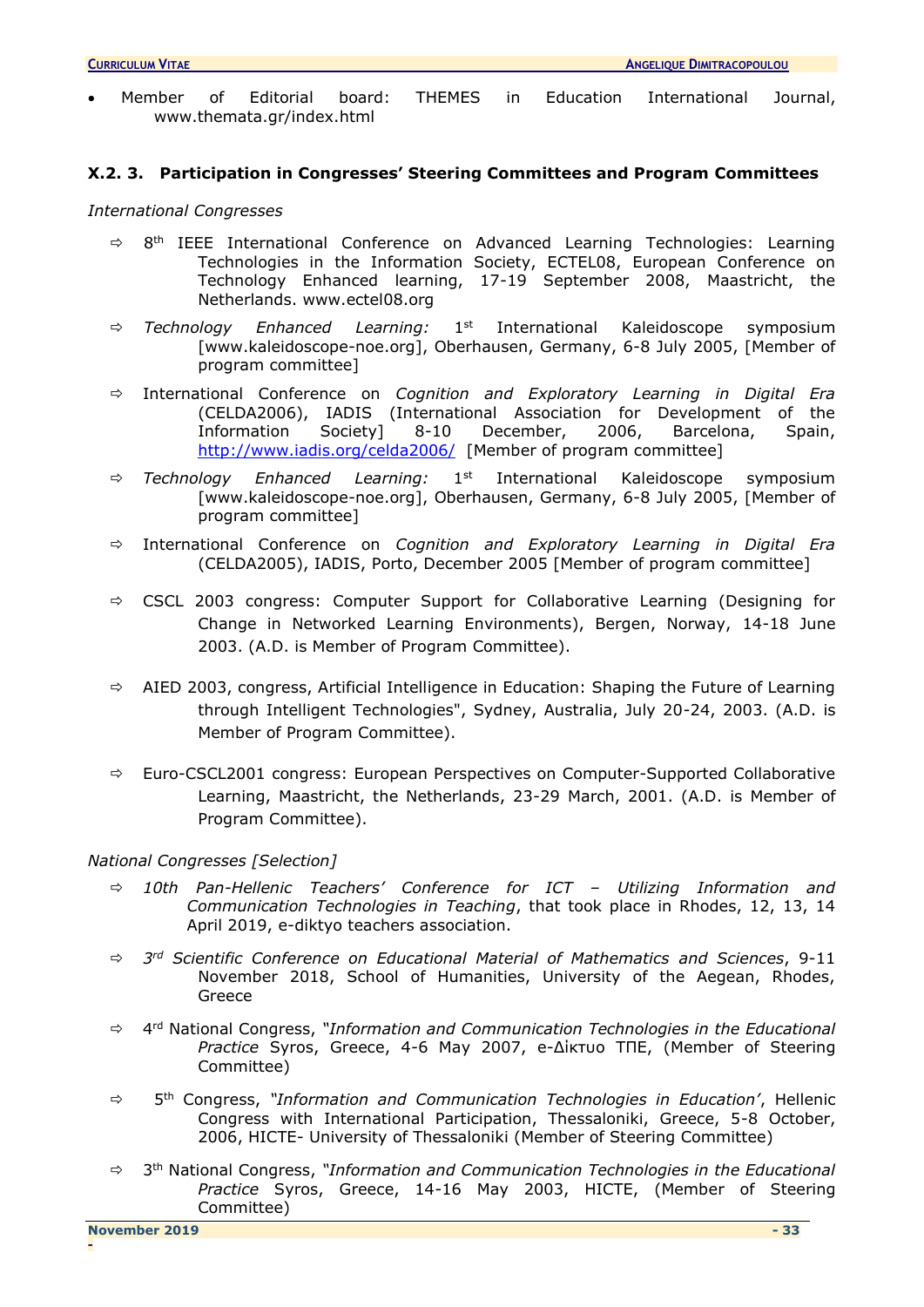- Member of Editorial board: THEMES in Education International Journal, www.themata.gr/index.html

### X.2. 3. Participation in Congresses' Steering Committees and Program Committees

*International Congresses*

- 8th IEEE International Conference on Advanced Learning Technologies: Learning Technologies in the Information Society, ECTEL08, European Conference on Technology Enhanced learning, 17-19 September 2008, Maastricht, the Netherlands. www.ectel08.org
- *Technology Enhanced Learning:* 1st International Kaleidoscope symposium [www.kaleidoscope-noe.org], Oberhausen, Germany, 6-8 July 2005, [Member of program committee]
- International Conference on *Cognition and Exploratory Learning in Digital Era* (CELDA2006), IADIS (International Association for Development of the Information Society] 8-10 December, 2006, Barcelona, Spain, http://www.iadis.org/celda2006/ [Member of program committee]
- *Technology Enhanced Learning:* 1st International Kaleidoscope symposium [www.kaleidoscope-noe.org], Oberhausen, Germany, 6-8 July 2005, [Member of program committee]
- International Conference on *Cognition and Exploratory Learning in Digital Era* (CELDA2005), IADIS, Porto, December 2005 [Member of program committee]
- CSCL 2003 congress: Computer Support for Collaborative Learning (Designing for Change in Networked Learning Environments), Bergen, Norway, 14-18 June 2003. (A.D. is Member of Program Committee).
- AIED 2003, congress, Artificial Intelligence in Education: Shaping the Future of Learning through Intelligent Technologies", Sydney, Australia, July 20-24, 2003. (A.D. is Member of Program Committee).
- Euro-CSCL2001 congress: European Perspectives on Computer-Supported Collaborative Learning, Maastricht, the Netherlands, 23-29 March, 2001. (A.D. is Member of Program Committee).

*National Congresses [Selection]*

- *10th Pan-Hellenic Teachers' Conference for ICT – Utilizing Information and Communication Technologies in Teaching*, that took place in Rhodes, 12, 13, 14 April 2019, e-diktyo teachers association.
- *3rd Scientific Conference on Educational Material of Mathematics and Sciences*, 9-11 November 2018, School of Humanities, University of the Aegean, Rhodes, Greece
- 4rd National Congress, "*Information and Communication Technologies in the Educational Practice* Syros, Greece, 4-6 May 2007, e-Δίκτυο ΤΠΕ, (Member of Steering Committee)
- 5th Congress, *"Information and Communication Technologies in Education'*, Hellenic Congress with International Participation, Thessaloniki, Greece, 5-8 October, 2006, HICTE- University of Thessaloniki (Member of Steering Committee)
- 3th National Congress, "*Information and Communication Technologies in the Educational Practice* Syros, Greece, 14-16 May 2003, HICTE, (Member of Steering Committee)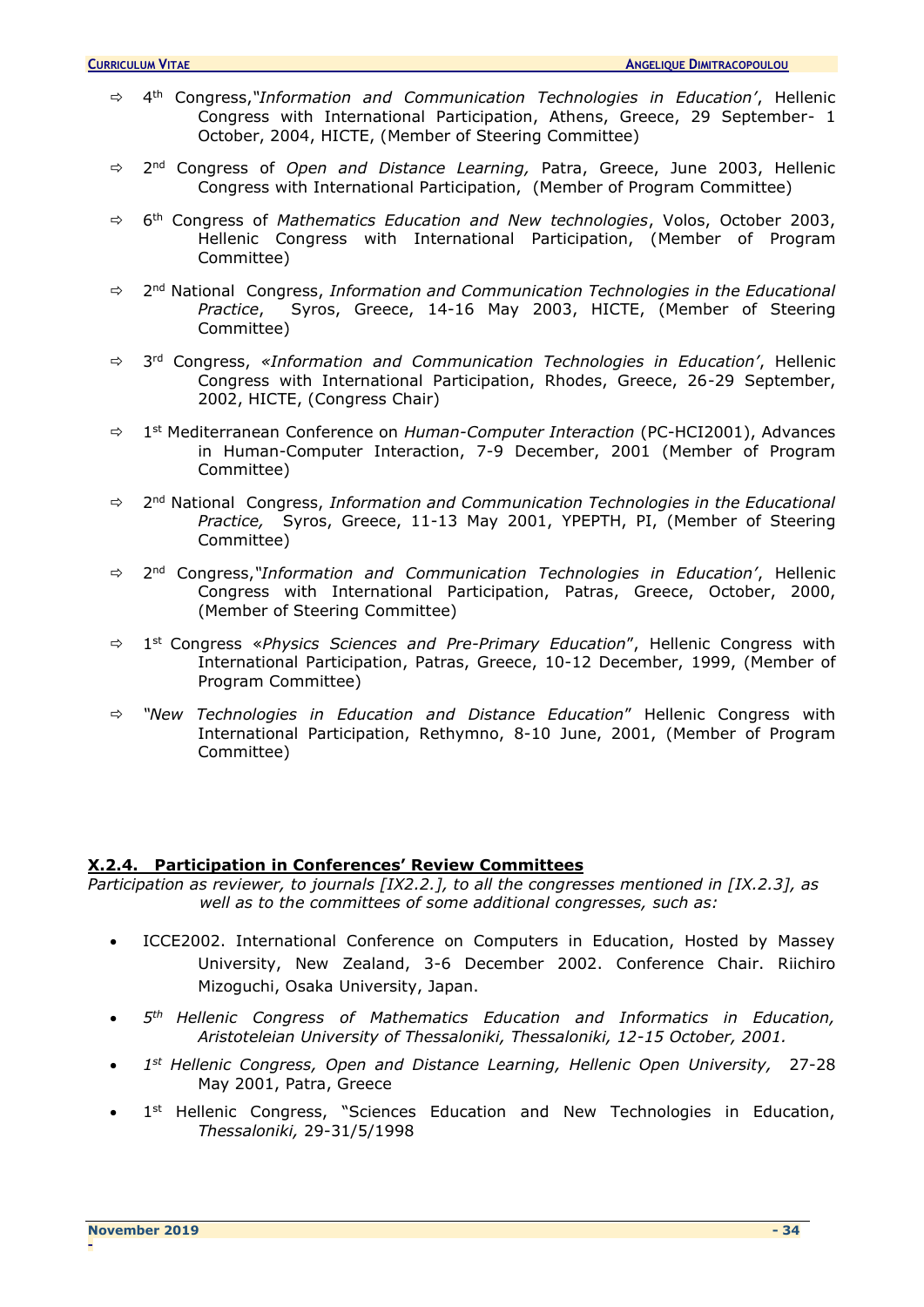- 4th Congress,*"Information and Communication Technologies in Education'*, Hellenic Congress with International Participation, Athens, Greece, 29 September- 1 October, 2004, HICTE, (Member of Steering Committee)

- 2nd Congress of *Open and Distance Learning,* Patra, Greece, June 2003, Hellenic Congress with International Participation, (Member of Program Committee)

- 6th Congress of *Mathematics Education and New technologies*, Volos, October 2003, Hellenic Congress with International Participation, (Member of Program Committee)

- 2nd National Congress, *Information and Communication Technologies in the Educational Practice*, Syros, Greece, 14-16 May 2003, HICTE, (Member of Steering Committee)

- 3rd Congress, *«Information and Communication Technologies in Education'*, Hellenic Congress with International Participation, Rhodes, Greece, 26-29 September, 2002, HICTE, (Congress Chair)

- 1st Mediterranean Conference on *Human-Computer Interaction* (PC-HCI2001), Advances in Human-Computer Interaction, 7-9 December, 2001 (Member of Program Committee)

- 2nd National Congress, *Information and Communication Technologies in the Educational Practice,* Syros, Greece, 11-13 May 2001, YPEPTH, PI, (Member of Steering Committee)

- 2nd Congress,*"Information and Communication Technologies in Education'*, Hellenic Congress with International Participation, Patras, Greece, October, 2000, (Member of Steering Committee)

- 1st Congress «*Physics Sciences and Pre-Primary Education*", Hellenic Congress with International Participation, Patras, Greece, 10-12 December, 1999, (Member of Program Committee)

- *"New Technologies in Education and Distance Education*" Hellenic Congress with International Participation, Rethymno, 8-10 June, 2001, (Member of Program Committee)

### X.2.4. Participation in Conferences' Review Committees

*Participation as reviewer, to journals [IX2.2.], to all the congresses mentioned in [IX.2.3], as well as to the committees of some additional congresses, such as:*

- ICCE2002. International Conference on Computers in Education, Hosted by Massey University, New Zealand, 3-6 December 2002. Conference Chair. Riichiro Mizoguchi, Osaka University, Japan.
- *5th Hellenic Congress of Mathematics Education and Informatics in Education, Aristoteleian University of Thessaloniki, Thessaloniki, 12-15 October, 2001.*
- *1st Hellenic Congress, Open and Distance Learning, Hellenic Open University,* 27-28 May 2001, Patra, Greece
- 1st Hellenic Congress, "Sciences Education and New Technologies in Education, *Thessaloniki,* 29-31/5/1998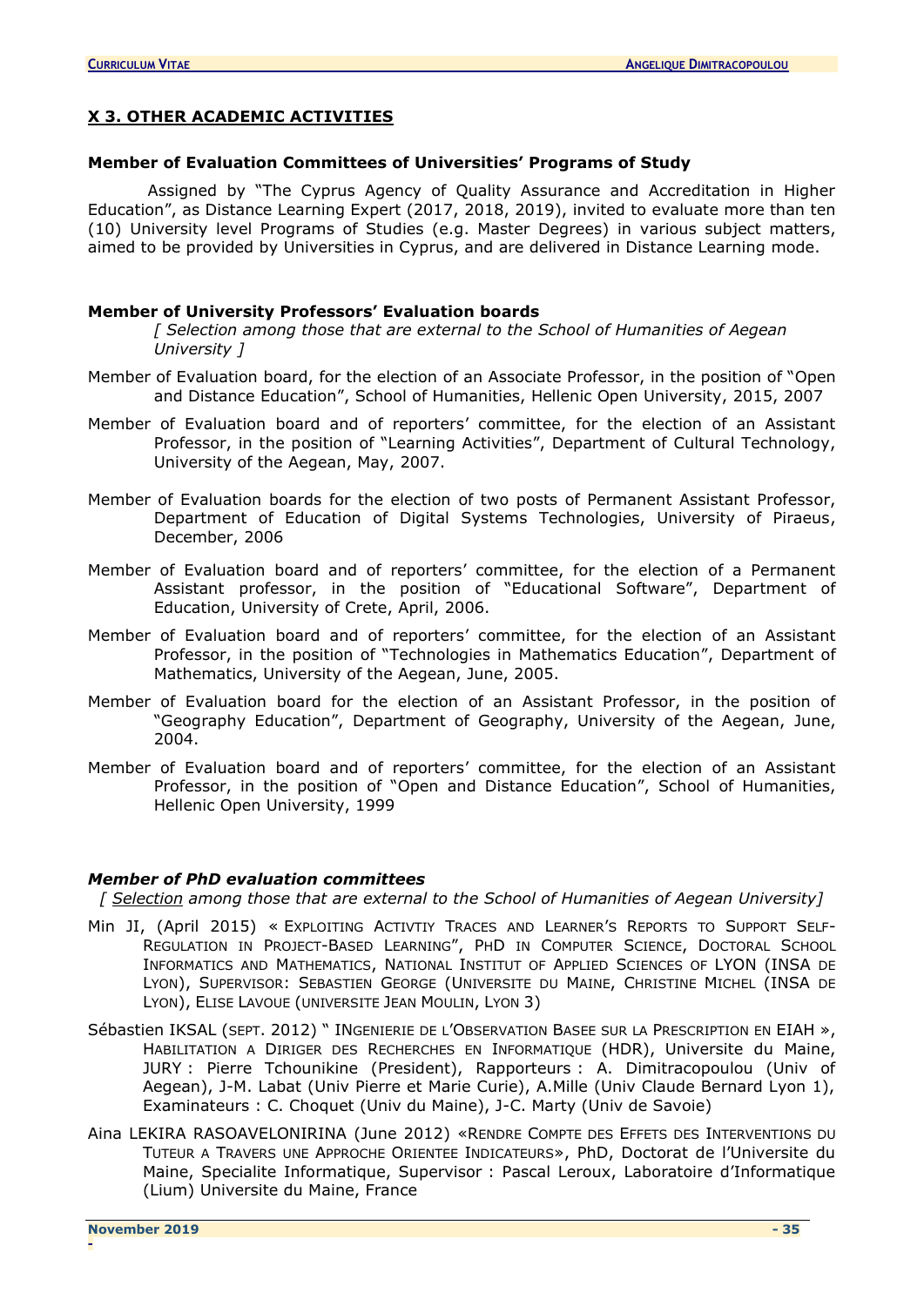## X 3. OTHER ACADEMIC ACTIVITIES

**Member of Evaluation Committees of Universities' Programs of Study**

Assigned by "The Cyprus Agency of Quality Assurance and Accreditation in Higher Education", as Distance Learning Expert (2017, 2018, 2019), invited to evaluate more than ten (10) University level Programs of Studies (e.g. Master Degrees) in various subject matters, aimed to be provided by Universities in Cyprus, and are delivered in Distance Learning mode.

**Member of University Professors' Evaluation boards**

*[ Selection among those that are external to the School of Humanities of Aegean University ]*

Member of Evaluation board, for the election of an Associate Professor, in the position of "Open and Distance Education", School of Humanities, Hellenic Open University, 2015, 2007

Member of Evaluation board and of reporters' committee, for the election of an Assistant Professor, in the position of "Learning Activities", Department of Cultural Technology, University of the Aegean, May, 2007.

Member of Evaluation boards for the election of two posts of Permanent Assistant Professor, Department of Education of Digital Systems Technologies, University of Piraeus, December, 2006

Member of Evaluation board and of reporters' committee, for the election of a Permanent Assistant professor, in the position of "Educational Software", Department of Education, University of Crete, April, 2006.

Member of Evaluation board and of reporters' committee, for the election of an Assistant Professor, in the position of "Technologies in Mathematics Education", Department of Mathematics, University of the Aegean, June, 2005.

Member of Evaluation board for the election of an Assistant Professor, in the position of "Geography Education", Department of Geography, University of the Aegean, June, 2004.

Member of Evaluation board and of reporters' committee, for the election of an Assistant Professor, in the position of "Open and Distance Education", School of Humanities, Hellenic Open University, 1999

***Member of PhD evaluation committees***

*[ Selection among those that are external to the School of Humanities of Aegean University]*

Min JI, (April 2015) « Exploiting Activtiy Traces and Learner's Reports to Support Self-Regulation in Project-Based Learning", PhD in Computer Science, Doctoral School Informatics and Mathematics, National Institut of Applied Sciences of LYON (INSA de Lyon), Supervisor: Sebastien George (Universite du Maine, Christine Michel (INSA de Lyon), Elise Lavoue (universite Jean Moulin, Lyon 3)

Sébastien IKSAL (sept. 2012) " INgenierie de l'Observation Basee sur la Prescription en EIAH », Habilitation a Diriger des Recherches en Informatique (HDR), Universite du Maine, JURY : Pierre Tchounikine (President), Rapporteurs : A. Dimitracopoulou (Univ of Aegean), J-M. Labat (Univ Pierre et Marie Curie), A.Mille (Univ Claude Bernard Lyon 1), Examinateurs : C. Choquet (Univ du Maine), J-C. Marty (Univ de Savoie)

Aina LEKIRA RASOAVELONIRINA (June 2012) «Rendre Compte des Effets des Interventions du Tuteur a Travers une Approche Orientee Indicateurs», PhD, Doctorat de l'Universite du Maine, Specialite Informatique, Supervisor : Pascal Leroux, Laboratoire d'Informatique (Lium) Universite du Maine, France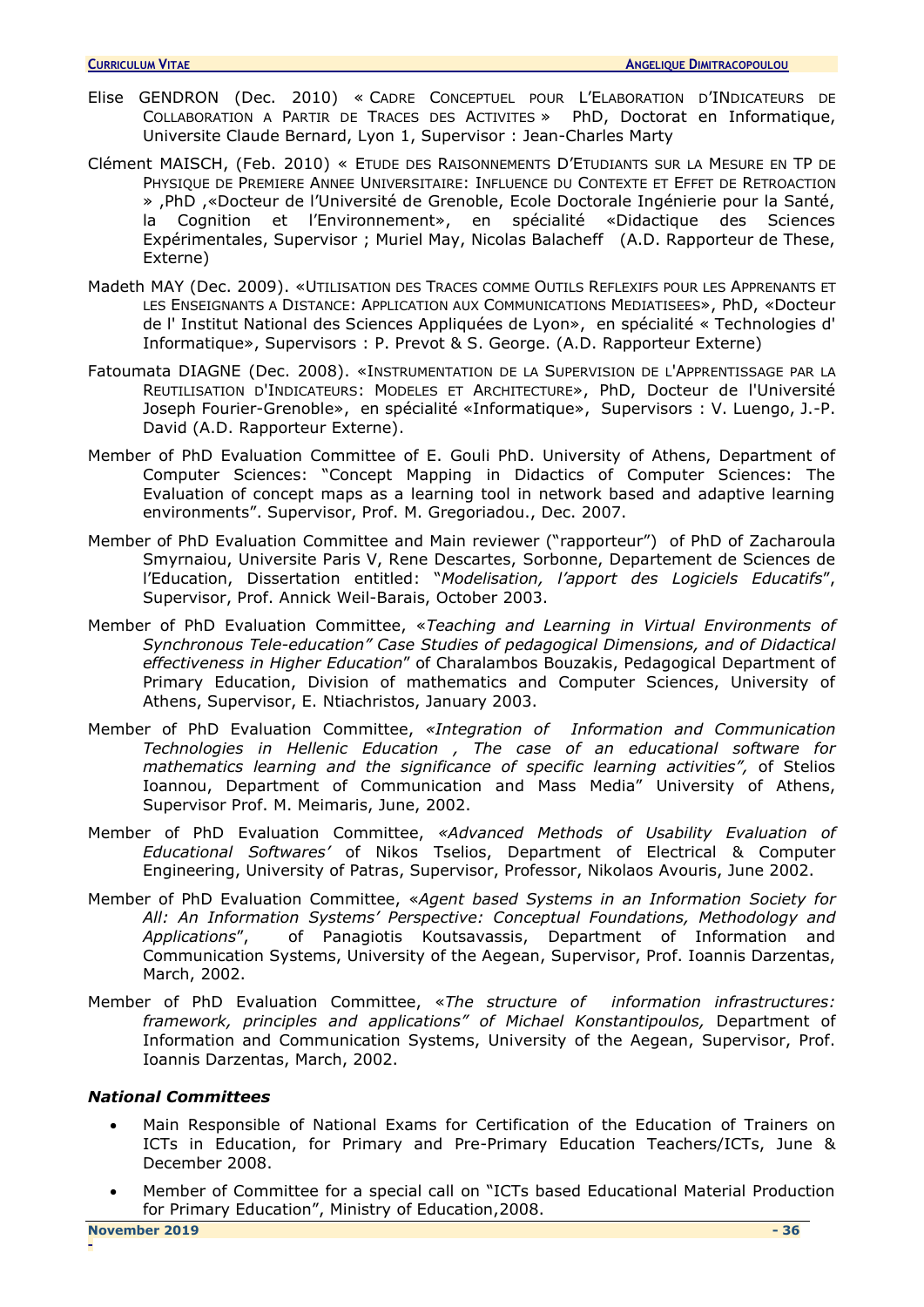Elise GENDRON (Dec. 2010) « Cadre Conceptuel pour L'Elaboration d'INdicateurs de Collaboration a Partir de Traces des Activites » PhD, Doctorat en Informatique, Universite Claude Bernard, Lyon 1, Supervisor : Jean-Charles Marty

Clément MAISCH, (Feb. 2010) « Etude des Raisonnements D'Etudiants sur la Mesure en TP de Physique de Premiere Annee Universitaire: Influence du Contexte et Effet de Retroaction » ,PhD ,«Docteur de l'Université de Grenoble, Ecole Doctorale Ingénierie pour la Santé, la Cognition et l'Environnement», en spécialité «Didactique des Sciences Expérimentales, Supervisor ; Muriel May, Nicolas Balacheff (A.D. Rapporteur de These, Externe)

Madeth MAY (Dec. 2009). «Utilisation des Traces comme Outils Reflexifs pour les Apprenants et les Enseignants a Distance: Application aux Communications Mediatisees», PhD, «Docteur de l' Institut National des Sciences Appliquées de Lyon», en spécialité « Technologies d' Informatique», Supervisors : P. Prevot & S. George. (A.D. Rapporteur Externe)

Fatoumata DIAGNE (Dec. 2008). «Instrumentation de la Supervision de l'Apprentissage par la Reutilisation d'Indicateurs: Modeles et Architecture», PhD, Docteur de l'Université Joseph Fourier-Grenoble», en spécialité «Informatique», Supervisors : V. Luengo, J.-P. David (A.D. Rapporteur Externe).

Member of PhD Evaluation Committee of E. Gouli PhD. University of Athens, Department of Computer Sciences: "Concept Mapping in Didactics of Computer Sciences: The Evaluation of concept maps as a learning tool in network based and adaptive learning environments". Supervisor, Prof. M. Gregoriadou., Dec. 2007.

Member of PhD Evaluation Committee and Main reviewer ("rapporteur") of PhD of Zacharoula Smyrnaiou, Universite Paris V, Rene Descartes, Sorbonne, Departement de Sciences de l'Education, Dissertation entitled: "*Modelisation, l'apport des Logiciels Educatifs*", Supervisor, Prof. Annick Weil-Barais, October 2003.

Member of PhD Evaluation Committee, «*Teaching and Learning in Virtual Environments of Synchronous Tele-education" Case Studies of pedagogical Dimensions, and of Didactical effectiveness in Higher Education*" of Charalambos Bouzakis, Pedagogical Department of Primary Education, Division of mathematics and Computer Sciences, University of Athens, Supervisor, E. Ntiachristos, January 2003.

Member of PhD Evaluation Committee, *«Integration of Information and Communication Technologies in Hellenic Education , The case of an educational software for mathematics learning and the significance of specific learning activities",* of Stelios Ioannou, Department of Communication and Mass Media" University of Athens, Supervisor Prof. M. Meimaris, June, 2002.

Member of PhD Evaluation Committee, *«Advanced Methods of Usability Evaluation of Educational Softwares'* of Nikos Tselios, Department of Electrical & Computer Engineering, University of Patras, Supervisor, Professor, Nikolaos Avouris, June 2002.

Member of PhD Evaluation Committee, «*Agent based Systems in an Information Society for All: An Information Systems' Perspective: Conceptual Foundations, Methodology and Applications*", of Panagiotis Koutsavassis, Department of Information and Communication Systems, University of the Aegean, Supervisor, Prof. Ioannis Darzentas, March, 2002.

Member of PhD Evaluation Committee, «*The structure of information infrastructures: framework, principles and applications" of Michael Konstantipoulos,* Department of Information and Communication Systems, University of the Aegean, Supervisor, Prof. Ioannis Darzentas, March, 2002.

### *National Committees*

- Main Responsible of National Exams for Certification of the Education of Trainers on ICTs in Education, for Primary and Pre-Primary Education Teachers/ICTs, June & December 2008.
- Member of Committee for a special call on "ICTs based Educational Material Production for Primary Education", Ministry of Education,2008.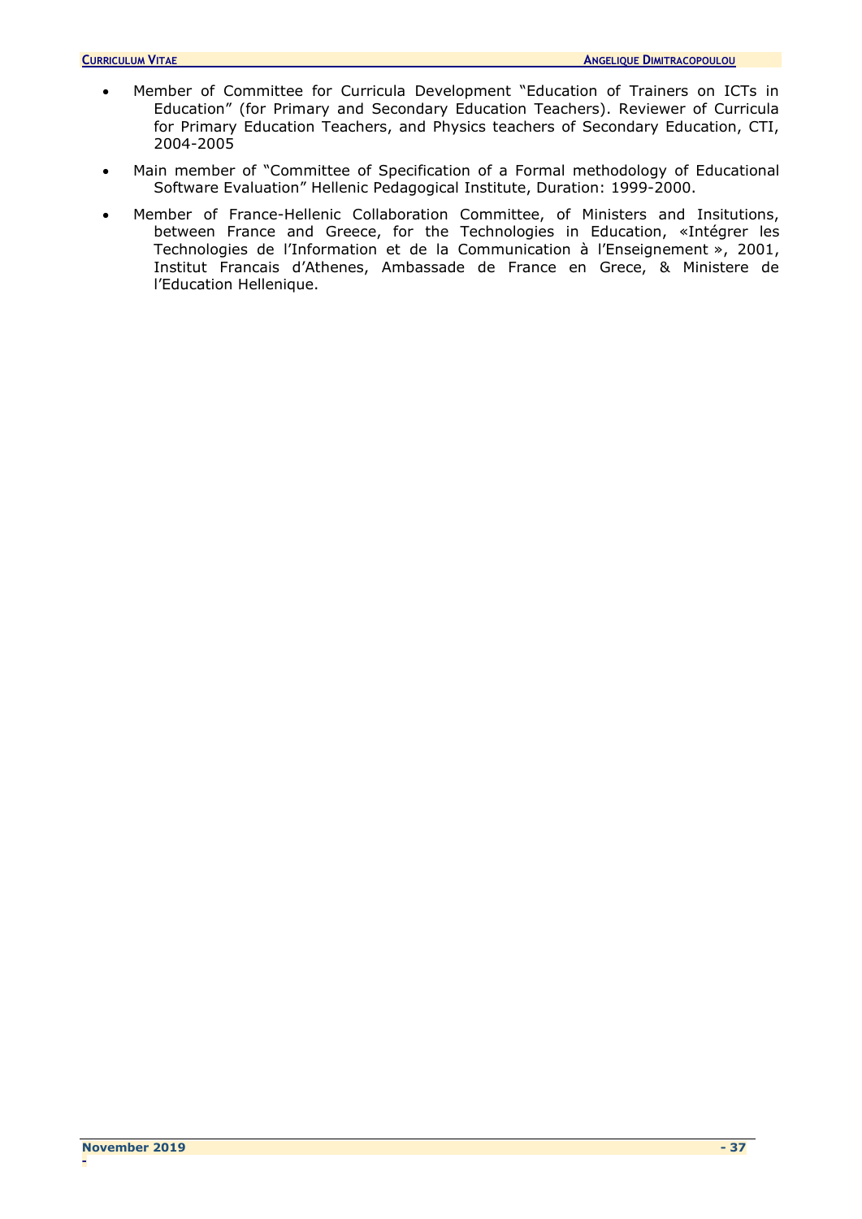- Member of Committee for Curricula Development "Education of Trainers on ICTs in Education" (for Primary and Secondary Education Teachers). Reviewer of Curricula for Primary Education Teachers, and Physics teachers of Secondary Education, CTI, 2004-2005
- Main member of "Committee of Specification of a Formal methodology of Educational Software Evaluation" Hellenic Pedagogical Institute, Duration: 1999-2000.
- Member of France-Hellenic Collaboration Committee, of Ministers and Insitutions, between France and Greece, for the Technologies in Education, «Intégrer les Technologies de l'Information et de la Communication à l'Enseignement », 2001, Institut Francais d'Athenes, Ambassade de France en Grece, & Ministere de l'Education Hellenique.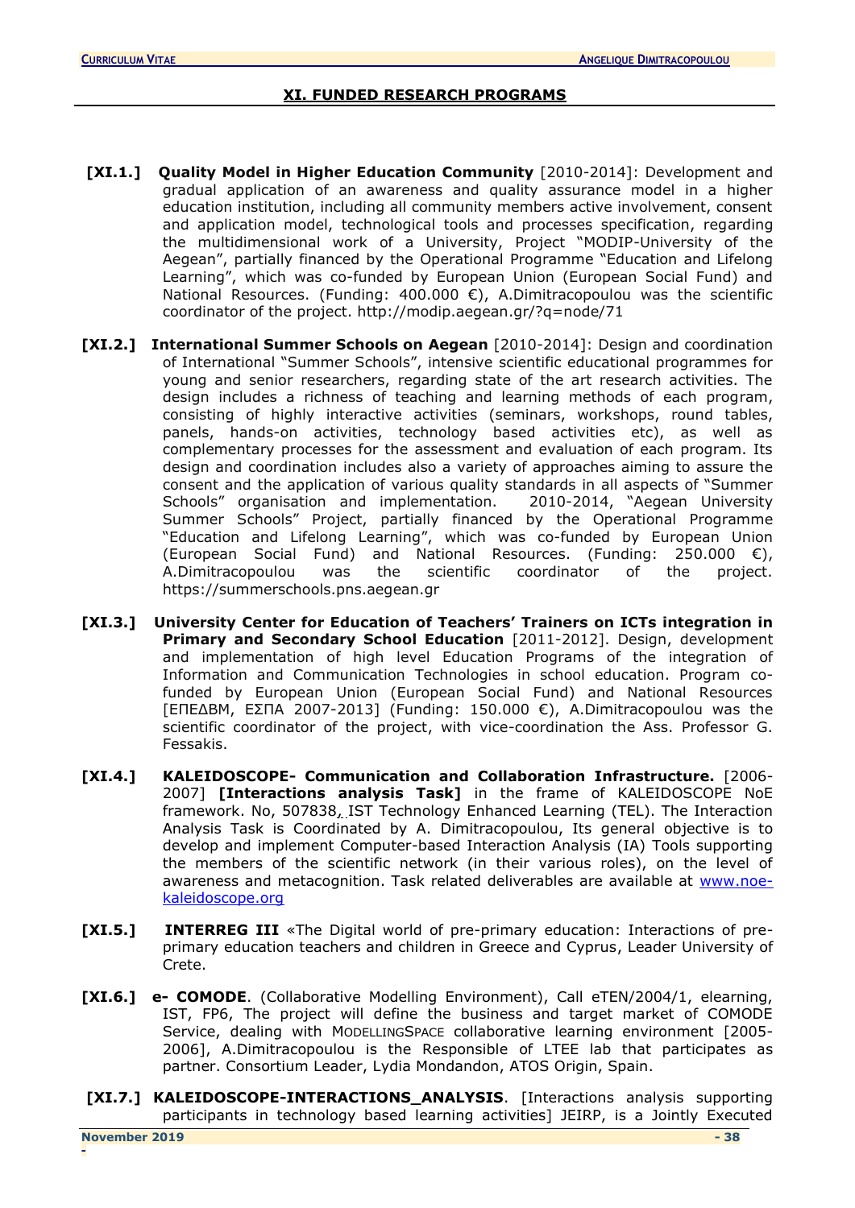## XI. FUNDED RESEARCH PROGRAMS

**[XI.1.]** **Quality Model in Higher Education Community** [2010-2014]: Development and gradual application of an awareness and quality assurance model in a higher education institution, including all community members active involvement, consent and application model, technological tools and processes specification, regarding the multidimensional work of a University, Project "MODIP-University of the Aegean", partially financed by the Operational Programme "Education and Lifelong Learning", which was co-funded by European Union (European Social Fund) and National Resources. (Funding: 400.000 €), A.Dimitracopoulou was the scientific coordinator of the project. http://modip.aegean.gr/?q=node/71

**[XI.2.]** **International Summer Schools on Aegean** [2010-2014]: Design and coordination of International "Summer Schools", intensive scientific educational programmes for young and senior researchers, regarding state of the art research activities. The design includes a richness of teaching and learning methods of each program, consisting of highly interactive activities (seminars, workshops, round tables, panels, hands-on activities, technology based activities etc), as well as complementary processes for the assessment and evaluation of each program. Its design and coordination includes also a variety of approaches aiming to assure the consent and the application of various quality standards in all aspects of "Summer Schools" organisation and implementation. 2010-2014, "Aegean University Summer Schools" Project, partially financed by the Operational Programme "Education and Lifelong Learning", which was co-funded by European Union (European Social Fund) and National Resources. (Funding: 250.000 €), A.Dimitracopoulou was the scientific coordinator of the project. https://summerschools.pns.aegean.gr

**[XI.3.]** **University Center for Education of Teachers' Trainers on ICTs integration in Primary and Secondary School Education** [2011-2012]. Design, development and implementation of high level Education Programs of the integration of Information and Communication Technologies in school education. Program co-funded by European Union (European Social Fund) and National Resources [ΕΠΕΔΒΜ, ΕΣΠΑ 2007-2013] (Funding: 150.000 €), A.Dimitracopoulou was the scientific coordinator of the project, with vice-coordination the Ass. Professor G. Fessakis.

**[XI.4.]** **KALEIDOSCOPE- Communication and Collaboration Infrastructure.** [2006-2007] **[Interactions analysis Task]** in the frame of KALEIDOSCOPE NoE framework. No, 507838, IST Technology Enhanced Learning (TEL). The Interaction Analysis Task is Coordinated by A. Dimitracopoulou, Its general objective is to develop and implement Computer-based Interaction Analysis (IA) Tools supporting the members of the scientific network (in their various roles), on the level of awareness and metacognition. Task related deliverables are available at www.noe-kaleidoscope.org

**[XI.5.]** **INTERREG III** «The Digital world of pre-primary education: Interactions of pre-primary education teachers and children in Greece and Cyprus, Leader University of Crete.

**[XI.6.]** **e- COMODE**. (Collaborative Modelling Environment), Call eTEN/2004/1, elearning, IST, FP6, The project will define the business and target market of COMODE Service, dealing with ModellingSpace collaborative learning environment [2005-2006], A.Dimitracopoulou is the Responsible of LTEE lab that participates as partner. Consortium Leader, Lydia Mondandon, ATOS Origin, Spain.

**[XI.7.]** **KALEIDOSCOPE-INTERACTIONS_ANALYSIS**. [Interactions analysis supporting participants in technology based learning activities] JEIRP, is a Jointly Executed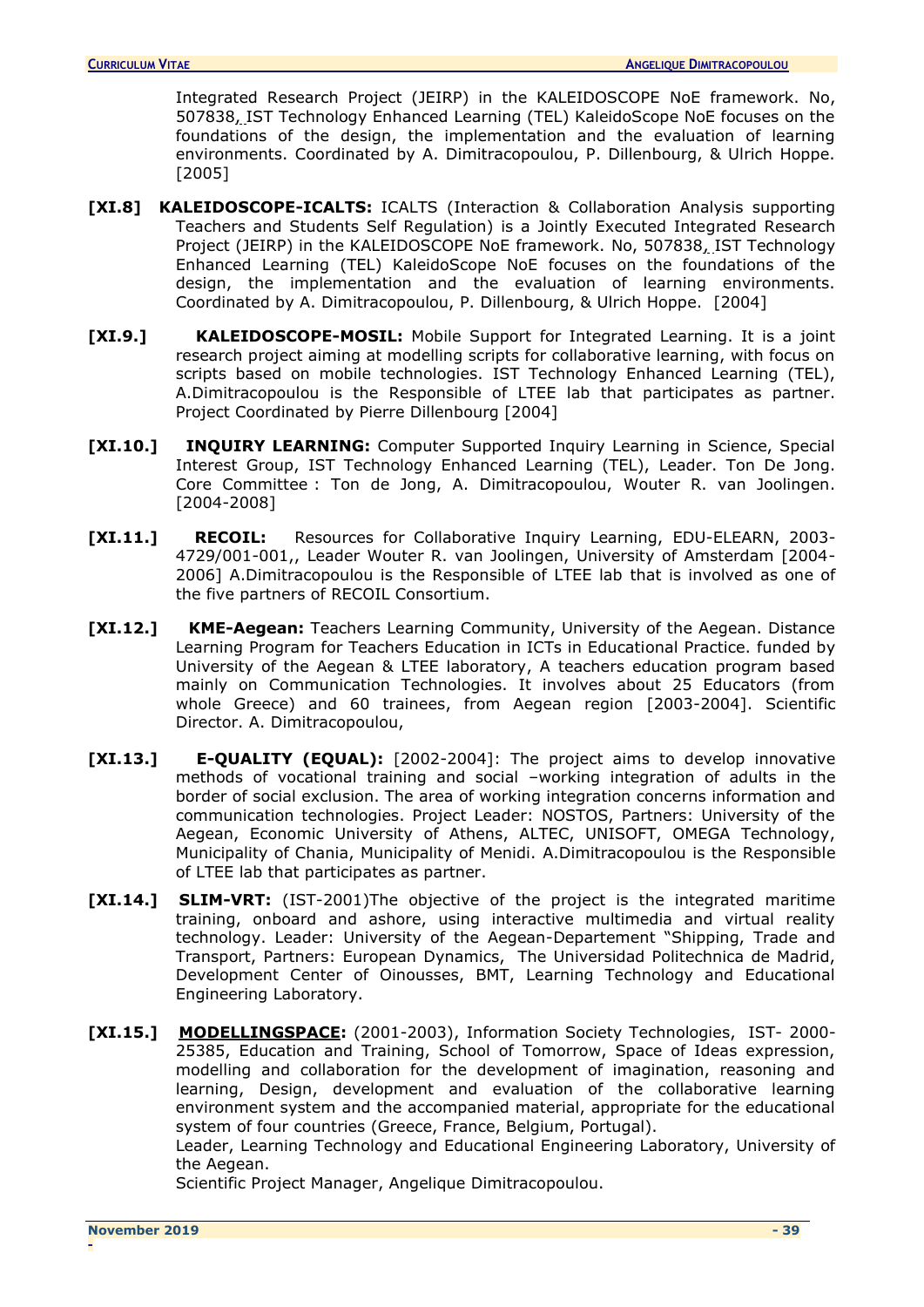Integrated Research Project (JEIRP) in the KALEIDOSCOPE NoE framework. No, 507838, IST Technology Enhanced Learning (TEL) KaleidoScope NoE focuses on the foundations of the design, the implementation and the evaluation of learning environments. Coordinated by A. Dimitracopoulou, P. Dillenbourg, & Ulrich Hoppe. [2005]

**[XI.8]** **KALEIDOSCOPE-ICALTS:** ICALTS (Interaction & Collaboration Analysis supporting Teachers and Students Self Regulation) is a Jointly Executed Integrated Research Project (JEIRP) in the KALEIDOSCOPE NoE framework. No, 507838, IST Technology Enhanced Learning (TEL) KaleidoScope NoE focuses on the foundations of the design, the implementation and the evaluation of learning environments. Coordinated by A. Dimitracopoulou, P. Dillenbourg, & Ulrich Hoppe. [2004]

**[XI.9.]** **KALEIDOSCOPE-MOSIL:** Mobile Support for Integrated Learning. It is a joint research project aiming at modelling scripts for collaborative learning, with focus on scripts based on mobile technologies. IST Technology Enhanced Learning (TEL), A.Dimitracopoulou is the Responsible of LTEE lab that participates as partner. Project Coordinated by Pierre Dillenbourg [2004]

**[XI.10.]** **INQUIRY LEARNING:** Computer Supported Inquiry Learning in Science, Special Interest Group, IST Technology Enhanced Learning (TEL), Leader. Ton De Jong. Core Committee : Ton de Jong, A. Dimitracopoulou, Wouter R. van Joolingen. [2004-2008]

**[XI.11.]** **RECOIL:** Resources for Collaborative Inquiry Learning, EDU-ELEARN, 2003-4729/001-001,, Leader Wouter R. van Joolingen, University of Amsterdam [2004-2006] A.Dimitracopoulou is the Responsible of LTEE lab that is involved as one of the five partners of RECOIL Consortium.

**[XI.12.]** **KME-Aegean:** Teachers Learning Community, University of the Aegean. Distance Learning Program for Teachers Education in ICTs in Educational Practice. funded by University of the Aegean & LTEE laboratory, A teachers education program based mainly on Communication Technologies. It involves about 25 Educators (from whole Greece) and 60 trainees, from Aegean region [2003-2004]. Scientific Director. A. Dimitracopoulou,

**[XI.13.]** **E-QUALITY (EQUAL):** [2002-2004]: The project aims to develop innovative methods of vocational training and social –working integration of adults in the border of social exclusion. The area of working integration concerns information and communication technologies. Project Leader: NOSTOS, Partners: University of the Aegean, Economic University of Athens, ALTEC, UNISOFT, OMEGA Technology, Municipality of Chania, Municipality of Menidi. A.Dimitracopoulou is the Responsible of LTEE lab that participates as partner.

**[XI.14.]** **SLIM-VRT:** (IST-2001)The objective of the project is the integrated maritime training, onboard and ashore, using interactive multimedia and virtual reality technology. Leader: University of the Aegean-Departement "Shipping, Trade and Transport, Partners: European Dynamics, The Universidad Politechnica de Madrid, Development Center of Oinousses, BMT, Learning Technology and Educational Engineering Laboratory.

**[XI.15.]** **MODELLINGSPACE:** (2001-2003), Information Society Technologies, IST- 2000-25385, Education and Training, School of Tomorrow, Space of Ideas expression, modelling and collaboration for the development of imagination, reasoning and learning, Design, development and evaluation of the collaborative learning environment system and the accompanied material, appropriate for the educational system of four countries (Greece, France, Belgium, Portugal).
Leader, Learning Technology and Educational Engineering Laboratory, University of the Aegean.
Scientific Project Manager, Angelique Dimitracopoulou.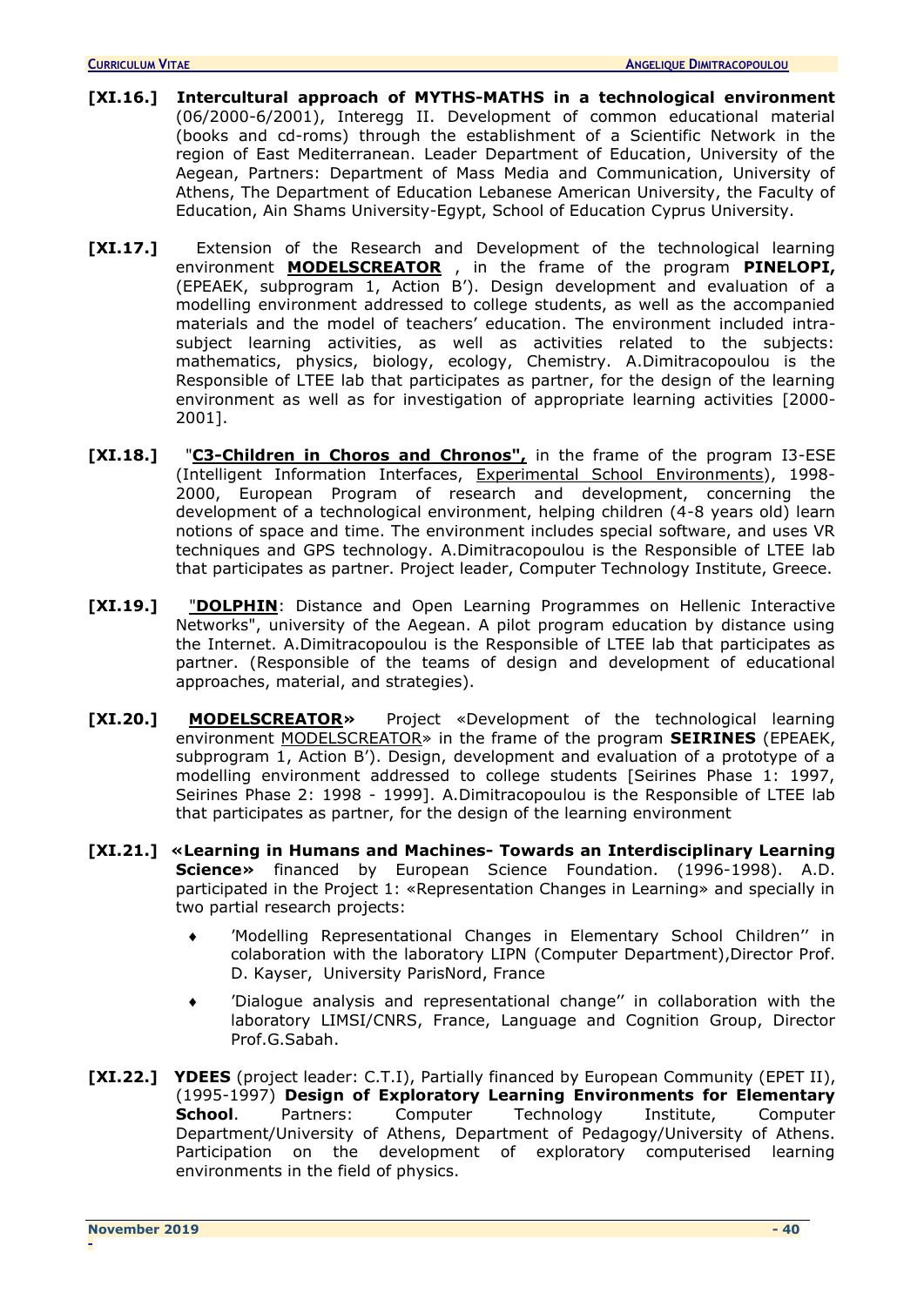**[XI.16.]** **Intercultural approach of MYTHS-MATHS in a technological environment** (06/2000-6/2001), Interegg II. Development of common educational material (books and cd-roms) through the establishment of a Scientific Network in the region of East Mediterranean. Leader Department of Education, University of the Aegean, Partners: Department of Mass Media and Communication, University of Athens, The Department of Education Lebanese American University, the Faculty of Education, Ain Shams University-Egypt, School of Education Cyprus University.

**[XI.17.]** Extension of the Research and Development of the technological learning environment **MODELSCREATOR** , in the frame of the program **PINELOPI,** (EPEAEK, subprogram 1, Action B'). Design development and evaluation of a modelling environment addressed to college students, as well as the accompanied materials and the model of teachers' education. The environment included intra-subject learning activities, as well as activities related to the subjects: mathematics, physics, biology, ecology, Chemistry. A.Dimitracopoulou is the Responsible of LTEE lab that participates as partner, for the design of the learning environment as well as for investigation of appropriate learning activities [2000-2001].

**[XI.18.]** "**C3-Children in Choros and Chronos",** in the frame of the program I3-ESE (Intelligent Information Interfaces, Experimental School Environments), 1998-2000, European Program of research and development, concerning the development of a technological environment, helping children (4-8 years old) learn notions of space and time. The environment includes special software, and uses VR techniques and GPS technology. A.Dimitracopoulou is the Responsible of LTEE lab that participates as partner. Project leader, Computer Technology Institute, Greece.

**[XI.19.]** "**DOLPHIN**: Distance and Open Learning Programmes on Hellenic Interactive Networks", university of the Aegean. A pilot program education by distance using the Internet. A.Dimitracopoulou is the Responsible of LTEE lab that participates as partner. (Responsible of the teams of design and development of educational approaches, material, and strategies).

**[XI.20.]** **MODELSCREATOR»** Project «Development of the technological learning environment MODELSCREATOR» in the frame of the program **SEIRINES** (EPEAEK, subprogram 1, Action B'). Design, development and evaluation of a prototype of a modelling environment addressed to college students [Seirines Phase 1: 1997, Seirines Phase 2: 1998 - 1999]. A.Dimitracopoulou is the Responsible of LTEE lab that participates as partner, for the design of the learning environment

**[XI.21.]** **«Learning in Humans and Machines- Towards an Interdisciplinary Learning Science»** financed by European Science Foundation. (1996-1998). A.D. participated in the Project 1: «Representation Changes in Learning» and specially in two partial research projects:

- 'Modelling Representational Changes in Elementary School Children'' in colaboration with the laboratory LIPN (Computer Department),Director Prof. D. Kayser, University ParisNord, France
- 'Dialogue analysis and representational change'' in collaboration with the laboratory LIMSI/CNRS, France, Language and Cognition Group, Director Prof.G.Sabah.

**[XI.22.]** **YDEES** (project leader: C.T.I), Partially financed by European Community (EPET II), (1995-1997) **Design of Exploratory Learning Environments for Elementary School**. Partners: Computer Technology Institute, Computer Department/University of Athens, Department of Pedagogy/University of Athens. Participation on the development of exploratory computerised learning environments in the field of physics.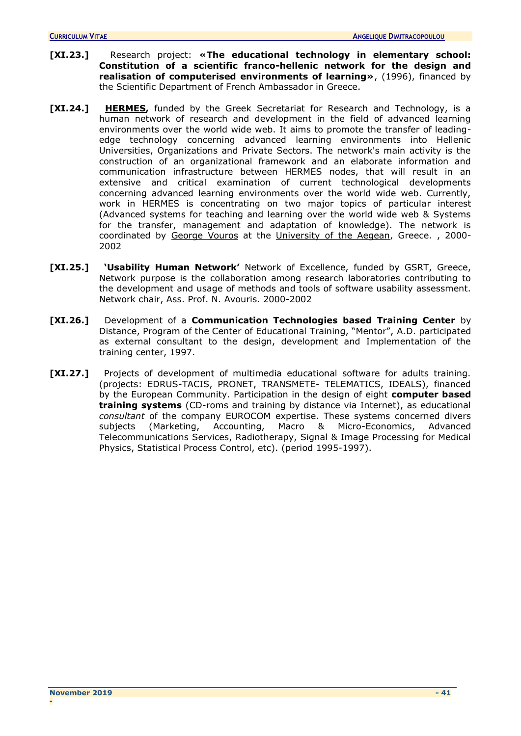**[XI.23.]** Research project: **«The educational technology in elementary school: Constitution of a scientific franco-hellenic network for the design and realisation of computerised environments of learning»**, (1996), financed by the Scientific Department of French Ambassador in Greece.

**[XI.24.]** **HERMES,** funded by the Greek Secretariat for Research and Technology, is a human network of research and development in the field of advanced learning environments over the world wide web. It aims to promote the transfer of leading-edge technology concerning advanced learning environments into Hellenic Universities, Organizations and Private Sectors. The network's main activity is the construction of an organizational framework and an elaborate information and communication infrastructure between HERMES nodes, that will result in an extensive and critical examination of current technological developments concerning advanced learning environments over the world wide web. Currently, work in HERMES is concentrating on two major topics of particular interest (Advanced systems for teaching and learning over the world wide web & Systems for the transfer, management and adaptation of knowledge). The network is coordinated by George Vouros at the University of the Aegean, Greece. , 2000-2002

**[XI.25.]** **'Usability Human Network'** Network of Excellence, funded by GSRT, Greece, Network purpose is the collaboration among research laboratories contributing to the development and usage of methods and tools of software usability assessment. Network chair, Ass. Prof. N. Avouris. 2000-2002

**[XI.26.]** Development of a **Communication Technologies based Training Center** by Distance, Program of the Center of Educational Training, "Mentor", A.D. participated as external consultant to the design, development and Implementation of the training center, 1997.

**[XI.27.]** Projects of development of multimedia educational software for adults training. (projects: EDRUS-TACIS, PRONET, TRANSMETE- TELEMATICS, IDEALS), financed by the European Community. Participation in the design of eight **computer based training systems** (CD-roms and training by distance via Internet), as educational *consultant* of the company EUROCOM expertise. These systems concerned divers subjects (Marketing, Accounting, Macro & Micro-Economics, Advanced Telecommunications Services, Radiotherapy, Signal & Image Processing for Medical Physics, Statistical Process Control, etc). (period 1995-1997).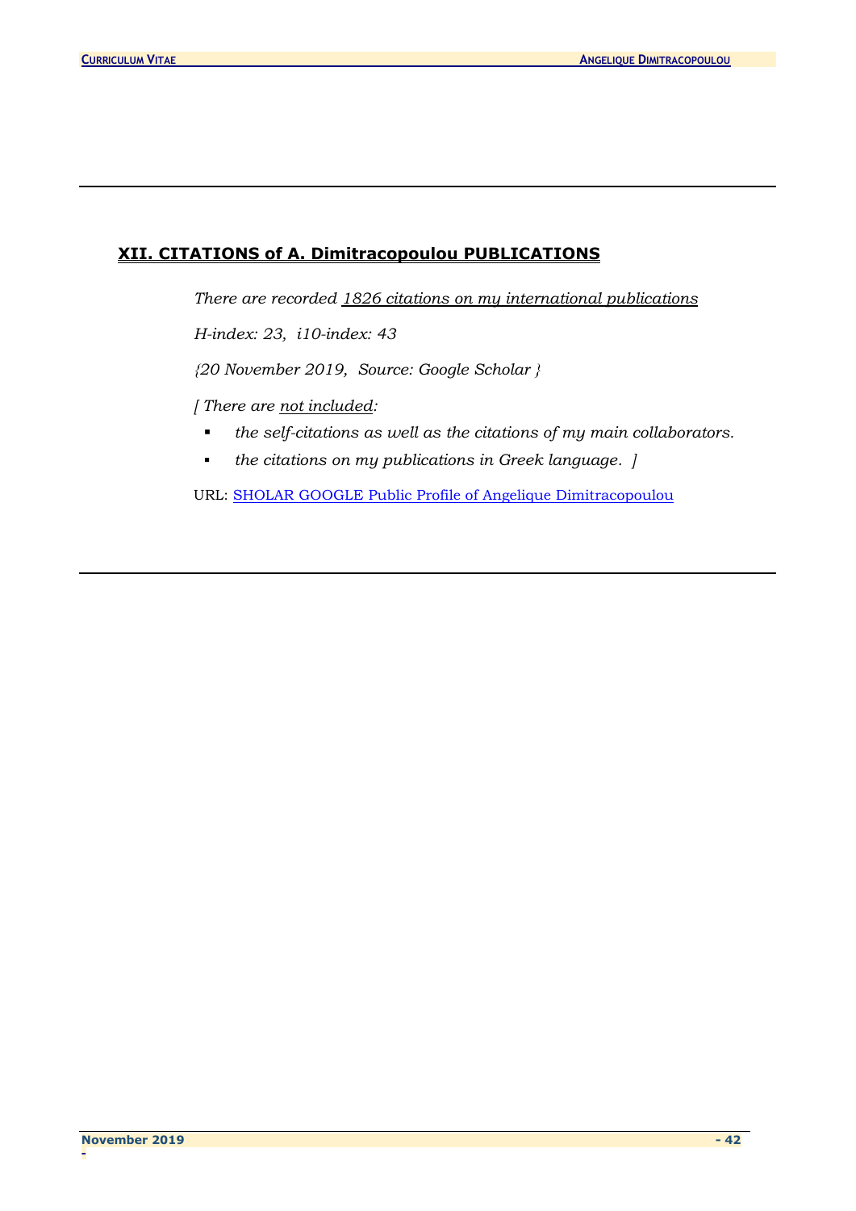## XII. CITATIONS of A. Dimitracopoulou PUBLICATIONS

*There are recorded 1826 citations on my international publications*

*H-index: 23, i10-index: 43*

*{20 November 2019, Source: Google Scholar }*

*[ There are not included:*

- *the self-citations as well as the citations of my main collaborators.*
- *the citations on my publications in Greek language. ]*

URL: SHOLAR GOOGLE Public Profile of Angelique Dimitracopoulou